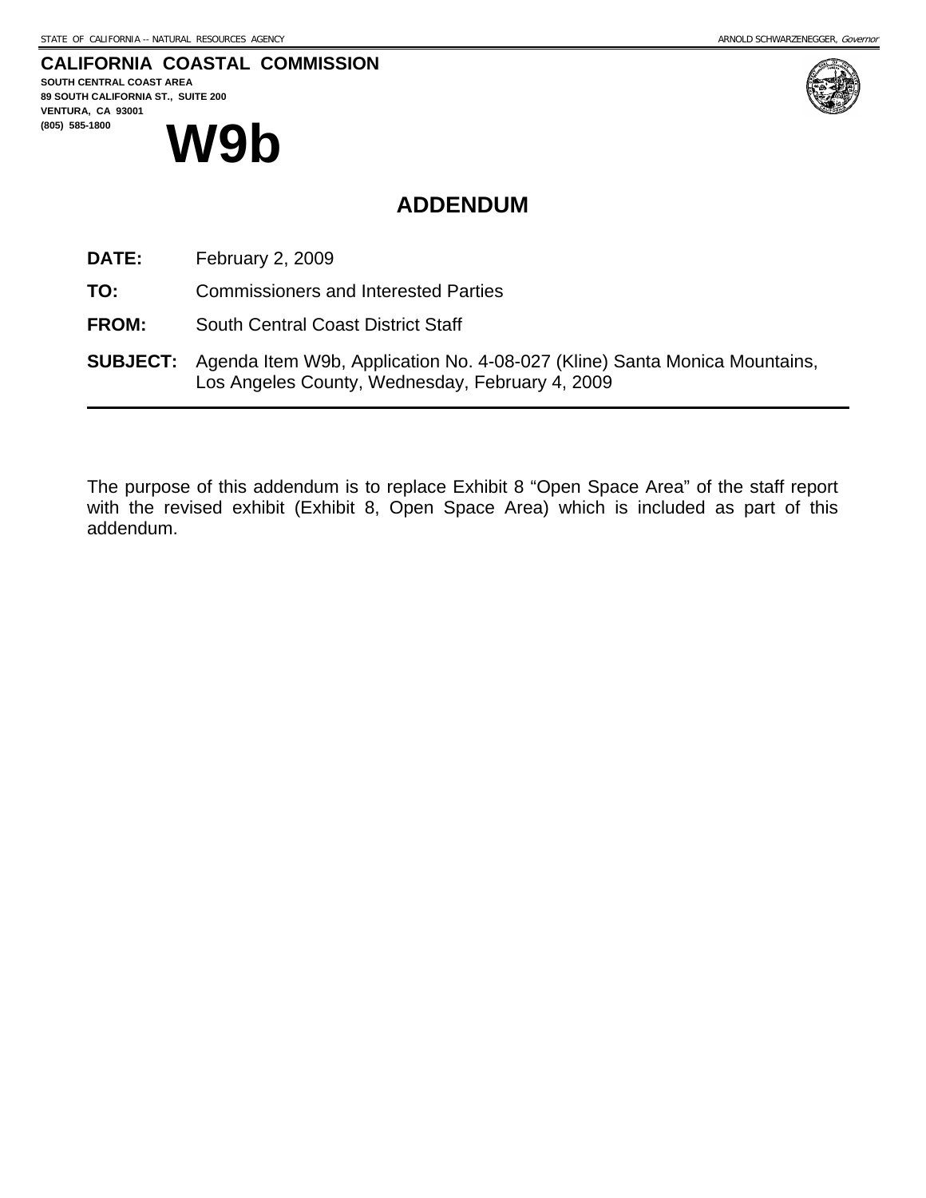STATE OF CALIFORNIA -- NATURAL RESOURCES AGENCY ARNOLD SCHWARZENEGGER, *Governor*

**CALIFORNIA COASTAL COMMISSION**
**SOUTH CENTRAL COAST AREA**
**89 SOUTH CALIFORNIA ST., SUITE 200**
**VENTURA, CA 93001**
**(805) 585-1800**

# W9b

## ADDENDUM

**DATE:** February 2, 2009

**TO:** Commissioners and Interested Parties

**FROM:** South Central Coast District Staff

**SUBJECT:** Agenda Item W9b, Application No. 4-08-027 (Kline) Santa Monica Mountains, Los Angeles County, Wednesday, February 4, 2009

---

The purpose of this addendum is to replace Exhibit 8 "Open Space Area" of the staff report with the revised exhibit (Exhibit 8, Open Space Area) which is included as part of this addendum.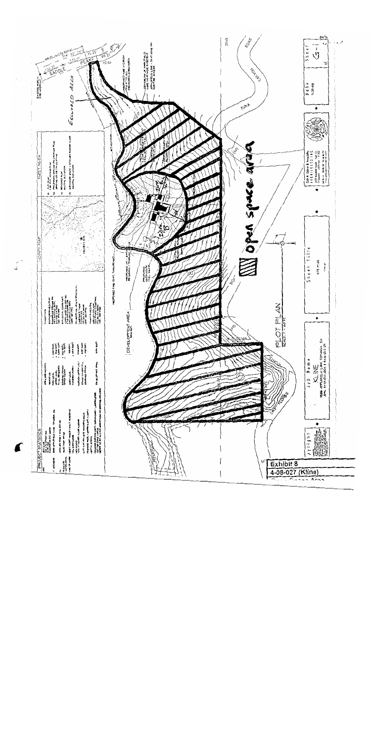PLOT PLAN

Open Space Area

DEVELOPMENT AREA

EXCLUDED AREA

SADDLE PEAK

TUNA CANYON ROAD

PROJECT STATISTICS

VICINITY MAP

SHEET INDEX

KLINE

Exhibit 8

4-08-027 (Kline)

Open Space Area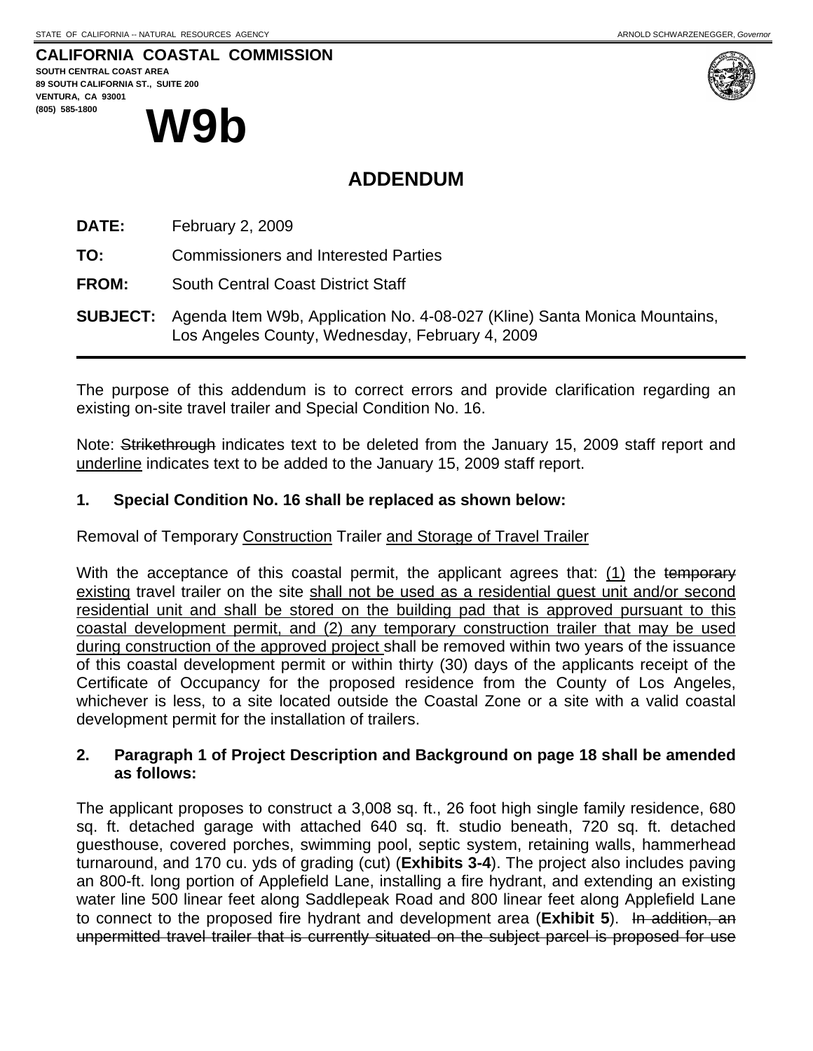CALIFORNIA COASTAL COMMISSION
SOUTH CENTRAL COAST AREA
89 SOUTH CALIFORNIA ST., SUITE 200
VENTURA, CA 93001
(805) 585-1800

# W9b

## ADDENDUM

**DATE:** February 2, 2009

**TO:** Commissioners and Interested Parties

**FROM:** South Central Coast District Staff

**SUBJECT:** Agenda Item W9b, Application No. 4-08-027 (Kline) Santa Monica Mountains, Los Angeles County, Wednesday, February 4, 2009

---

The purpose of this addendum is to correct errors and provide clarification regarding an existing on-site travel trailer and Special Condition No. 16.

Note: ~~Strikethrough~~ indicates text to be deleted from the January 15, 2009 staff report and <u>underline</u> indicates text to be added to the January 15, 2009 staff report.

### 1. Special Condition No. 16 shall be replaced as shown below:

Removal of Temporary <u>Construction</u> Trailer <u>and Storage of Travel Trailer</u>

With the acceptance of this coastal permit, the applicant agrees that: <u>(1)</u> the ~~temporary~~ <u>existing</u> travel trailer on the site <u>shall not be used as a residential guest unit and/or second residential unit and shall be stored on the building pad that is approved pursuant to this coastal development permit, and (2) any temporary construction trailer that may be used during construction of the approved project</u> shall be removed within two years of the issuance of this coastal development permit or within thirty (30) days of the applicants receipt of the Certificate of Occupancy for the proposed residence from the County of Los Angeles, whichever is less, to a site located outside the Coastal Zone or a site with a valid coastal development permit for the installation of trailers.

### 2. Paragraph 1 of Project Description and Background on page 18 shall be amended as follows:

The applicant proposes to construct a 3,008 sq. ft., 26 foot high single family residence, 680 sq. ft. detached garage with attached 640 sq. ft. studio beneath, 720 sq. ft. detached guesthouse, covered porches, swimming pool, septic system, retaining walls, hammerhead turnaround, and 170 cu. yds of grading (cut) (**Exhibits 3-4**). The project also includes paving an 800-ft. long portion of Applefield Lane, installing a fire hydrant, and extending an existing water line 500 linear feet along Saddlepeak Road and 800 linear feet along Applefield Lane to connect to the proposed fire hydrant and development area (**Exhibit 5**). ~~In addition, an unpermitted travel trailer that is currently situated on the subject parcel is proposed for use~~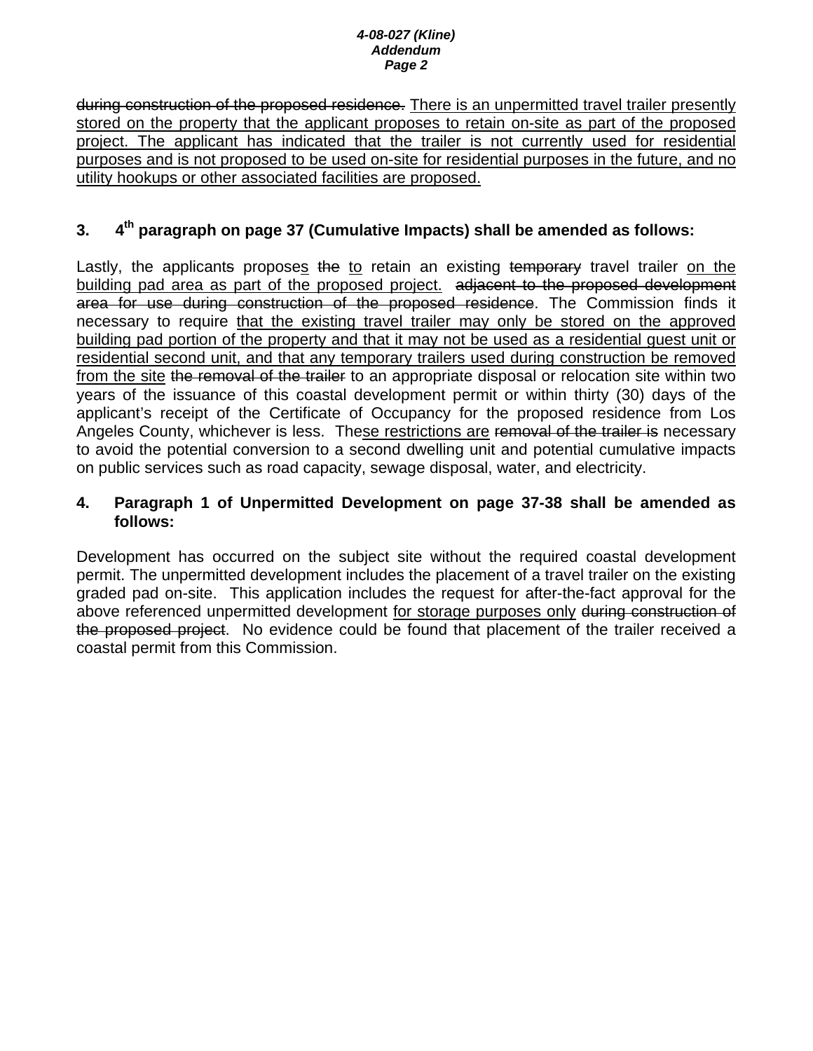~~during construction of the proposed residence.~~ <u>There is an unpermitted travel trailer presently stored on the property that the applicant proposes to retain on-site as part of the proposed project. The applicant has indicated that the trailer is not currently used for residential purposes and is not proposed to be used on-site for residential purposes in the future, and no utility hookups or other associated facilities are proposed.</u>

**3. 4th paragraph on page 37 (Cumulative Impacts) shall be amended as follows:**

Lastly, the applicant~~s~~ propose<u>s</u> ~~the~~ <u>to</u> retain an existing ~~temporary~~ travel trailer <u>on the building pad area as part of the proposed project.</u> ~~adjacent to the proposed development area for use during construction of the proposed residence~~. The Commission finds it necessary to require <u>that the existing travel trailer may only be stored on the approved building pad portion of the property and that it may not be used as a residential guest unit or residential second unit, and that any temporary trailers used during construction be removed from the site</u> ~~the removal of the trailer~~ to an appropriate disposal or relocation site within two years of the issuance of this coastal development permit or within thirty (30) days of the applicant's receipt of the Certificate of Occupancy for the proposed residence from Los Angeles County, whichever is less. The<u>se restrictions are</u> ~~removal of the trailer is~~ necessary to avoid the potential conversion to a second dwelling unit and potential cumulative impacts on public services such as road capacity, sewage disposal, water, and electricity.

**4. Paragraph 1 of Unpermitted Development on page 37-38 shall be amended as follows:**

Development has occurred on the subject site without the required coastal development permit. The unpermitted development includes the placement of a travel trailer on the existing graded pad on-site. This application includes the request for after-the-fact approval for the above referenced unpermitted development <u>for storage purposes only</u> ~~during construction of the proposed project~~. No evidence could be found that placement of the trailer received a coastal permit from this Commission.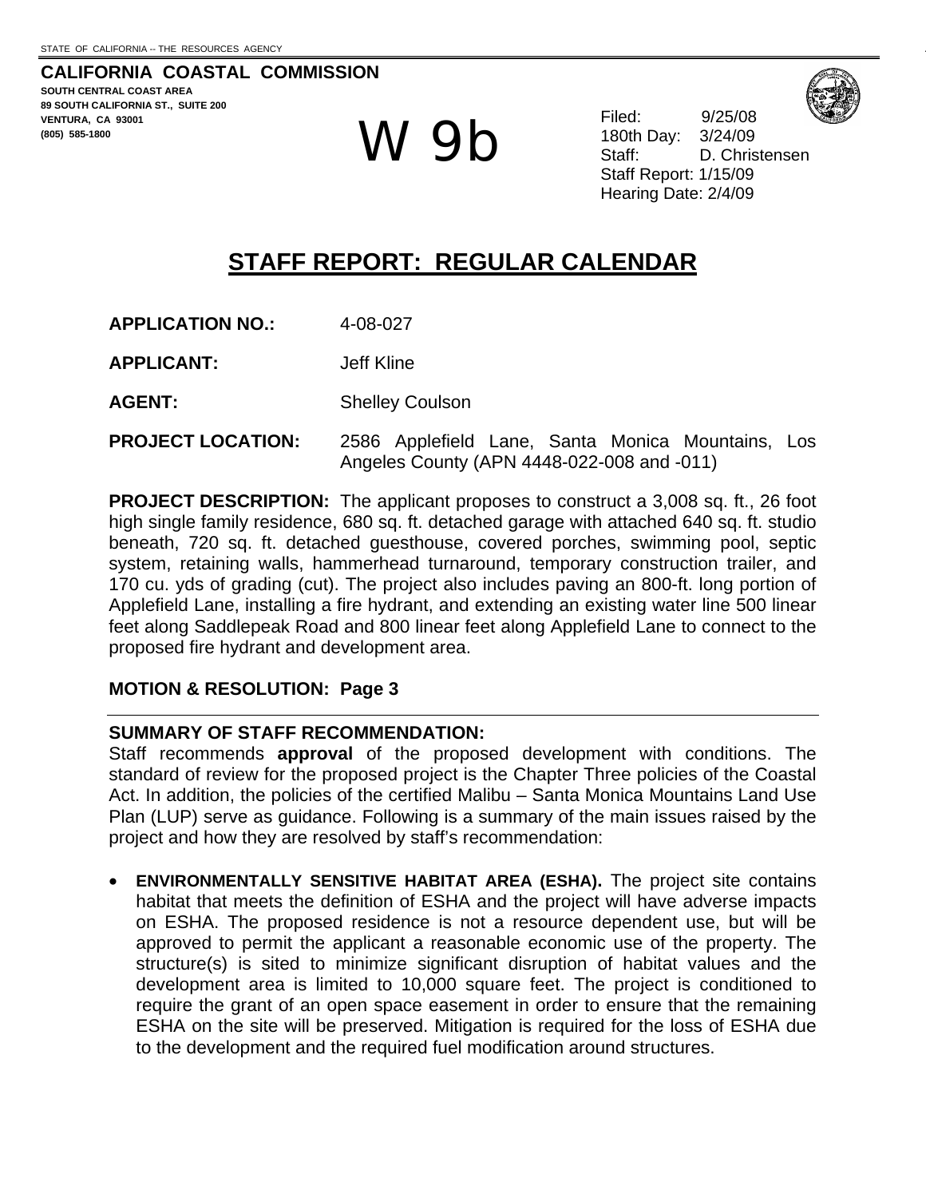STATE OF CALIFORNIA -- THE RESOURCES AGENCY

**CALIFORNIA COASTAL COMMISSION**
**SOUTH CENTRAL COAST AREA**
**89 SOUTH CALIFORNIA ST., SUITE 200**
**VENTURA, CA 93001**
**(805) 585-1800**

W 9b

Filed: 9/25/08
180th Day: 3/24/09
Staff: D. Christensen
Staff Report: 1/15/09
Hearing Date: 2/4/09

# STAFF REPORT: REGULAR CALENDAR

**APPLICATION NO.:** 4-08-027

**APPLICANT:** Jeff Kline

**AGENT:** Shelley Coulson

**PROJECT LOCATION:** 2586 Applefield Lane, Santa Monica Mountains, Los Angeles County (APN 4448-022-008 and -011)

**PROJECT DESCRIPTION:** The applicant proposes to construct a 3,008 sq. ft., 26 foot high single family residence, 680 sq. ft. detached garage with attached 640 sq. ft. studio beneath, 720 sq. ft. detached guesthouse, covered porches, swimming pool, septic system, retaining walls, hammerhead turnaround, temporary construction trailer, and 170 cu. yds of grading (cut). The project also includes paving an 800-ft. long portion of Applefield Lane, installing a fire hydrant, and extending an existing water line 500 linear feet along Saddlepeak Road and 800 linear feet along Applefield Lane to connect to the proposed fire hydrant and development area.

**MOTION & RESOLUTION: Page 3**

**SUMMARY OF STAFF RECOMMENDATION:**
Staff recommends **approval** of the proposed development with conditions. The standard of review for the proposed project is the Chapter Three policies of the Coastal Act. In addition, the policies of the certified Malibu – Santa Monica Mountains Land Use Plan (LUP) serve as guidance. Following is a summary of the main issues raised by the project and how they are resolved by staff's recommendation:

- **ENVIRONMENTALLY SENSITIVE HABITAT AREA (ESHA).** The project site contains habitat that meets the definition of ESHA and the project will have adverse impacts on ESHA. The proposed residence is not a resource dependent use, but will be approved to permit the applicant a reasonable economic use of the property. The structure(s) is sited to minimize significant disruption of habitat values and the development area is limited to 10,000 square feet. The project is conditioned to require the grant of an open space easement in order to ensure that the remaining ESHA on the site will be preserved. Mitigation is required for the loss of ESHA due to the development and the required fuel modification around structures.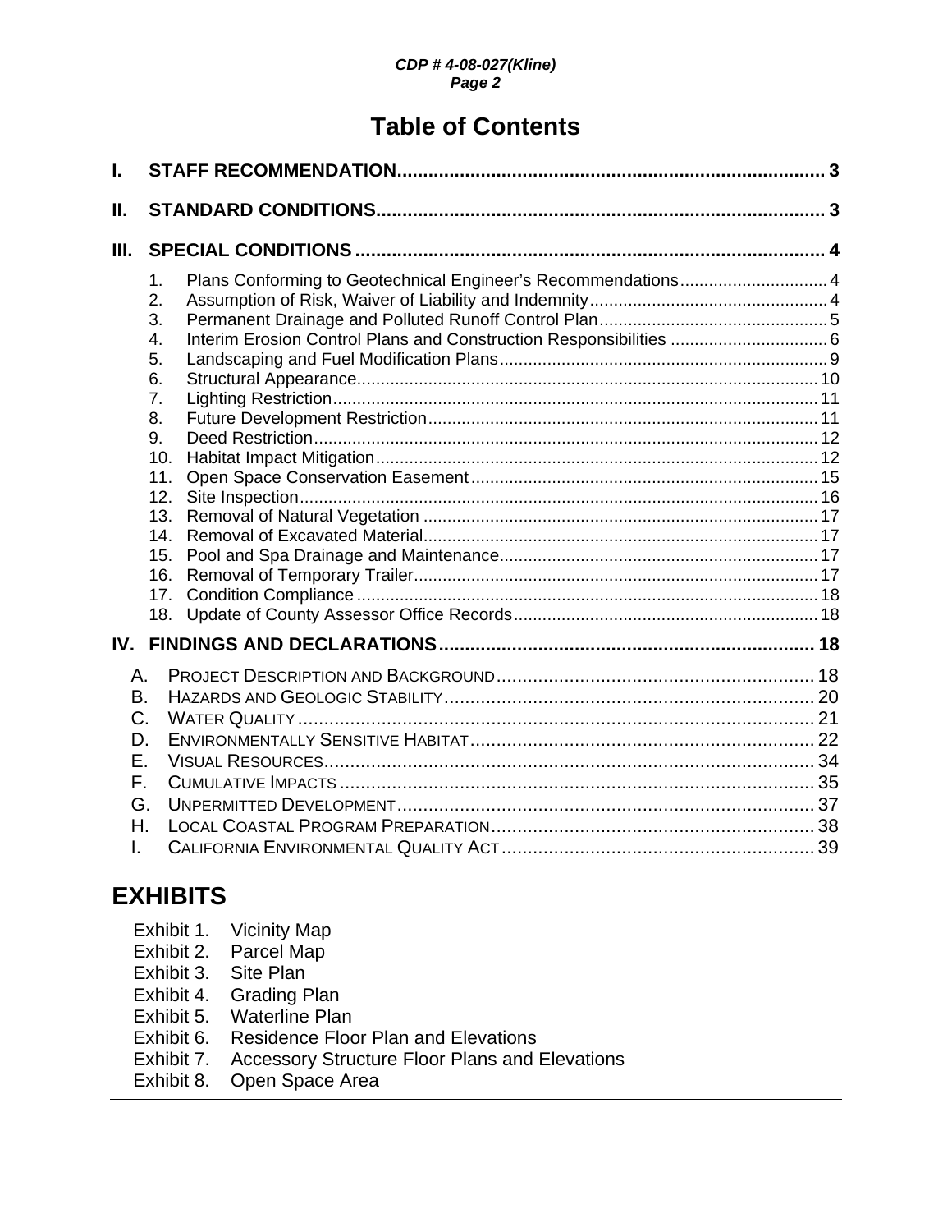# Table of Contents

**I. STAFF RECOMMENDATION.................................................................................. 3**

**II. STANDARD CONDITIONS...................................................................................... 3**

**III. SPECIAL CONDITIONS .......................................................................................... 4**

1. Plans Conforming to Geotechnical Engineer's Recommendations............................... 4
2. Assumption of Risk, Waiver of Liability and Indemnity................................................. 4
3. Permanent Drainage and Polluted Runoff Control Plan................................................ 5
4. Interim Erosion Control Plans and Construction Responsibilities ................................. 6
5. Landscaping and Fuel Modification Plans..................................................................... 9
6. Structural Appearance................................................................................................ 10
7. Lighting Restriction..................................................................................................... 11
8. Future Development Restriction.................................................................................. 11
9. Deed Restriction......................................................................................................... 12
10. Habitat Impact Mitigation............................................................................................ 12
11. Open Space Conservation Easement......................................................................... 15
12. Site Inspection............................................................................................................ 16
13. Removal of Natural Vegetation .................................................................................. 17
14. Removal of Excavated Material.................................................................................. 17
15. Pool and Spa Drainage and Maintenance.................................................................. 17
16. Removal of Temporary Trailer.................................................................................... 17
17. Condition Compliance ................................................................................................ 18
18. Update of County Assessor Office Records............................................................... 18

**IV. FINDINGS AND DECLARATIONS........................................................................ 18**

A. PROJECT DESCRIPTION AND BACKGROUND............................................................. 18
B. HAZARDS AND GEOLOGIC STABILITY....................................................................... 20
C. WATER QUALITY ................................................................................................... 21
D. ENVIRONMENTALLY SENSITIVE HABITAT.................................................................. 22
E. VISUAL RESOURCES.............................................................................................. 34
F. CUMULATIVE IMPACTS ........................................................................................... 35
G. UNPERMITTED DEVELOPMENT................................................................................ 37
H. LOCAL COASTAL PROGRAM PREPARATION.............................................................. 38
I. CALIFORNIA ENVIRONMENTAL QUALITY ACT............................................................ 39

# EXHIBITS

Exhibit 1. Vicinity Map
Exhibit 2. Parcel Map
Exhibit 3. Site Plan
Exhibit 4. Grading Plan
Exhibit 5. Waterline Plan
Exhibit 6. Residence Floor Plan and Elevations
Exhibit 7. Accessory Structure Floor Plans and Elevations
Exhibit 8. Open Space Area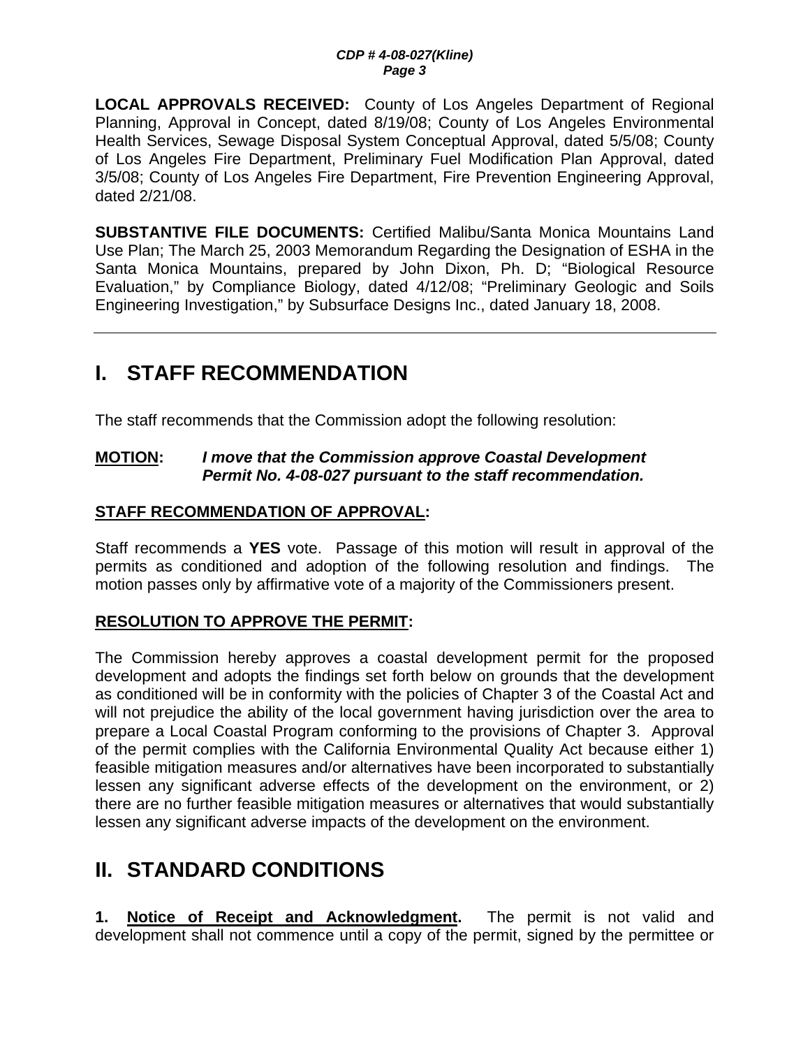**LOCAL APPROVALS RECEIVED:** County of Los Angeles Department of Regional Planning, Approval in Concept, dated 8/19/08; County of Los Angeles Environmental Health Services, Sewage Disposal System Conceptual Approval, dated 5/5/08; County of Los Angeles Fire Department, Preliminary Fuel Modification Plan Approval, dated 3/5/08; County of Los Angeles Fire Department, Fire Prevention Engineering Approval, dated 2/21/08.

**SUBSTANTIVE FILE DOCUMENTS:** Certified Malibu/Santa Monica Mountains Land Use Plan; The March 25, 2003 Memorandum Regarding the Designation of ESHA in the Santa Monica Mountains, prepared by John Dixon, Ph. D; "Biological Resource Evaluation," by Compliance Biology, dated 4/12/08; "Preliminary Geologic and Soils Engineering Investigation," by Subsurface Designs Inc., dated January 18, 2008.

---

# I. STAFF RECOMMENDATION

The staff recommends that the Commission adopt the following resolution:

**MOTION:** ***I move that the Commission approve Coastal Development Permit No. 4-08-027 pursuant to the staff recommendation.***

**STAFF RECOMMENDATION OF APPROVAL:**

Staff recommends a **YES** vote. Passage of this motion will result in approval of the permits as conditioned and adoption of the following resolution and findings. The motion passes only by affirmative vote of a majority of the Commissioners present.

**RESOLUTION TO APPROVE THE PERMIT:**

The Commission hereby approves a coastal development permit for the proposed development and adopts the findings set forth below on grounds that the development as conditioned will be in conformity with the policies of Chapter 3 of the Coastal Act and will not prejudice the ability of the local government having jurisdiction over the area to prepare a Local Coastal Program conforming to the provisions of Chapter 3. Approval of the permit complies with the California Environmental Quality Act because either 1) feasible mitigation measures and/or alternatives have been incorporated to substantially lessen any significant adverse effects of the development on the environment, or 2) there are no further feasible mitigation measures or alternatives that would substantially lessen any significant adverse impacts of the development on the environment.

# II. STANDARD CONDITIONS

**1. Notice of Receipt and Acknowledgment.** The permit is not valid and development shall not commence until a copy of the permit, signed by the permittee or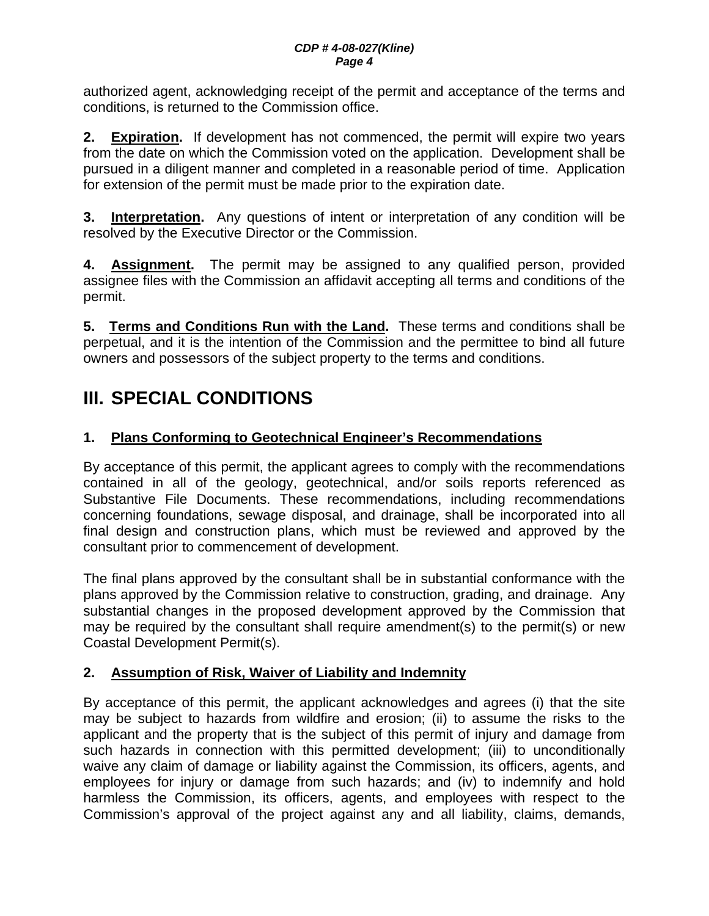authorized agent, acknowledging receipt of the permit and acceptance of the terms and conditions, is returned to the Commission office.

**2. Expiration.** If development has not commenced, the permit will expire two years from the date on which the Commission voted on the application. Development shall be pursued in a diligent manner and completed in a reasonable period of time. Application for extension of the permit must be made prior to the expiration date.

**3. Interpretation.** Any questions of intent or interpretation of any condition will be resolved by the Executive Director or the Commission.

**4. Assignment.** The permit may be assigned to any qualified person, provided assignee files with the Commission an affidavit accepting all terms and conditions of the permit.

**5. Terms and Conditions Run with the Land.** These terms and conditions shall be perpetual, and it is the intention of the Commission and the permittee to bind all future owners and possessors of the subject property to the terms and conditions.

# III. SPECIAL CONDITIONS

### 1. Plans Conforming to Geotechnical Engineer's Recommendations

By acceptance of this permit, the applicant agrees to comply with the recommendations contained in all of the geology, geotechnical, and/or soils reports referenced as Substantive File Documents. These recommendations, including recommendations concerning foundations, sewage disposal, and drainage, shall be incorporated into all final design and construction plans, which must be reviewed and approved by the consultant prior to commencement of development.

The final plans approved by the consultant shall be in substantial conformance with the plans approved by the Commission relative to construction, grading, and drainage. Any substantial changes in the proposed development approved by the Commission that may be required by the consultant shall require amendment(s) to the permit(s) or new Coastal Development Permit(s).

### 2. Assumption of Risk, Waiver of Liability and Indemnity

By acceptance of this permit, the applicant acknowledges and agrees (i) that the site may be subject to hazards from wildfire and erosion; (ii) to assume the risks to the applicant and the property that is the subject of this permit of injury and damage from such hazards in connection with this permitted development; (iii) to unconditionally waive any claim of damage or liability against the Commission, its officers, agents, and employees for injury or damage from such hazards; and (iv) to indemnify and hold harmless the Commission, its officers, agents, and employees with respect to the Commission's approval of the project against any and all liability, claims, demands,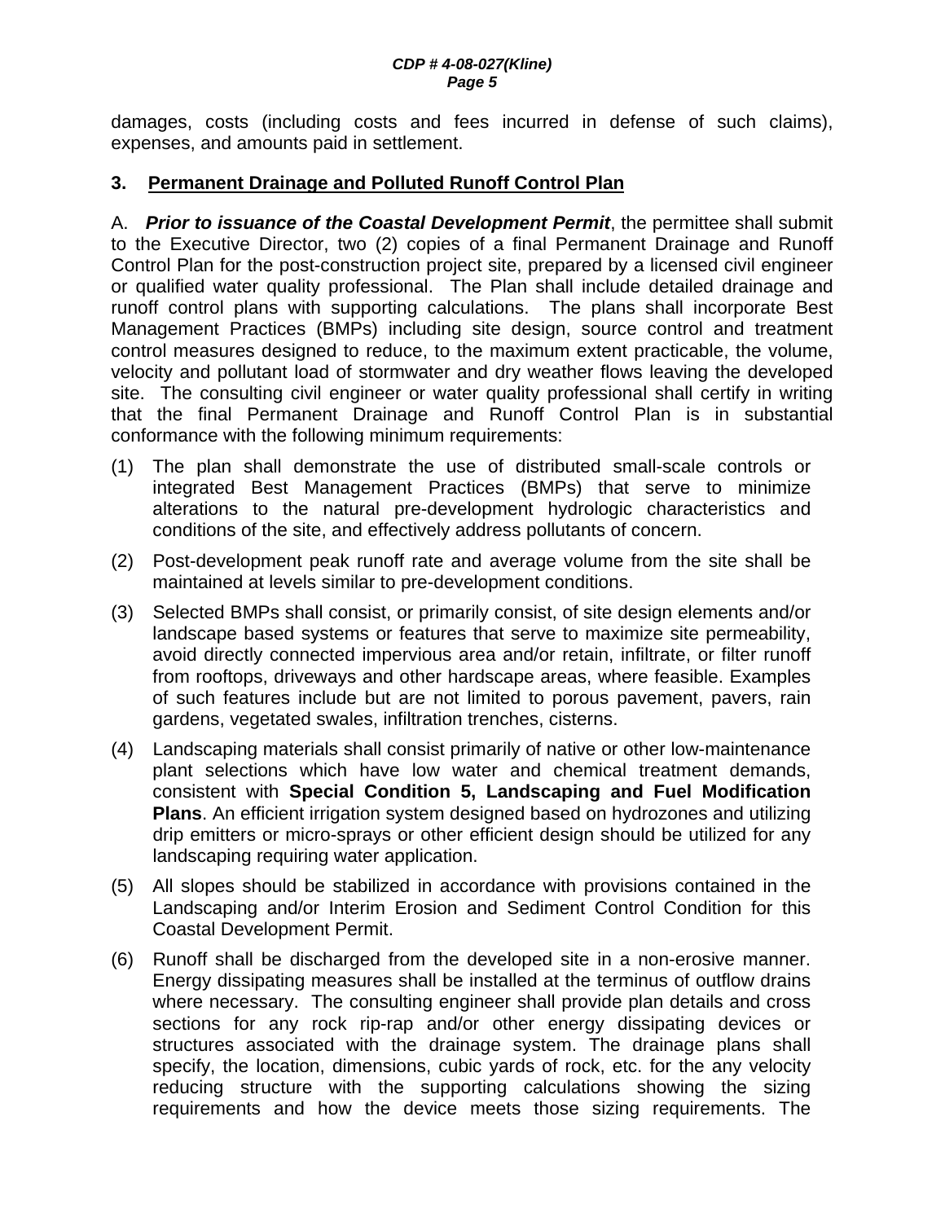damages, costs (including costs and fees incurred in defense of such claims), expenses, and amounts paid in settlement.

### 3. Permanent Drainage and Polluted Runoff Control Plan

A. ***Prior to issuance of the Coastal Development Permit***, the permittee shall submit to the Executive Director, two (2) copies of a final Permanent Drainage and Runoff Control Plan for the post-construction project site, prepared by a licensed civil engineer or qualified water quality professional. The Plan shall include detailed drainage and runoff control plans with supporting calculations. The plans shall incorporate Best Management Practices (BMPs) including site design, source control and treatment control measures designed to reduce, to the maximum extent practicable, the volume, velocity and pollutant load of stormwater and dry weather flows leaving the developed site. The consulting civil engineer or water quality professional shall certify in writing that the final Permanent Drainage and Runoff Control Plan is in substantial conformance with the following minimum requirements:

(1) The plan shall demonstrate the use of distributed small-scale controls or integrated Best Management Practices (BMPs) that serve to minimize alterations to the natural pre-development hydrologic characteristics and conditions of the site, and effectively address pollutants of concern.

(2) Post-development peak runoff rate and average volume from the site shall be maintained at levels similar to pre-development conditions.

(3) Selected BMPs shall consist, or primarily consist, of site design elements and/or landscape based systems or features that serve to maximize site permeability, avoid directly connected impervious area and/or retain, infiltrate, or filter runoff from rooftops, driveways and other hardscape areas, where feasible. Examples of such features include but are not limited to porous pavement, pavers, rain gardens, vegetated swales, infiltration trenches, cisterns.

(4) Landscaping materials shall consist primarily of native or other low-maintenance plant selections which have low water and chemical treatment demands, consistent with **Special Condition 5, Landscaping and Fuel Modification Plans**. An efficient irrigation system designed based on hydrozones and utilizing drip emitters or micro-sprays or other efficient design should be utilized for any landscaping requiring water application.

(5) All slopes should be stabilized in accordance with provisions contained in the Landscaping and/or Interim Erosion and Sediment Control Condition for this Coastal Development Permit.

(6) Runoff shall be discharged from the developed site in a non-erosive manner. Energy dissipating measures shall be installed at the terminus of outflow drains where necessary. The consulting engineer shall provide plan details and cross sections for any rock rip-rap and/or other energy dissipating devices or structures associated with the drainage system. The drainage plans shall specify, the location, dimensions, cubic yards of rock, etc. for the any velocity reducing structure with the supporting calculations showing the sizing requirements and how the device meets those sizing requirements. The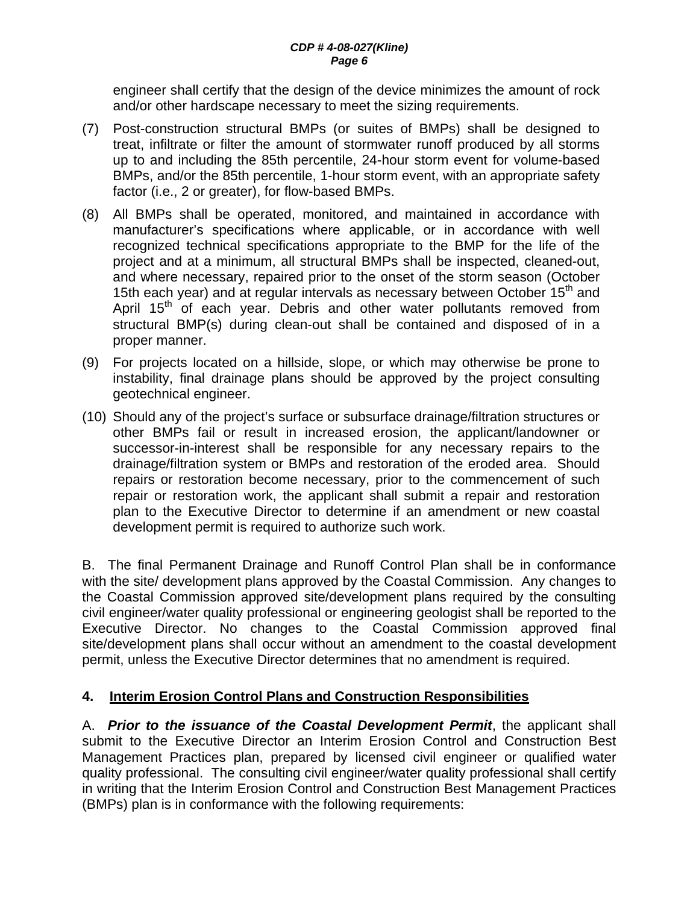engineer shall certify that the design of the device minimizes the amount of rock and/or other hardscape necessary to meet the sizing requirements.

(7) Post-construction structural BMPs (or suites of BMPs) shall be designed to treat, infiltrate or filter the amount of stormwater runoff produced by all storms up to and including the 85th percentile, 24-hour storm event for volume-based BMPs, and/or the 85th percentile, 1-hour storm event, with an appropriate safety factor (i.e., 2 or greater), for flow-based BMPs.

(8) All BMPs shall be operated, monitored, and maintained in accordance with manufacturer's specifications where applicable, or in accordance with well recognized technical specifications appropriate to the BMP for the life of the project and at a minimum, all structural BMPs shall be inspected, cleaned-out, and where necessary, repaired prior to the onset of the storm season (October 15th each year) and at regular intervals as necessary between October 15th and April 15th of each year. Debris and other water pollutants removed from structural BMP(s) during clean-out shall be contained and disposed of in a proper manner.

(9) For projects located on a hillside, slope, or which may otherwise be prone to instability, final drainage plans should be approved by the project consulting geotechnical engineer.

(10) Should any of the project's surface or subsurface drainage/filtration structures or other BMPs fail or result in increased erosion, the applicant/landowner or successor-in-interest shall be responsible for any necessary repairs to the drainage/filtration system or BMPs and restoration of the eroded area. Should repairs or restoration become necessary, prior to the commencement of such repair or restoration work, the applicant shall submit a repair and restoration plan to the Executive Director to determine if an amendment or new coastal development permit is required to authorize such work.

B. The final Permanent Drainage and Runoff Control Plan shall be in conformance with the site/ development plans approved by the Coastal Commission. Any changes to the Coastal Commission approved site/development plans required by the consulting civil engineer/water quality professional or engineering geologist shall be reported to the Executive Director. No changes to the Coastal Commission approved final site/development plans shall occur without an amendment to the coastal development permit, unless the Executive Director determines that no amendment is required.

**4. Interim Erosion Control Plans and Construction Responsibilities**

A. ***Prior to the issuance of the Coastal Development Permit***, the applicant shall submit to the Executive Director an Interim Erosion Control and Construction Best Management Practices plan, prepared by licensed civil engineer or qualified water quality professional. The consulting civil engineer/water quality professional shall certify in writing that the Interim Erosion Control and Construction Best Management Practices (BMPs) plan is in conformance with the following requirements: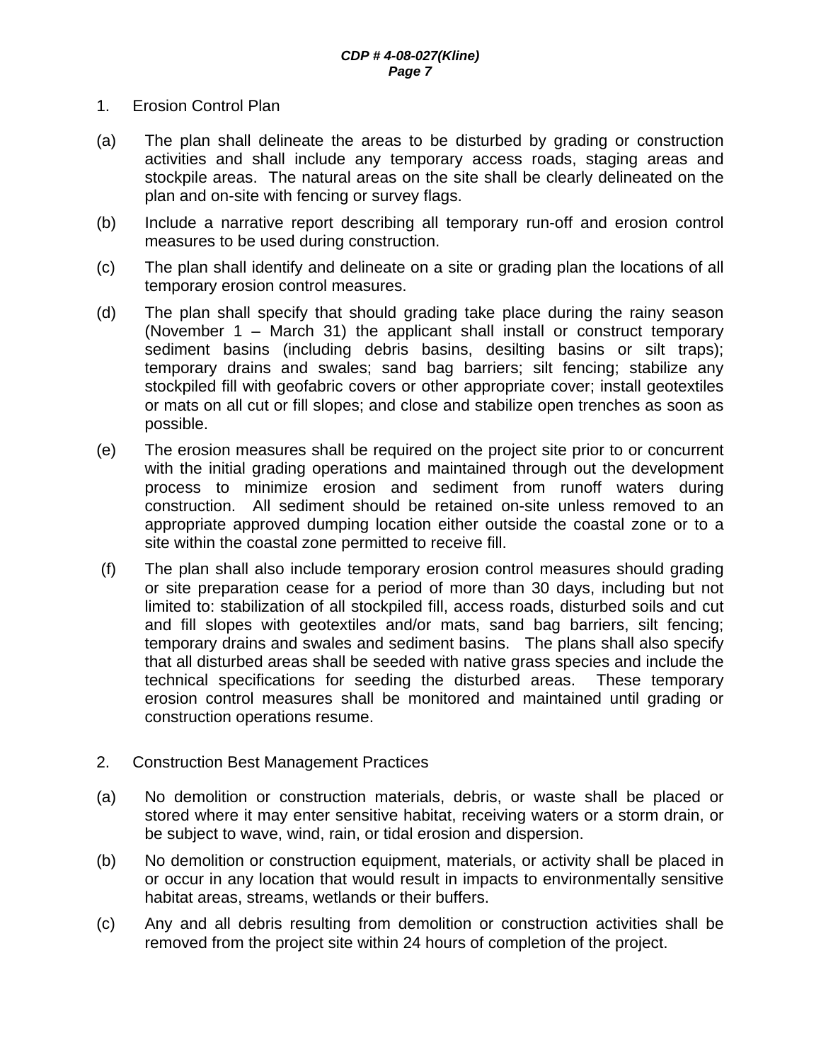1. Erosion Control Plan

(a) The plan shall delineate the areas to be disturbed by grading or construction activities and shall include any temporary access roads, staging areas and stockpile areas. The natural areas on the site shall be clearly delineated on the plan and on-site with fencing or survey flags.

(b) Include a narrative report describing all temporary run-off and erosion control measures to be used during construction.

(c) The plan shall identify and delineate on a site or grading plan the locations of all temporary erosion control measures.

(d) The plan shall specify that should grading take place during the rainy season (November 1 – March 31) the applicant shall install or construct temporary sediment basins (including debris basins, desilting basins or silt traps); temporary drains and swales; sand bag barriers; silt fencing; stabilize any stockpiled fill with geofabric covers or other appropriate cover; install geotextiles or mats on all cut or fill slopes; and close and stabilize open trenches as soon as possible.

(e) The erosion measures shall be required on the project site prior to or concurrent with the initial grading operations and maintained through out the development process to minimize erosion and sediment from runoff waters during construction. All sediment should be retained on-site unless removed to an appropriate approved dumping location either outside the coastal zone or to a site within the coastal zone permitted to receive fill.

(f) The plan shall also include temporary erosion control measures should grading or site preparation cease for a period of more than 30 days, including but not limited to: stabilization of all stockpiled fill, access roads, disturbed soils and cut and fill slopes with geotextiles and/or mats, sand bag barriers, silt fencing; temporary drains and swales and sediment basins. The plans shall also specify that all disturbed areas shall be seeded with native grass species and include the technical specifications for seeding the disturbed areas. These temporary erosion control measures shall be monitored and maintained until grading or construction operations resume.

2. Construction Best Management Practices

(a) No demolition or construction materials, debris, or waste shall be placed or stored where it may enter sensitive habitat, receiving waters or a storm drain, or be subject to wave, wind, rain, or tidal erosion and dispersion.

(b) No demolition or construction equipment, materials, or activity shall be placed in or occur in any location that would result in impacts to environmentally sensitive habitat areas, streams, wetlands or their buffers.

(c) Any and all debris resulting from demolition or construction activities shall be removed from the project site within 24 hours of completion of the project.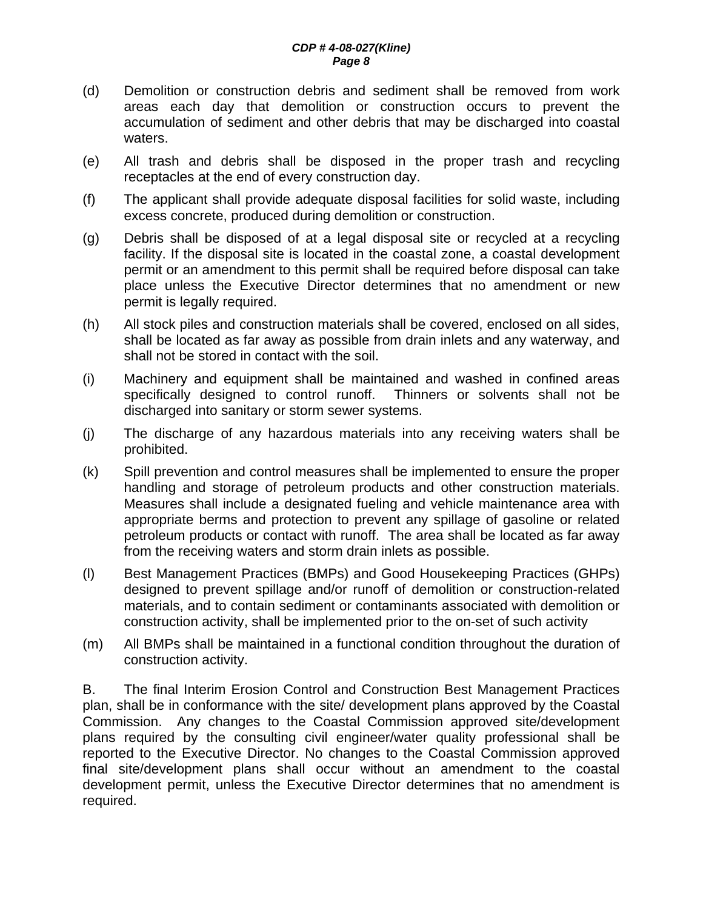(d) Demolition or construction debris and sediment shall be removed from work areas each day that demolition or construction occurs to prevent the accumulation of sediment and other debris that may be discharged into coastal waters.

(e) All trash and debris shall be disposed in the proper trash and recycling receptacles at the end of every construction day.

(f) The applicant shall provide adequate disposal facilities for solid waste, including excess concrete, produced during demolition or construction.

(g) Debris shall be disposed of at a legal disposal site or recycled at a recycling facility. If the disposal site is located in the coastal zone, a coastal development permit or an amendment to this permit shall be required before disposal can take place unless the Executive Director determines that no amendment or new permit is legally required.

(h) All stock piles and construction materials shall be covered, enclosed on all sides, shall be located as far away as possible from drain inlets and any waterway, and shall not be stored in contact with the soil.

(i) Machinery and equipment shall be maintained and washed in confined areas specifically designed to control runoff. Thinners or solvents shall not be discharged into sanitary or storm sewer systems.

(j) The discharge of any hazardous materials into any receiving waters shall be prohibited.

(k) Spill prevention and control measures shall be implemented to ensure the proper handling and storage of petroleum products and other construction materials. Measures shall include a designated fueling and vehicle maintenance area with appropriate berms and protection to prevent any spillage of gasoline or related petroleum products or contact with runoff. The area shall be located as far away from the receiving waters and storm drain inlets as possible.

(l) Best Management Practices (BMPs) and Good Housekeeping Practices (GHPs) designed to prevent spillage and/or runoff of demolition or construction-related materials, and to contain sediment or contaminants associated with demolition or construction activity, shall be implemented prior to the on-set of such activity

(m) All BMPs shall be maintained in a functional condition throughout the duration of construction activity.

B. The final Interim Erosion Control and Construction Best Management Practices plan, shall be in conformance with the site/ development plans approved by the Coastal Commission. Any changes to the Coastal Commission approved site/development plans required by the consulting civil engineer/water quality professional shall be reported to the Executive Director. No changes to the Coastal Commission approved final site/development plans shall occur without an amendment to the coastal development permit, unless the Executive Director determines that no amendment is required.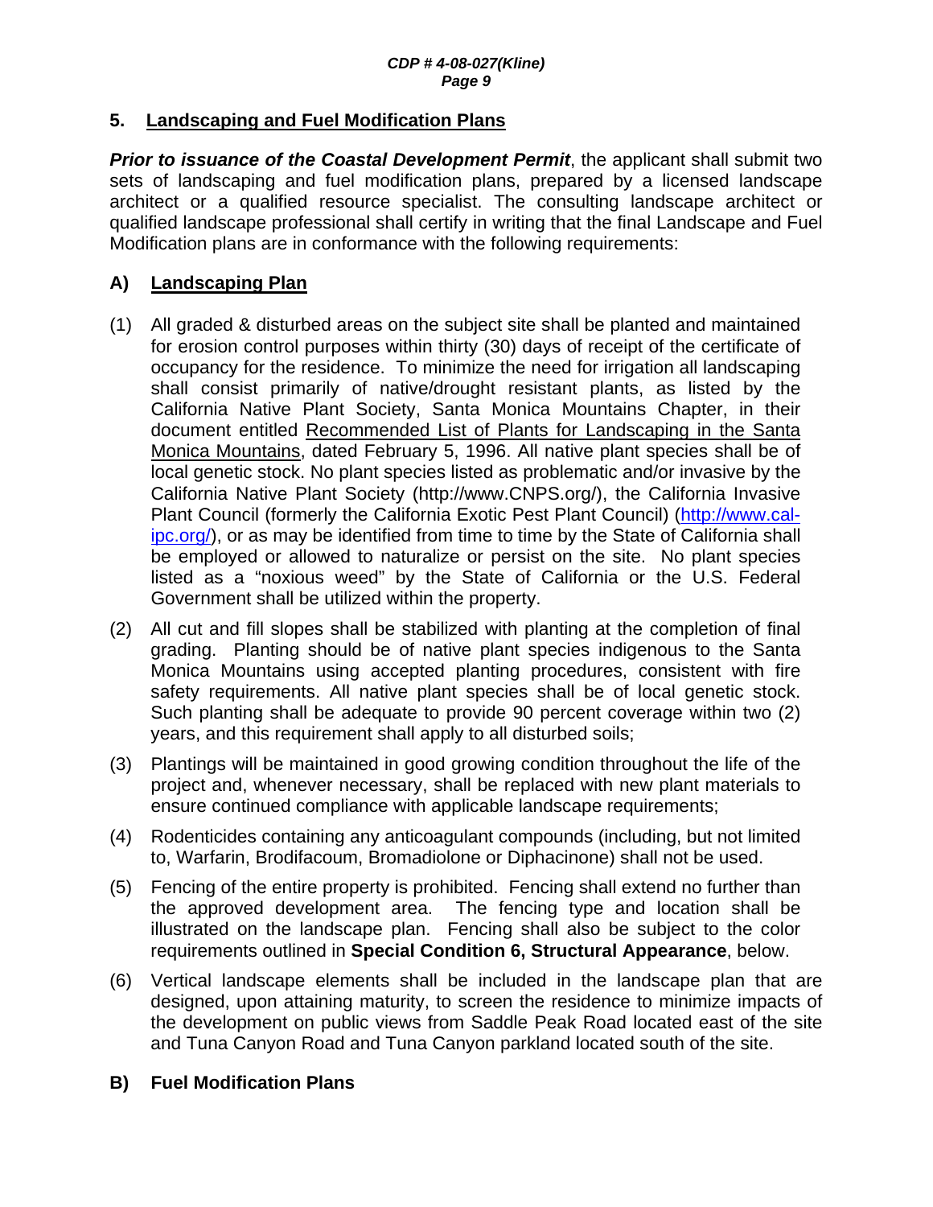## 5. Landscaping and Fuel Modification Plans

***Prior to issuance of the Coastal Development Permit***, the applicant shall submit two sets of landscaping and fuel modification plans, prepared by a licensed landscape architect or a qualified resource specialist. The consulting landscape architect or qualified landscape professional shall certify in writing that the final Landscape and Fuel Modification plans are in conformance with the following requirements:

### A) Landscaping Plan

(1) All graded & disturbed areas on the subject site shall be planted and maintained for erosion control purposes within thirty (30) days of receipt of the certificate of occupancy for the residence. To minimize the need for irrigation all landscaping shall consist primarily of native/drought resistant plants, as listed by the California Native Plant Society, Santa Monica Mountains Chapter, in their document entitled Recommended List of Plants for Landscaping in the Santa Monica Mountains, dated February 5, 1996. All native plant species shall be of local genetic stock. No plant species listed as problematic and/or invasive by the California Native Plant Society (http://www.CNPS.org/), the California Invasive Plant Council (formerly the California Exotic Pest Plant Council) (http://www.cal-ipc.org/), or as may be identified from time to time by the State of California shall be employed or allowed to naturalize or persist on the site. No plant species listed as a "noxious weed" by the State of California or the U.S. Federal Government shall be utilized within the property.

(2) All cut and fill slopes shall be stabilized with planting at the completion of final grading. Planting should be of native plant species indigenous to the Santa Monica Mountains using accepted planting procedures, consistent with fire safety requirements. All native plant species shall be of local genetic stock. Such planting shall be adequate to provide 90 percent coverage within two (2) years, and this requirement shall apply to all disturbed soils;

(3) Plantings will be maintained in good growing condition throughout the life of the project and, whenever necessary, shall be replaced with new plant materials to ensure continued compliance with applicable landscape requirements;

(4) Rodenticides containing any anticoagulant compounds (including, but not limited to, Warfarin, Brodifacoum, Bromadiolone or Diphacinone) shall not be used.

(5) Fencing of the entire property is prohibited. Fencing shall extend no further than the approved development area. The fencing type and location shall be illustrated on the landscape plan. Fencing shall also be subject to the color requirements outlined in **Special Condition 6, Structural Appearance**, below.

(6) Vertical landscape elements shall be included in the landscape plan that are designed, upon attaining maturity, to screen the residence to minimize impacts of the development on public views from Saddle Peak Road located east of the site and Tuna Canyon Road and Tuna Canyon parkland located south of the site.

### B) Fuel Modification Plans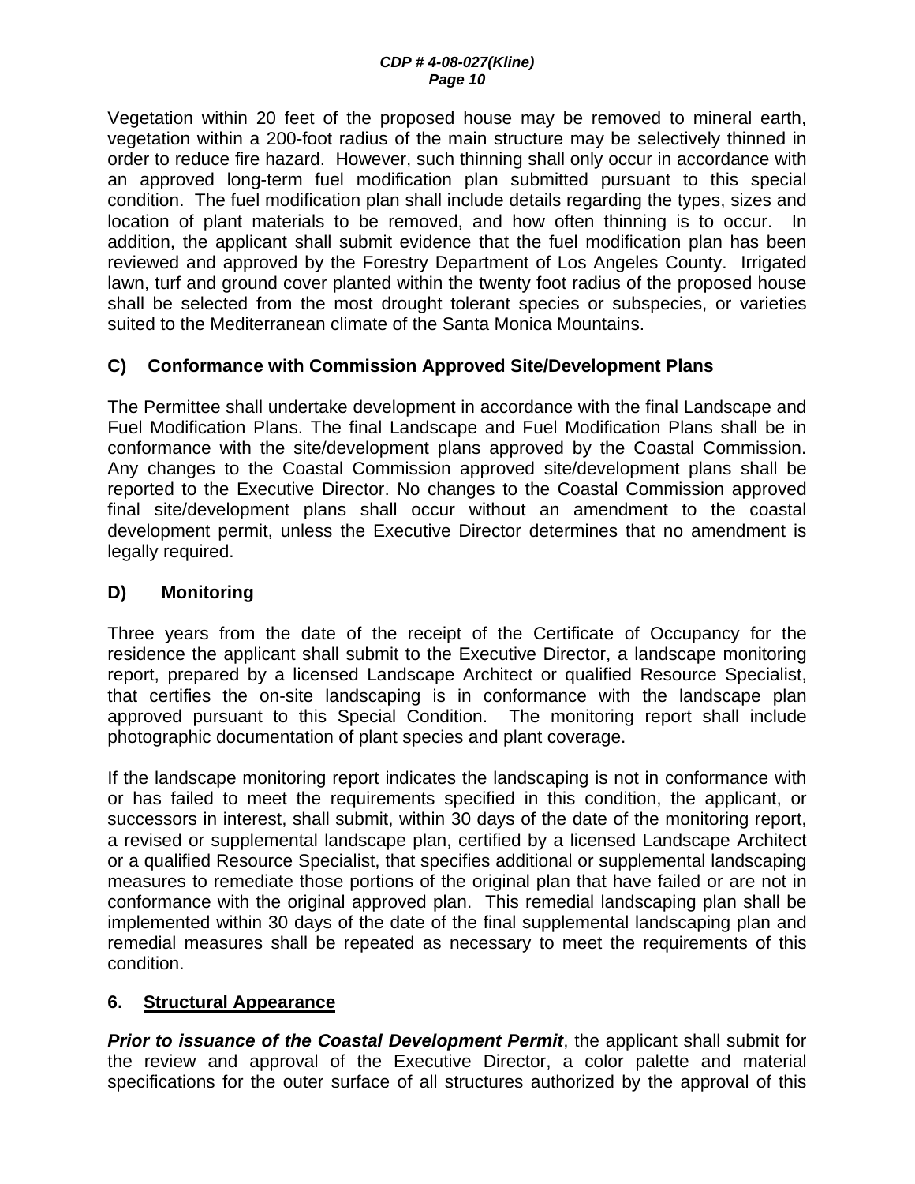Vegetation within 20 feet of the proposed house may be removed to mineral earth, vegetation within a 200-foot radius of the main structure may be selectively thinned in order to reduce fire hazard. However, such thinning shall only occur in accordance with an approved long-term fuel modification plan submitted pursuant to this special condition. The fuel modification plan shall include details regarding the types, sizes and location of plant materials to be removed, and how often thinning is to occur. In addition, the applicant shall submit evidence that the fuel modification plan has been reviewed and approved by the Forestry Department of Los Angeles County. Irrigated lawn, turf and ground cover planted within the twenty foot radius of the proposed house shall be selected from the most drought tolerant species or subspecies, or varieties suited to the Mediterranean climate of the Santa Monica Mountains.

**C) Conformance with Commission Approved Site/Development Plans**

The Permittee shall undertake development in accordance with the final Landscape and Fuel Modification Plans. The final Landscape and Fuel Modification Plans shall be in conformance with the site/development plans approved by the Coastal Commission. Any changes to the Coastal Commission approved site/development plans shall be reported to the Executive Director. No changes to the Coastal Commission approved final site/development plans shall occur without an amendment to the coastal development permit, unless the Executive Director determines that no amendment is legally required.

**D) Monitoring**

Three years from the date of the receipt of the Certificate of Occupancy for the residence the applicant shall submit to the Executive Director, a landscape monitoring report, prepared by a licensed Landscape Architect or qualified Resource Specialist, that certifies the on-site landscaping is in conformance with the landscape plan approved pursuant to this Special Condition. The monitoring report shall include photographic documentation of plant species and plant coverage.

If the landscape monitoring report indicates the landscaping is not in conformance with or has failed to meet the requirements specified in this condition, the applicant, or successors in interest, shall submit, within 30 days of the date of the monitoring report, a revised or supplemental landscape plan, certified by a licensed Landscape Architect or a qualified Resource Specialist, that specifies additional or supplemental landscaping measures to remediate those portions of the original plan that have failed or are not in conformance with the original approved plan. This remedial landscaping plan shall be implemented within 30 days of the date of the final supplemental landscaping plan and remedial measures shall be repeated as necessary to meet the requirements of this condition.

**6. Structural Appearance**

***Prior to issuance of the Coastal Development Permit***, the applicant shall submit for the review and approval of the Executive Director, a color palette and material specifications for the outer surface of all structures authorized by the approval of this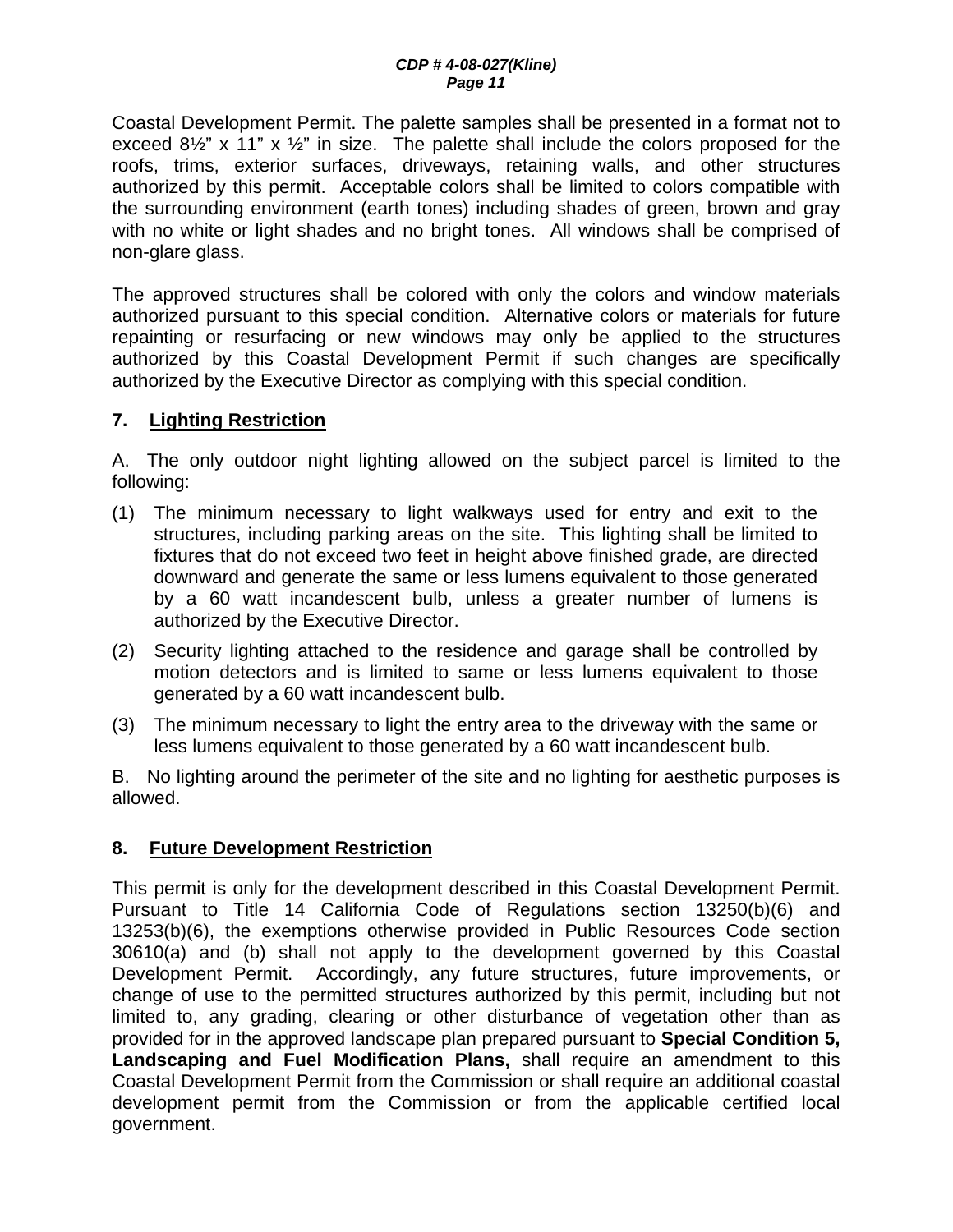Coastal Development Permit. The palette samples shall be presented in a format not to exceed 8½” x 11” x ½” in size. The palette shall include the colors proposed for the roofs, trims, exterior surfaces, driveways, retaining walls, and other structures authorized by this permit. Acceptable colors shall be limited to colors compatible with the surrounding environment (earth tones) including shades of green, brown and gray with no white or light shades and no bright tones. All windows shall be comprised of non-glare glass.

The approved structures shall be colored with only the colors and window materials authorized pursuant to this special condition. Alternative colors or materials for future repainting or resurfacing or new windows may only be applied to the structures authorized by this Coastal Development Permit if such changes are specifically authorized by the Executive Director as complying with this special condition.

### 7. Lighting Restriction

A. The only outdoor night lighting allowed on the subject parcel is limited to the following:

(1) The minimum necessary to light walkways used for entry and exit to the structures, including parking areas on the site. This lighting shall be limited to fixtures that do not exceed two feet in height above finished grade, are directed downward and generate the same or less lumens equivalent to those generated by a 60 watt incandescent bulb, unless a greater number of lumens is authorized by the Executive Director.

(2) Security lighting attached to the residence and garage shall be controlled by motion detectors and is limited to same or less lumens equivalent to those generated by a 60 watt incandescent bulb.

(3) The minimum necessary to light the entry area to the driveway with the same or less lumens equivalent to those generated by a 60 watt incandescent bulb.

B. No lighting around the perimeter of the site and no lighting for aesthetic purposes is allowed.

### 8. Future Development Restriction

This permit is only for the development described in this Coastal Development Permit. Pursuant to Title 14 California Code of Regulations section 13250(b)(6) and 13253(b)(6), the exemptions otherwise provided in Public Resources Code section 30610(a) and (b) shall not apply to the development governed by this Coastal Development Permit. Accordingly, any future structures, future improvements, or change of use to the permitted structures authorized by this permit, including but not limited to, any grading, clearing or other disturbance of vegetation other than as provided for in the approved landscape plan prepared pursuant to **Special Condition 5, Landscaping and Fuel Modification Plans,** shall require an amendment to this Coastal Development Permit from the Commission or shall require an additional coastal development permit from the Commission or from the applicable certified local government.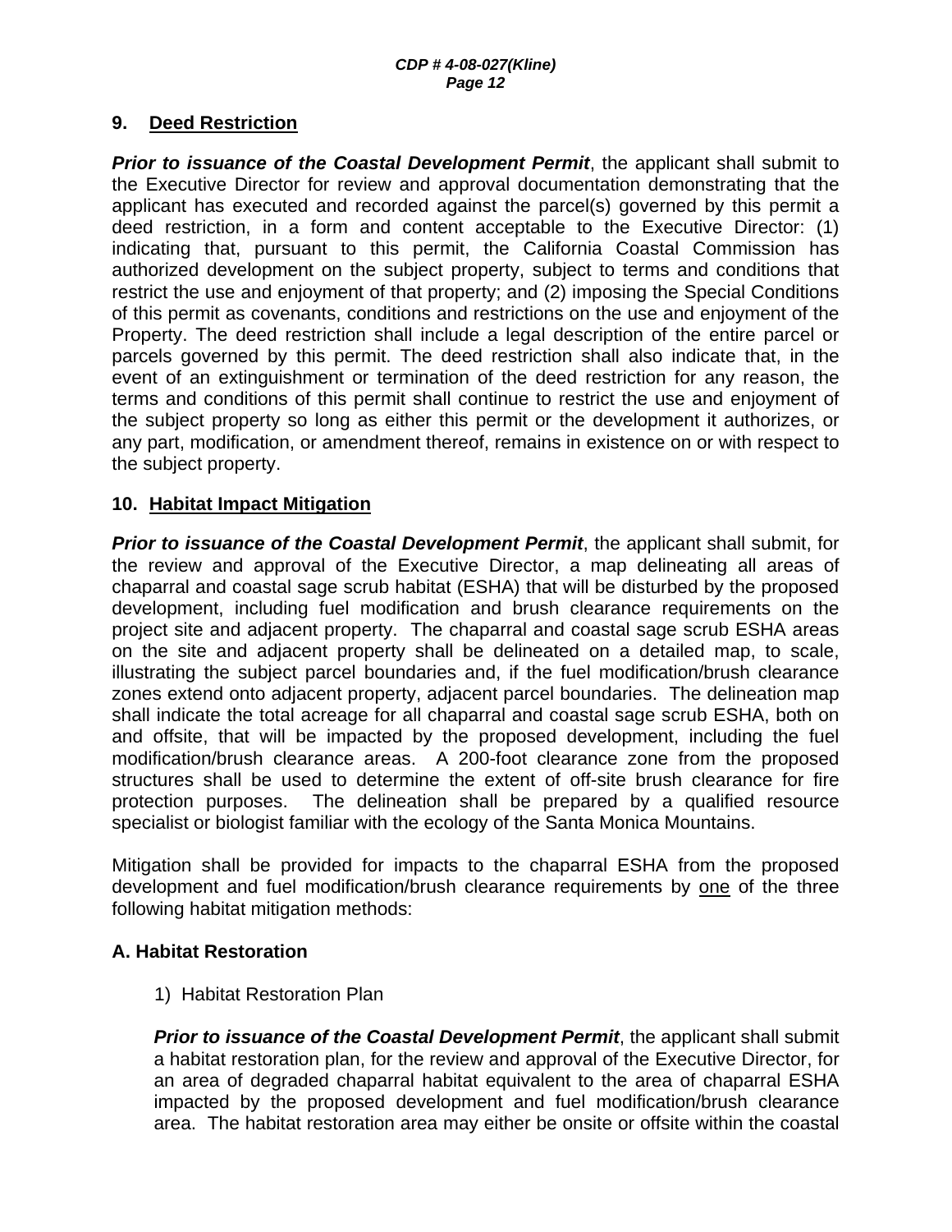### 9. Deed Restriction

***Prior to issuance of the Coastal Development Permit***, the applicant shall submit to the Executive Director for review and approval documentation demonstrating that the applicant has executed and recorded against the parcel(s) governed by this permit a deed restriction, in a form and content acceptable to the Executive Director: (1) indicating that, pursuant to this permit, the California Coastal Commission has authorized development on the subject property, subject to terms and conditions that restrict the use and enjoyment of that property; and (2) imposing the Special Conditions of this permit as covenants, conditions and restrictions on the use and enjoyment of the Property. The deed restriction shall include a legal description of the entire parcel or parcels governed by this permit. The deed restriction shall also indicate that, in the event of an extinguishment or termination of the deed restriction for any reason, the terms and conditions of this permit shall continue to restrict the use and enjoyment of the subject property so long as either this permit or the development it authorizes, or any part, modification, or amendment thereof, remains in existence on or with respect to the subject property.

### 10. Habitat Impact Mitigation

***Prior to issuance of the Coastal Development Permit***, the applicant shall submit, for the review and approval of the Executive Director, a map delineating all areas of chaparral and coastal sage scrub habitat (ESHA) that will be disturbed by the proposed development, including fuel modification and brush clearance requirements on the project site and adjacent property. The chaparral and coastal sage scrub ESHA areas on the site and adjacent property shall be delineated on a detailed map, to scale, illustrating the subject parcel boundaries and, if the fuel modification/brush clearance zones extend onto adjacent property, adjacent parcel boundaries. The delineation map shall indicate the total acreage for all chaparral and coastal sage scrub ESHA, both on and offsite, that will be impacted by the proposed development, including the fuel modification/brush clearance areas. A 200-foot clearance zone from the proposed structures shall be used to determine the extent of off-site brush clearance for fire protection purposes. The delineation shall be prepared by a qualified resource specialist or biologist familiar with the ecology of the Santa Monica Mountains.

Mitigation shall be provided for impacts to the chaparral ESHA from the proposed development and fuel modification/brush clearance requirements by one of the three following habitat mitigation methods:

#### A. Habitat Restoration

1) Habitat Restoration Plan

***Prior to issuance of the Coastal Development Permit***, the applicant shall submit a habitat restoration plan, for the review and approval of the Executive Director, for an area of degraded chaparral habitat equivalent to the area of chaparral ESHA impacted by the proposed development and fuel modification/brush clearance area. The habitat restoration area may either be onsite or offsite within the coastal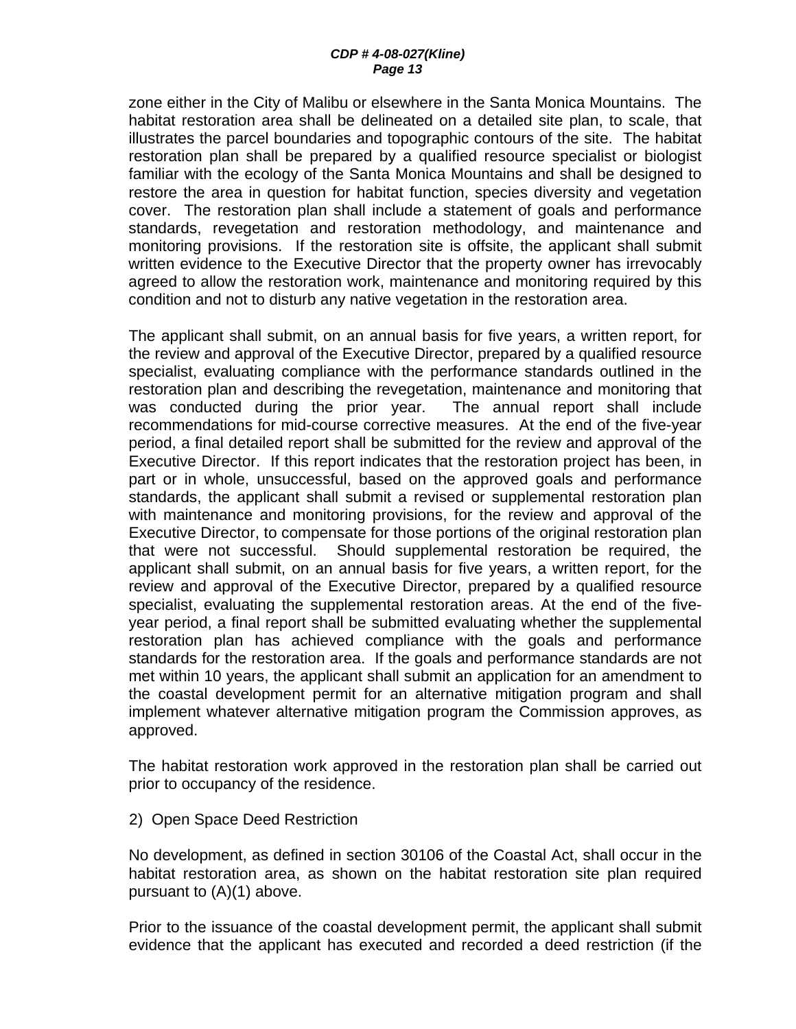zone either in the City of Malibu or elsewhere in the Santa Monica Mountains. The habitat restoration area shall be delineated on a detailed site plan, to scale, that illustrates the parcel boundaries and topographic contours of the site. The habitat restoration plan shall be prepared by a qualified resource specialist or biologist familiar with the ecology of the Santa Monica Mountains and shall be designed to restore the area in question for habitat function, species diversity and vegetation cover. The restoration plan shall include a statement of goals and performance standards, revegetation and restoration methodology, and maintenance and monitoring provisions. If the restoration site is offsite, the applicant shall submit written evidence to the Executive Director that the property owner has irrevocably agreed to allow the restoration work, maintenance and monitoring required by this condition and not to disturb any native vegetation in the restoration area.

The applicant shall submit, on an annual basis for five years, a written report, for the review and approval of the Executive Director, prepared by a qualified resource specialist, evaluating compliance with the performance standards outlined in the restoration plan and describing the revegetation, maintenance and monitoring that was conducted during the prior year. The annual report shall include recommendations for mid-course corrective measures. At the end of the five-year period, a final detailed report shall be submitted for the review and approval of the Executive Director. If this report indicates that the restoration project has been, in part or in whole, unsuccessful, based on the approved goals and performance standards, the applicant shall submit a revised or supplemental restoration plan with maintenance and monitoring provisions, for the review and approval of the Executive Director, to compensate for those portions of the original restoration plan that were not successful. Should supplemental restoration be required, the applicant shall submit, on an annual basis for five years, a written report, for the review and approval of the Executive Director, prepared by a qualified resource specialist, evaluating the supplemental restoration areas. At the end of the five-year period, a final report shall be submitted evaluating whether the supplemental restoration plan has achieved compliance with the goals and performance standards for the restoration area. If the goals and performance standards are not met within 10 years, the applicant shall submit an application for an amendment to the coastal development permit for an alternative mitigation program and shall implement whatever alternative mitigation program the Commission approves, as approved.

The habitat restoration work approved in the restoration plan shall be carried out prior to occupancy of the residence.

2) Open Space Deed Restriction

No development, as defined in section 30106 of the Coastal Act, shall occur in the habitat restoration area, as shown on the habitat restoration site plan required pursuant to (A)(1) above.

Prior to the issuance of the coastal development permit, the applicant shall submit evidence that the applicant has executed and recorded a deed restriction (if the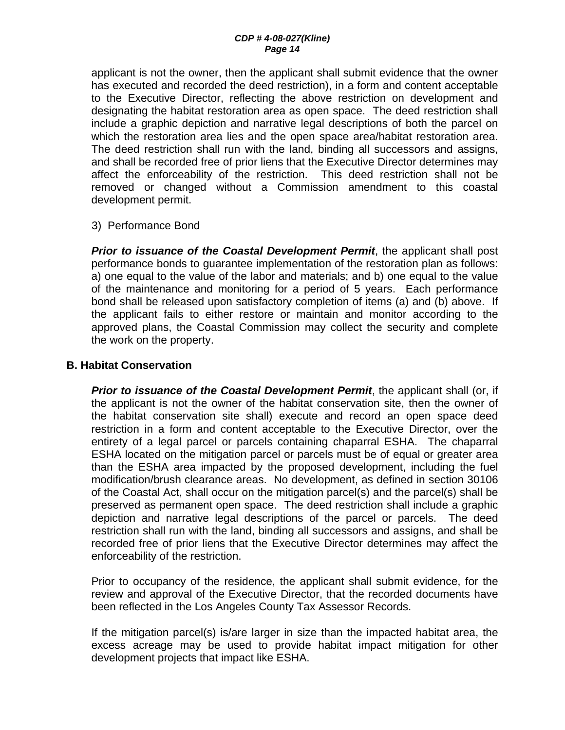applicant is not the owner, then the applicant shall submit evidence that the owner has executed and recorded the deed restriction), in a form and content acceptable to the Executive Director, reflecting the above restriction on development and designating the habitat restoration area as open space. The deed restriction shall include a graphic depiction and narrative legal descriptions of both the parcel on which the restoration area lies and the open space area/habitat restoration area. The deed restriction shall run with the land, binding all successors and assigns, and shall be recorded free of prior liens that the Executive Director determines may affect the enforceability of the restriction. This deed restriction shall not be removed or changed without a Commission amendment to this coastal development permit.

3) Performance Bond

***Prior to issuance of the Coastal Development Permit***, the applicant shall post performance bonds to guarantee implementation of the restoration plan as follows: a) one equal to the value of the labor and materials; and b) one equal to the value of the maintenance and monitoring for a period of 5 years. Each performance bond shall be released upon satisfactory completion of items (a) and (b) above. If the applicant fails to either restore or maintain and monitor according to the approved plans, the Coastal Commission may collect the security and complete the work on the property.

**B. Habitat Conservation**

***Prior to issuance of the Coastal Development Permit***, the applicant shall (or, if the applicant is not the owner of the habitat conservation site, then the owner of the habitat conservation site shall) execute and record an open space deed restriction in a form and content acceptable to the Executive Director, over the entirety of a legal parcel or parcels containing chaparral ESHA. The chaparral ESHA located on the mitigation parcel or parcels must be of equal or greater area than the ESHA area impacted by the proposed development, including the fuel modification/brush clearance areas. No development, as defined in section 30106 of the Coastal Act, shall occur on the mitigation parcel(s) and the parcel(s) shall be preserved as permanent open space. The deed restriction shall include a graphic depiction and narrative legal descriptions of the parcel or parcels. The deed restriction shall run with the land, binding all successors and assigns, and shall be recorded free of prior liens that the Executive Director determines may affect the enforceability of the restriction.

Prior to occupancy of the residence, the applicant shall submit evidence, for the review and approval of the Executive Director, that the recorded documents have been reflected in the Los Angeles County Tax Assessor Records.

If the mitigation parcel(s) is/are larger in size than the impacted habitat area, the excess acreage may be used to provide habitat impact mitigation for other development projects that impact like ESHA.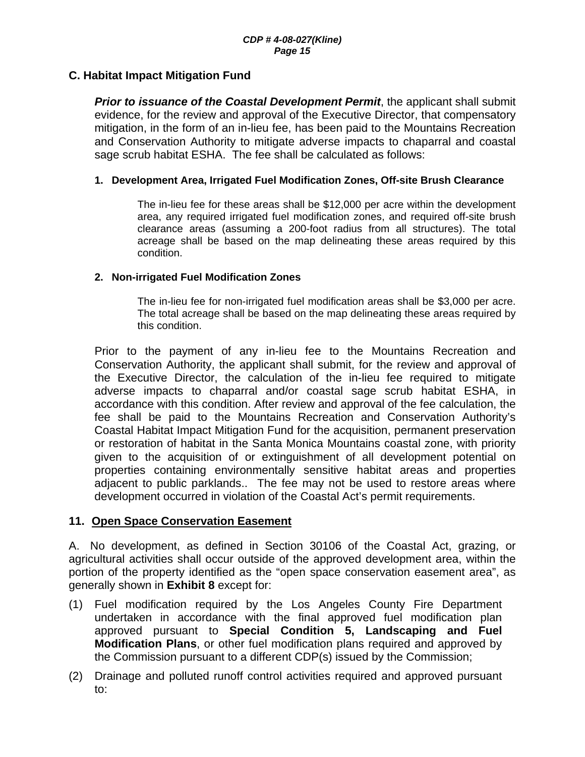### C. Habitat Impact Mitigation Fund

***Prior to issuance of the Coastal Development Permit***, the applicant shall submit evidence, for the review and approval of the Executive Director, that compensatory mitigation, in the form of an in-lieu fee, has been paid to the Mountains Recreation and Conservation Authority to mitigate adverse impacts to chaparral and coastal sage scrub habitat ESHA. The fee shall be calculated as follows:

**1. Development Area, Irrigated Fuel Modification Zones, Off-site Brush Clearance**

The in-lieu fee for these areas shall be $12,000 per acre within the development area, any required irrigated fuel modification zones, and required off-site brush clearance areas (assuming a 200-foot radius from all structures). The total acreage shall be based on the map delineating these areas required by this condition.

**2. Non-irrigated Fuel Modification Zones**

The in-lieu fee for non-irrigated fuel modification areas shall be $3,000 per acre. The total acreage shall be based on the map delineating these areas required by this condition.

Prior to the payment of any in-lieu fee to the Mountains Recreation and Conservation Authority, the applicant shall submit, for the review and approval of the Executive Director, the calculation of the in-lieu fee required to mitigate adverse impacts to chaparral and/or coastal sage scrub habitat ESHA, in accordance with this condition. After review and approval of the fee calculation, the fee shall be paid to the Mountains Recreation and Conservation Authority's Coastal Habitat Impact Mitigation Fund for the acquisition, permanent preservation or restoration of habitat in the Santa Monica Mountains coastal zone, with priority given to the acquisition of or extinguishment of all development potential on properties containing environmentally sensitive habitat areas and properties adjacent to public parklands.. The fee may not be used to restore areas where development occurred in violation of the Coastal Act's permit requirements.

## 11. Open Space Conservation Easement

A. No development, as defined in Section 30106 of the Coastal Act, grazing, or agricultural activities shall occur outside of the approved development area, within the portion of the property identified as the "open space conservation easement area", as generally shown in **Exhibit 8** except for:

(1) Fuel modification required by the Los Angeles County Fire Department undertaken in accordance with the final approved fuel modification plan approved pursuant to **Special Condition 5, Landscaping and Fuel Modification Plans**, or other fuel modification plans required and approved by the Commission pursuant to a different CDP(s) issued by the Commission;

(2) Drainage and polluted runoff control activities required and approved pursuant to: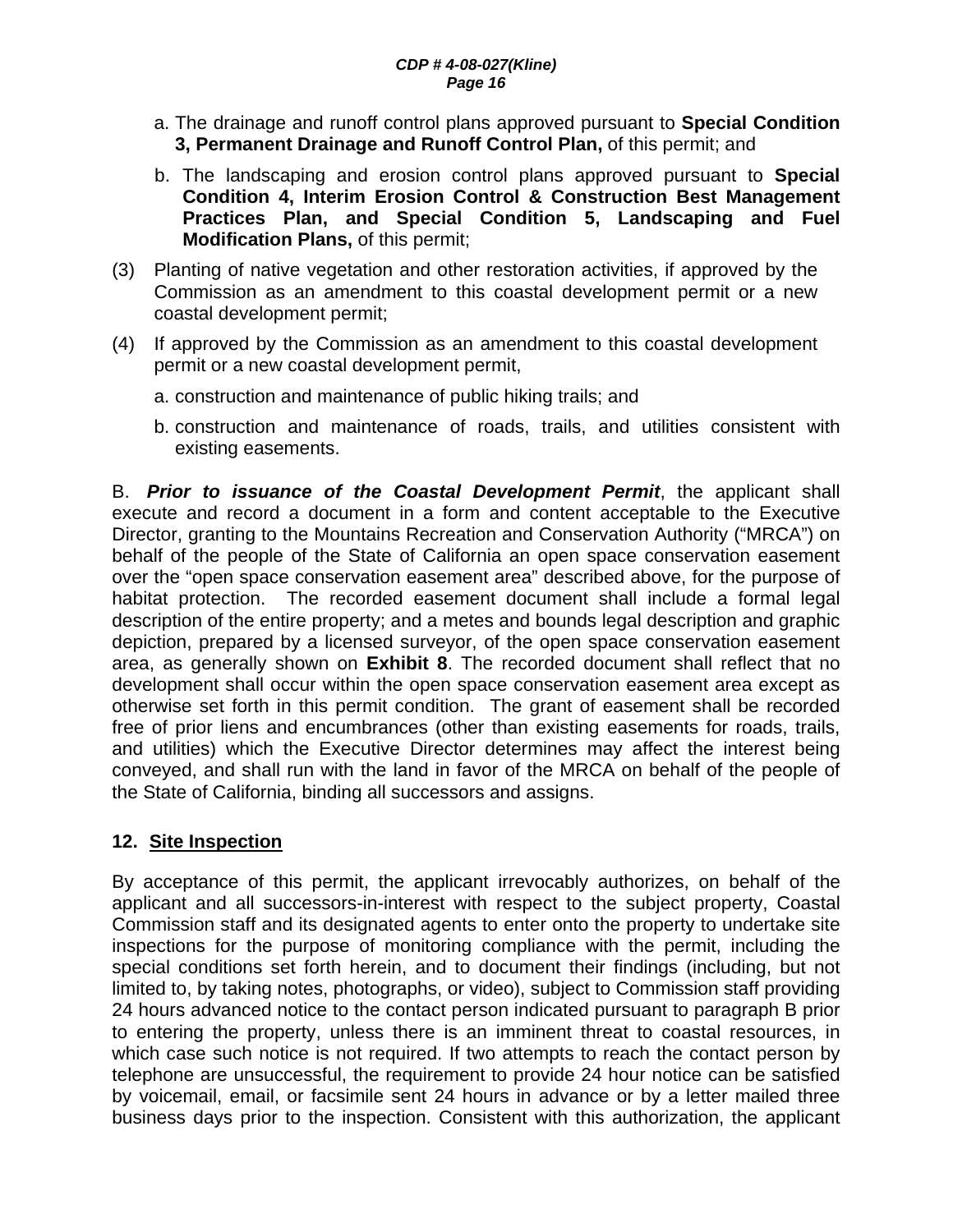a. The drainage and runoff control plans approved pursuant to **Special Condition 3, Permanent Drainage and Runoff Control Plan,** of this permit; and

b. The landscaping and erosion control plans approved pursuant to **Special Condition 4, Interim Erosion Control & Construction Best Management Practices Plan, and Special Condition 5, Landscaping and Fuel Modification Plans,** of this permit;

(3) Planting of native vegetation and other restoration activities, if approved by the Commission as an amendment to this coastal development permit or a new coastal development permit;

(4) If approved by the Commission as an amendment to this coastal development permit or a new coastal development permit,

a. construction and maintenance of public hiking trails; and

b. construction and maintenance of roads, trails, and utilities consistent with existing easements.

B. ***Prior to issuance of the Coastal Development Permit***, the applicant shall execute and record a document in a form and content acceptable to the Executive Director, granting to the Mountains Recreation and Conservation Authority ("MRCA") on behalf of the people of the State of California an open space conservation easement over the "open space conservation easement area" described above, for the purpose of habitat protection. The recorded easement document shall include a formal legal description of the entire property; and a metes and bounds legal description and graphic depiction, prepared by a licensed surveyor, of the open space conservation easement area, as generally shown on **Exhibit 8**. The recorded document shall reflect that no development shall occur within the open space conservation easement area except as otherwise set forth in this permit condition. The grant of easement shall be recorded free of prior liens and encumbrances (other than existing easements for roads, trails, and utilities) which the Executive Director determines may affect the interest being conveyed, and shall run with the land in favor of the MRCA on behalf of the people of the State of California, binding all successors and assigns.

## 12. Site Inspection

By acceptance of this permit, the applicant irrevocably authorizes, on behalf of the applicant and all successors-in-interest with respect to the subject property, Coastal Commission staff and its designated agents to enter onto the property to undertake site inspections for the purpose of monitoring compliance with the permit, including the special conditions set forth herein, and to document their findings (including, but not limited to, by taking notes, photographs, or video), subject to Commission staff providing 24 hours advanced notice to the contact person indicated pursuant to paragraph B prior to entering the property, unless there is an imminent threat to coastal resources, in which case such notice is not required. If two attempts to reach the contact person by telephone are unsuccessful, the requirement to provide 24 hour notice can be satisfied by voicemail, email, or facsimile sent 24 hours in advance or by a letter mailed three business days prior to the inspection. Consistent with this authorization, the applicant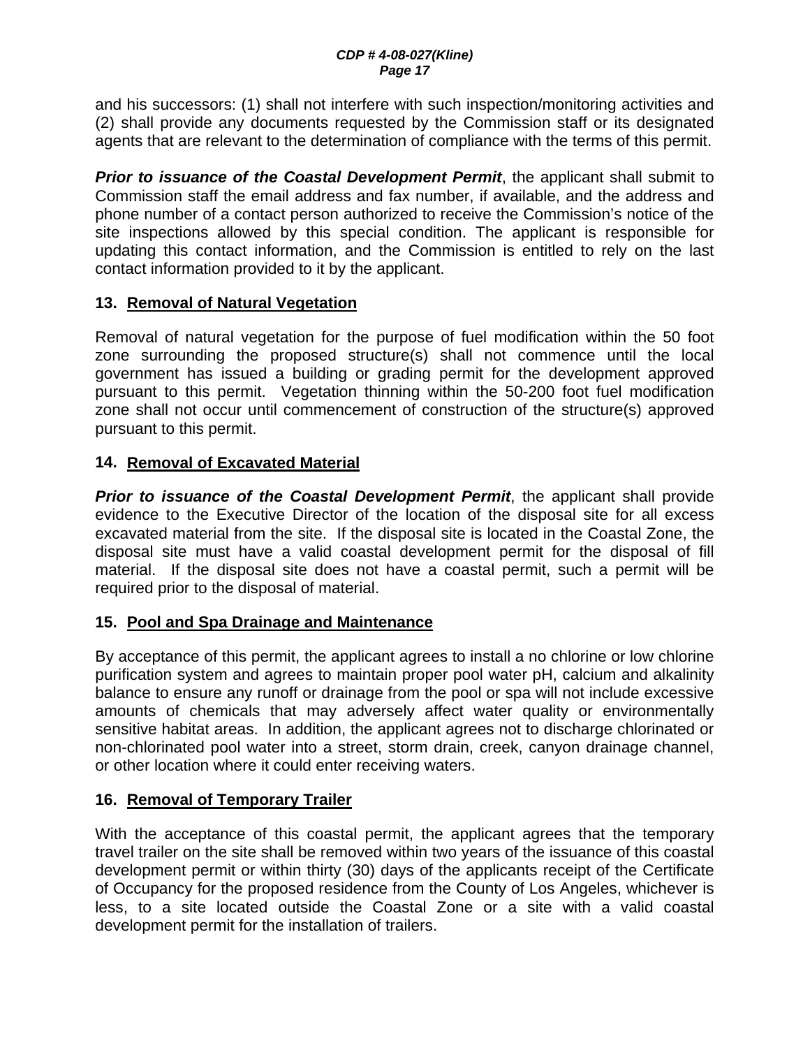and his successors: (1) shall not interfere with such inspection/monitoring activities and (2) shall provide any documents requested by the Commission staff or its designated agents that are relevant to the determination of compliance with the terms of this permit.

***Prior to issuance of the Coastal Development Permit***, the applicant shall submit to Commission staff the email address and fax number, if available, and the address and phone number of a contact person authorized to receive the Commission's notice of the site inspections allowed by this special condition. The applicant is responsible for updating this contact information, and the Commission is entitled to rely on the last contact information provided to it by the applicant.

**13. Removal of Natural Vegetation**

Removal of natural vegetation for the purpose of fuel modification within the 50 foot zone surrounding the proposed structure(s) shall not commence until the local government has issued a building or grading permit for the development approved pursuant to this permit. Vegetation thinning within the 50-200 foot fuel modification zone shall not occur until commencement of construction of the structure(s) approved pursuant to this permit.

**14. Removal of Excavated Material**

***Prior to issuance of the Coastal Development Permit***, the applicant shall provide evidence to the Executive Director of the location of the disposal site for all excess excavated material from the site. If the disposal site is located in the Coastal Zone, the disposal site must have a valid coastal development permit for the disposal of fill material. If the disposal site does not have a coastal permit, such a permit will be required prior to the disposal of material.

**15. Pool and Spa Drainage and Maintenance**

By acceptance of this permit, the applicant agrees to install a no chlorine or low chlorine purification system and agrees to maintain proper pool water pH, calcium and alkalinity balance to ensure any runoff or drainage from the pool or spa will not include excessive amounts of chemicals that may adversely affect water quality or environmentally sensitive habitat areas. In addition, the applicant agrees not to discharge chlorinated or non-chlorinated pool water into a street, storm drain, creek, canyon drainage channel, or other location where it could enter receiving waters.

**16. Removal of Temporary Trailer**

With the acceptance of this coastal permit, the applicant agrees that the temporary travel trailer on the site shall be removed within two years of the issuance of this coastal development permit or within thirty (30) days of the applicants receipt of the Certificate of Occupancy for the proposed residence from the County of Los Angeles, whichever is less, to a site located outside the Coastal Zone or a site with a valid coastal development permit for the installation of trailers.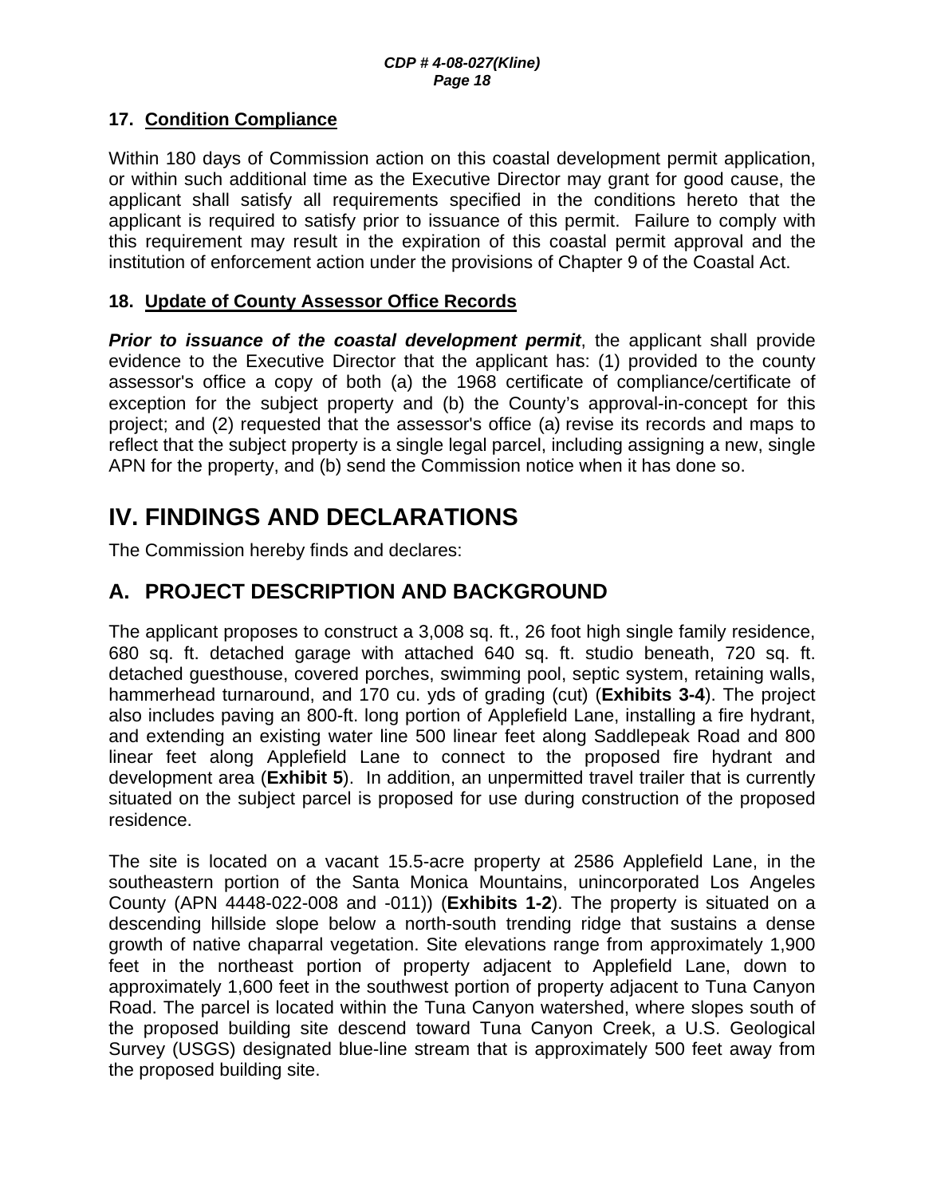### 17. Condition Compliance

Within 180 days of Commission action on this coastal development permit application, or within such additional time as the Executive Director may grant for good cause, the applicant shall satisfy all requirements specified in the conditions hereto that the applicant is required to satisfy prior to issuance of this permit. Failure to comply with this requirement may result in the expiration of this coastal permit approval and the institution of enforcement action under the provisions of Chapter 9 of the Coastal Act.

### 18. Update of County Assessor Office Records

***Prior to issuance of the coastal development permit***, the applicant shall provide evidence to the Executive Director that the applicant has: (1) provided to the county assessor's office a copy of both (a) the 1968 certificate of compliance/certificate of exception for the subject property and (b) the County's approval-in-concept for this project; and (2) requested that the assessor's office (a) revise its records and maps to reflect that the subject property is a single legal parcel, including assigning a new, single APN for the property, and (b) send the Commission notice when it has done so.

# IV. FINDINGS AND DECLARATIONS

The Commission hereby finds and declares:

## A. PROJECT DESCRIPTION AND BACKGROUND

The applicant proposes to construct a 3,008 sq. ft., 26 foot high single family residence, 680 sq. ft. detached garage with attached 640 sq. ft. studio beneath, 720 sq. ft. detached guesthouse, covered porches, swimming pool, septic system, retaining walls, hammerhead turnaround, and 170 cu. yds of grading (cut) (**Exhibits 3-4**). The project also includes paving an 800-ft. long portion of Applefield Lane, installing a fire hydrant, and extending an existing water line 500 linear feet along Saddlepeak Road and 800 linear feet along Applefield Lane to connect to the proposed fire hydrant and development area (**Exhibit 5**). In addition, an unpermitted travel trailer that is currently situated on the subject parcel is proposed for use during construction of the proposed residence.

The site is located on a vacant 15.5-acre property at 2586 Applefield Lane, in the southeastern portion of the Santa Monica Mountains, unincorporated Los Angeles County (APN 4448-022-008 and -011)) (**Exhibits 1-2**). The property is situated on a descending hillside slope below a north-south trending ridge that sustains a dense growth of native chaparral vegetation. Site elevations range from approximately 1,900 feet in the northeast portion of property adjacent to Applefield Lane, down to approximately 1,600 feet in the southwest portion of property adjacent to Tuna Canyon Road. The parcel is located within the Tuna Canyon watershed, where slopes south of the proposed building site descend toward Tuna Canyon Creek, a U.S. Geological Survey (USGS) designated blue-line stream that is approximately 500 feet away from the proposed building site.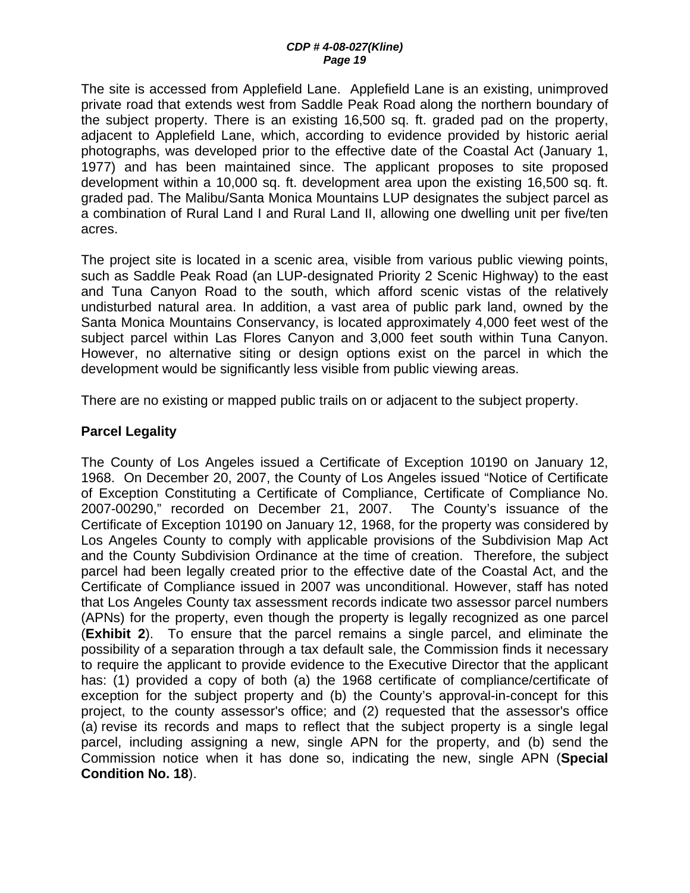The site is accessed from Applefield Lane. Applefield Lane is an existing, unimproved private road that extends west from Saddle Peak Road along the northern boundary of the subject property. There is an existing 16,500 sq. ft. graded pad on the property, adjacent to Applefield Lane, which, according to evidence provided by historic aerial photographs, was developed prior to the effective date of the Coastal Act (January 1, 1977) and has been maintained since. The applicant proposes to site proposed development within a 10,000 sq. ft. development area upon the existing 16,500 sq. ft. graded pad. The Malibu/Santa Monica Mountains LUP designates the subject parcel as a combination of Rural Land I and Rural Land II, allowing one dwelling unit per five/ten acres.

The project site is located in a scenic area, visible from various public viewing points, such as Saddle Peak Road (an LUP-designated Priority 2 Scenic Highway) to the east and Tuna Canyon Road to the south, which afford scenic vistas of the relatively undisturbed natural area. In addition, a vast area of public park land, owned by the Santa Monica Mountains Conservancy, is located approximately 4,000 feet west of the subject parcel within Las Flores Canyon and 3,000 feet south within Tuna Canyon. However, no alternative siting or design options exist on the parcel in which the development would be significantly less visible from public viewing areas.

There are no existing or mapped public trails on or adjacent to the subject property.

**Parcel Legality**

The County of Los Angeles issued a Certificate of Exception 10190 on January 12, 1968. On December 20, 2007, the County of Los Angeles issued "Notice of Certificate of Exception Constituting a Certificate of Compliance, Certificate of Compliance No. 2007-00290," recorded on December 21, 2007. The County's issuance of the Certificate of Exception 10190 on January 12, 1968, for the property was considered by Los Angeles County to comply with applicable provisions of the Subdivision Map Act and the County Subdivision Ordinance at the time of creation. Therefore, the subject parcel had been legally created prior to the effective date of the Coastal Act, and the Certificate of Compliance issued in 2007 was unconditional. However, staff has noted that Los Angeles County tax assessment records indicate two assessor parcel numbers (APNs) for the property, even though the property is legally recognized as one parcel (**Exhibit 2**). To ensure that the parcel remains a single parcel, and eliminate the possibility of a separation through a tax default sale, the Commission finds it necessary to require the applicant to provide evidence to the Executive Director that the applicant has: (1) provided a copy of both (a) the 1968 certificate of compliance/certificate of exception for the subject property and (b) the County's approval-in-concept for this project, to the county assessor's office; and (2) requested that the assessor's office (a) revise its records and maps to reflect that the subject property is a single legal parcel, including assigning a new, single APN for the property, and (b) send the Commission notice when it has done so, indicating the new, single APN (**Special Condition No. 18**).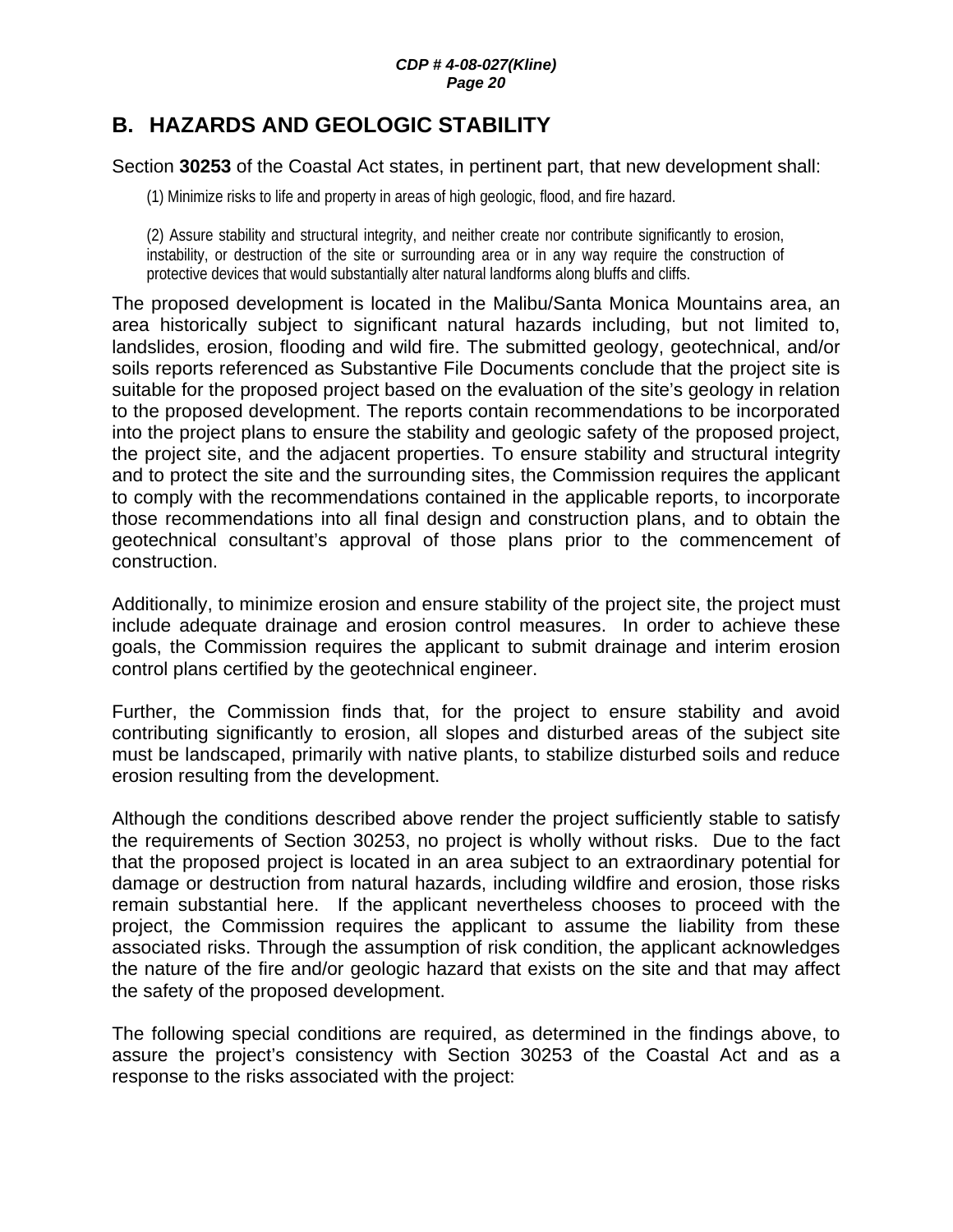## B. HAZARDS AND GEOLOGIC STABILITY

Section **30253** of the Coastal Act states, in pertinent part, that new development shall:

> (1) Minimize risks to life and property in areas of high geologic, flood, and fire hazard.
>
> (2) Assure stability and structural integrity, and neither create nor contribute significantly to erosion, instability, or destruction of the site or surrounding area or in any way require the construction of protective devices that would substantially alter natural landforms along bluffs and cliffs.

The proposed development is located in the Malibu/Santa Monica Mountains area, an area historically subject to significant natural hazards including, but not limited to, landslides, erosion, flooding and wild fire. The submitted geology, geotechnical, and/or soils reports referenced as Substantive File Documents conclude that the project site is suitable for the proposed project based on the evaluation of the site's geology in relation to the proposed development. The reports contain recommendations to be incorporated into the project plans to ensure the stability and geologic safety of the proposed project, the project site, and the adjacent properties. To ensure stability and structural integrity and to protect the site and the surrounding sites, the Commission requires the applicant to comply with the recommendations contained in the applicable reports, to incorporate those recommendations into all final design and construction plans, and to obtain the geotechnical consultant's approval of those plans prior to the commencement of construction.

Additionally, to minimize erosion and ensure stability of the project site, the project must include adequate drainage and erosion control measures. In order to achieve these goals, the Commission requires the applicant to submit drainage and interim erosion control plans certified by the geotechnical engineer.

Further, the Commission finds that, for the project to ensure stability and avoid contributing significantly to erosion, all slopes and disturbed areas of the subject site must be landscaped, primarily with native plants, to stabilize disturbed soils and reduce erosion resulting from the development.

Although the conditions described above render the project sufficiently stable to satisfy the requirements of Section 30253, no project is wholly without risks. Due to the fact that the proposed project is located in an area subject to an extraordinary potential for damage or destruction from natural hazards, including wildfire and erosion, those risks remain substantial here. If the applicant nevertheless chooses to proceed with the project, the Commission requires the applicant to assume the liability from these associated risks. Through the assumption of risk condition, the applicant acknowledges the nature of the fire and/or geologic hazard that exists on the site and that may affect the safety of the proposed development.

The following special conditions are required, as determined in the findings above, to assure the project's consistency with Section 30253 of the Coastal Act and as a response to the risks associated with the project: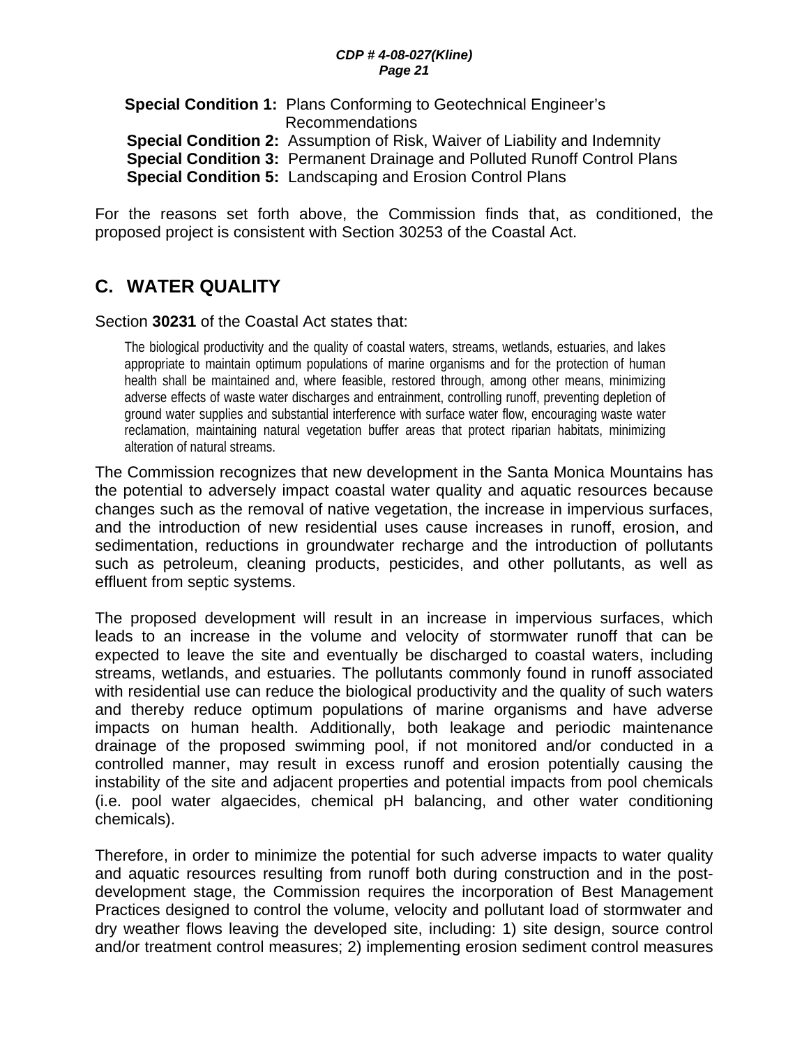**Special Condition 1:** Plans Conforming to Geotechnical Engineer's Recommendations
**Special Condition 2:** Assumption of Risk, Waiver of Liability and Indemnity
**Special Condition 3:** Permanent Drainage and Polluted Runoff Control Plans
**Special Condition 5:** Landscaping and Erosion Control Plans

For the reasons set forth above, the Commission finds that, as conditioned, the proposed project is consistent with Section 30253 of the Coastal Act.

## C. WATER QUALITY

Section **30231** of the Coastal Act states that:

> The biological productivity and the quality of coastal waters, streams, wetlands, estuaries, and lakes appropriate to maintain optimum populations of marine organisms and for the protection of human health shall be maintained and, where feasible, restored through, among other means, minimizing adverse effects of waste water discharges and entrainment, controlling runoff, preventing depletion of ground water supplies and substantial interference with surface water flow, encouraging waste water reclamation, maintaining natural vegetation buffer areas that protect riparian habitats, minimizing alteration of natural streams.

The Commission recognizes that new development in the Santa Monica Mountains has the potential to adversely impact coastal water quality and aquatic resources because changes such as the removal of native vegetation, the increase in impervious surfaces, and the introduction of new residential uses cause increases in runoff, erosion, and sedimentation, reductions in groundwater recharge and the introduction of pollutants such as petroleum, cleaning products, pesticides, and other pollutants, as well as effluent from septic systems.

The proposed development will result in an increase in impervious surfaces, which leads to an increase in the volume and velocity of stormwater runoff that can be expected to leave the site and eventually be discharged to coastal waters, including streams, wetlands, and estuaries. The pollutants commonly found in runoff associated with residential use can reduce the biological productivity and the quality of such waters and thereby reduce optimum populations of marine organisms and have adverse impacts on human health. Additionally, both leakage and periodic maintenance drainage of the proposed swimming pool, if not monitored and/or conducted in a controlled manner, may result in excess runoff and erosion potentially causing the instability of the site and adjacent properties and potential impacts from pool chemicals (i.e. pool water algaecides, chemical pH balancing, and other water conditioning chemicals).

Therefore, in order to minimize the potential for such adverse impacts to water quality and aquatic resources resulting from runoff both during construction and in the post-development stage, the Commission requires the incorporation of Best Management Practices designed to control the volume, velocity and pollutant load of stormwater and dry weather flows leaving the developed site, including: 1) site design, source control and/or treatment control measures; 2) implementing erosion sediment control measures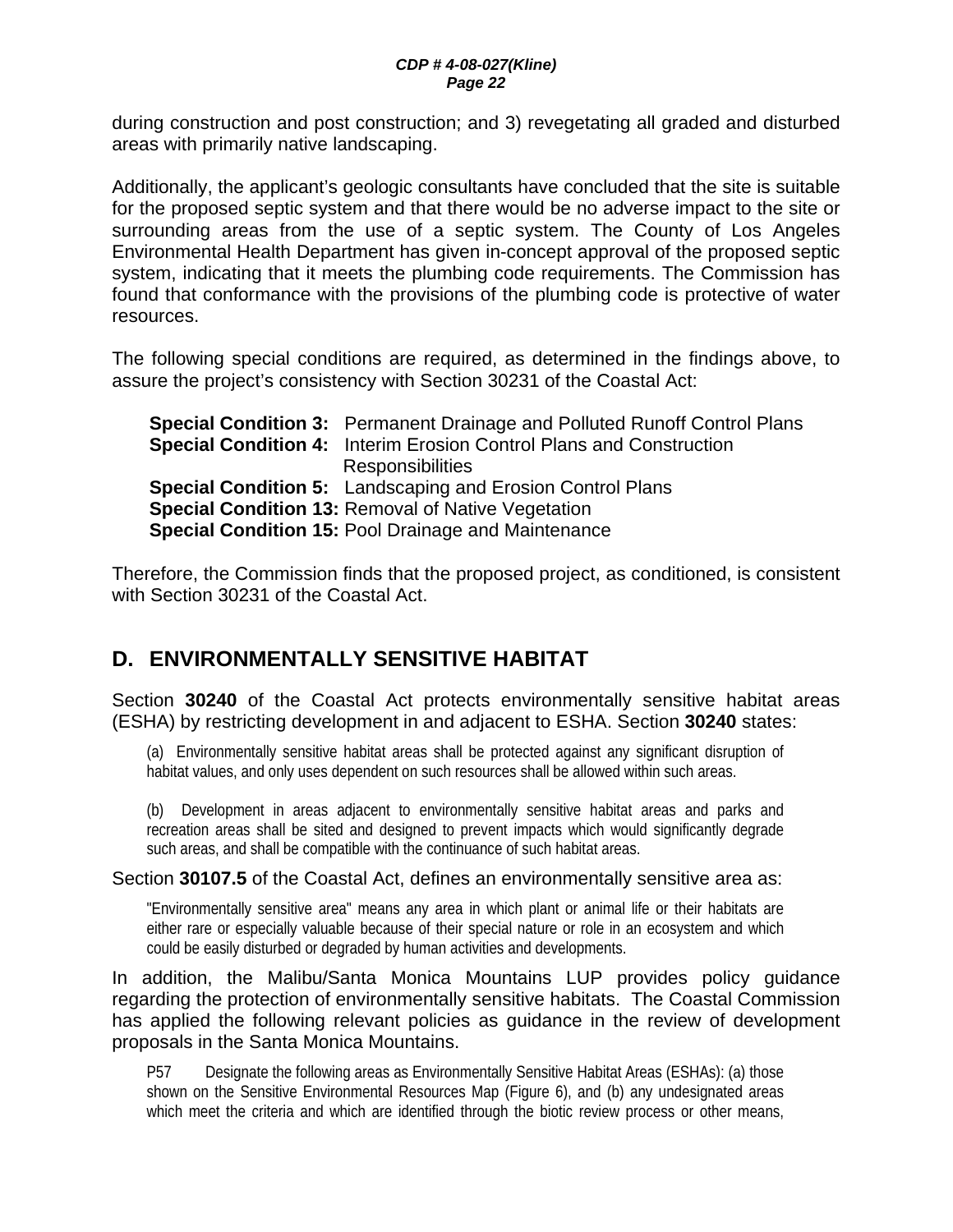during construction and post construction; and 3) revegetating all graded and disturbed areas with primarily native landscaping.

Additionally, the applicant's geologic consultants have concluded that the site is suitable for the proposed septic system and that there would be no adverse impact to the site or surrounding areas from the use of a septic system. The County of Los Angeles Environmental Health Department has given in-concept approval of the proposed septic system, indicating that it meets the plumbing code requirements. The Commission has found that conformance with the provisions of the plumbing code is protective of water resources.

The following special conditions are required, as determined in the findings above, to assure the project's consistency with Section 30231 of the Coastal Act:

**Special Condition 3:** Permanent Drainage and Polluted Runoff Control Plans
**Special Condition 4:** Interim Erosion Control Plans and Construction Responsibilities
**Special Condition 5:** Landscaping and Erosion Control Plans
**Special Condition 13:** Removal of Native Vegetation
**Special Condition 15:** Pool Drainage and Maintenance

Therefore, the Commission finds that the proposed project, as conditioned, is consistent with Section 30231 of the Coastal Act.

## D. ENVIRONMENTALLY SENSITIVE HABITAT

Section **30240** of the Coastal Act protects environmentally sensitive habitat areas (ESHA) by restricting development in and adjacent to ESHA. Section **30240** states:

> (a) Environmentally sensitive habitat areas shall be protected against any significant disruption of habitat values, and only uses dependent on such resources shall be allowed within such areas.
>
> (b) Development in areas adjacent to environmentally sensitive habitat areas and parks and recreation areas shall be sited and designed to prevent impacts which would significantly degrade such areas, and shall be compatible with the continuance of such habitat areas.

Section **30107.5** of the Coastal Act, defines an environmentally sensitive area as:

> "Environmentally sensitive area" means any area in which plant or animal life or their habitats are either rare or especially valuable because of their special nature or role in an ecosystem and which could be easily disturbed or degraded by human activities and developments.

In addition, the Malibu/Santa Monica Mountains LUP provides policy guidance regarding the protection of environmentally sensitive habitats. The Coastal Commission has applied the following relevant policies as guidance in the review of development proposals in the Santa Monica Mountains.

> P57 Designate the following areas as Environmentally Sensitive Habitat Areas (ESHAs): (a) those shown on the Sensitive Environmental Resources Map (Figure 6), and (b) any undesignated areas which meet the criteria and which are identified through the biotic review process or other means,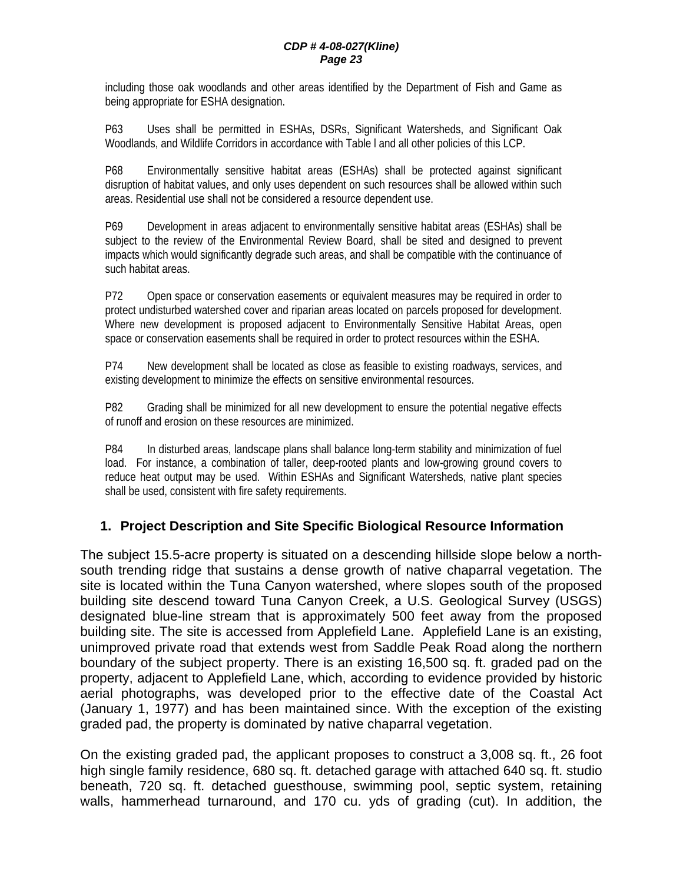including those oak woodlands and other areas identified by the Department of Fish and Game as being appropriate for ESHA designation.

P63 Uses shall be permitted in ESHAs, DSRs, Significant Watersheds, and Significant Oak Woodlands, and Wildlife Corridors in accordance with Table l and all other policies of this LCP.

P68 Environmentally sensitive habitat areas (ESHAs) shall be protected against significant disruption of habitat values, and only uses dependent on such resources shall be allowed within such areas. Residential use shall not be considered a resource dependent use.

P69 Development in areas adjacent to environmentally sensitive habitat areas (ESHAs) shall be subject to the review of the Environmental Review Board, shall be sited and designed to prevent impacts which would significantly degrade such areas, and shall be compatible with the continuance of such habitat areas.

P72 Open space or conservation easements or equivalent measures may be required in order to protect undisturbed watershed cover and riparian areas located on parcels proposed for development. Where new development is proposed adjacent to Environmentally Sensitive Habitat Areas, open space or conservation easements shall be required in order to protect resources within the ESHA.

P74 New development shall be located as close as feasible to existing roadways, services, and existing development to minimize the effects on sensitive environmental resources.

P82 Grading shall be minimized for all new development to ensure the potential negative effects of runoff and erosion on these resources are minimized.

P84 In disturbed areas, landscape plans shall balance long-term stability and minimization of fuel load. For instance, a combination of taller, deep-rooted plants and low-growing ground covers to reduce heat output may be used. Within ESHAs and Significant Watersheds, native plant species shall be used, consistent with fire safety requirements.

### 1. Project Description and Site Specific Biological Resource Information

The subject 15.5-acre property is situated on a descending hillside slope below a north-south trending ridge that sustains a dense growth of native chaparral vegetation. The site is located within the Tuna Canyon watershed, where slopes south of the proposed building site descend toward Tuna Canyon Creek, a U.S. Geological Survey (USGS) designated blue-line stream that is approximately 500 feet away from the proposed building site. The site is accessed from Applefield Lane. Applefield Lane is an existing, unimproved private road that extends west from Saddle Peak Road along the northern boundary of the subject property. There is an existing 16,500 sq. ft. graded pad on the property, adjacent to Applefield Lane, which, according to evidence provided by historic aerial photographs, was developed prior to the effective date of the Coastal Act (January 1, 1977) and has been maintained since. With the exception of the existing graded pad, the property is dominated by native chaparral vegetation.

On the existing graded pad, the applicant proposes to construct a 3,008 sq. ft., 26 foot high single family residence, 680 sq. ft. detached garage with attached 640 sq. ft. studio beneath, 720 sq. ft. detached guesthouse, swimming pool, septic system, retaining walls, hammerhead turnaround, and 170 cu. yds of grading (cut). In addition, the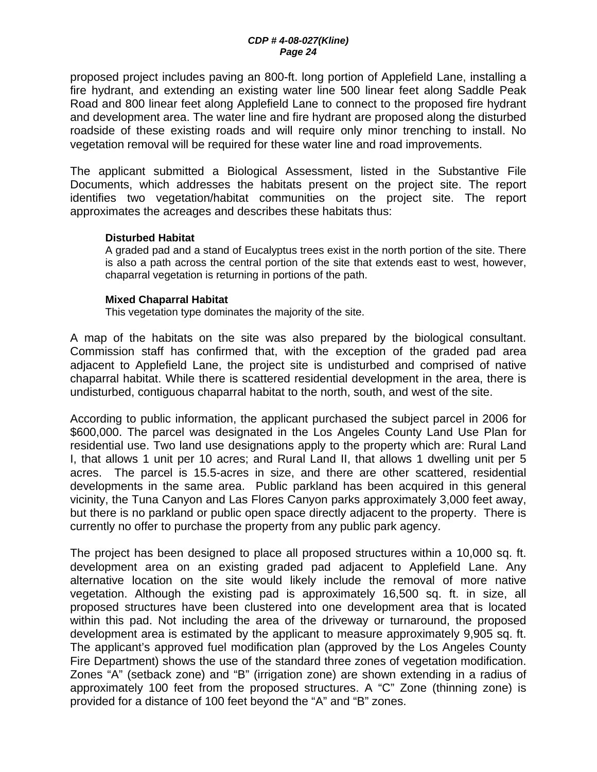proposed project includes paving an 800-ft. long portion of Applefield Lane, installing a fire hydrant, and extending an existing water line 500 linear feet along Saddle Peak Road and 800 linear feet along Applefield Lane to connect to the proposed fire hydrant and development area. The water line and fire hydrant are proposed along the disturbed roadside of these existing roads and will require only minor trenching to install. No vegetation removal will be required for these water line and road improvements.

The applicant submitted a Biological Assessment, listed in the Substantive File Documents, which addresses the habitats present on the project site. The report identifies two vegetation/habitat communities on the project site. The report approximates the acreages and describes these habitats thus:

> **Disturbed Habitat**
> A graded pad and a stand of Eucalyptus trees exist in the north portion of the site. There is also a path across the central portion of the site that extends east to west, however, chaparral vegetation is returning in portions of the path.
>
> **Mixed Chaparral Habitat**
> This vegetation type dominates the majority of the site.

A map of the habitats on the site was also prepared by the biological consultant. Commission staff has confirmed that, with the exception of the graded pad area adjacent to Applefield Lane, the project site is undisturbed and comprised of native chaparral habitat. While there is scattered residential development in the area, there is undisturbed, contiguous chaparral habitat to the north, south, and west of the site.

According to public information, the applicant purchased the subject parcel in 2006 for $600,000. The parcel was designated in the Los Angeles County Land Use Plan for residential use. Two land use designations apply to the property which are: Rural Land I, that allows 1 unit per 10 acres; and Rural Land II, that allows 1 dwelling unit per 5 acres. The parcel is 15.5-acres in size, and there are other scattered, residential developments in the same area. Public parkland has been acquired in this general vicinity, the Tuna Canyon and Las Flores Canyon parks approximately 3,000 feet away, but there is no parkland or public open space directly adjacent to the property. There is currently no offer to purchase the property from any public park agency.

The project has been designed to place all proposed structures within a 10,000 sq. ft. development area on an existing graded pad adjacent to Applefield Lane. Any alternative location on the site would likely include the removal of more native vegetation. Although the existing pad is approximately 16,500 sq. ft. in size, all proposed structures have been clustered into one development area that is located within this pad. Not including the area of the driveway or turnaround, the proposed development area is estimated by the applicant to measure approximately 9,905 sq. ft. The applicant's approved fuel modification plan (approved by the Los Angeles County Fire Department) shows the use of the standard three zones of vegetation modification. Zones "A" (setback zone) and "B" (irrigation zone) are shown extending in a radius of approximately 100 feet from the proposed structures. A "C" Zone (thinning zone) is provided for a distance of 100 feet beyond the "A" and "B" zones.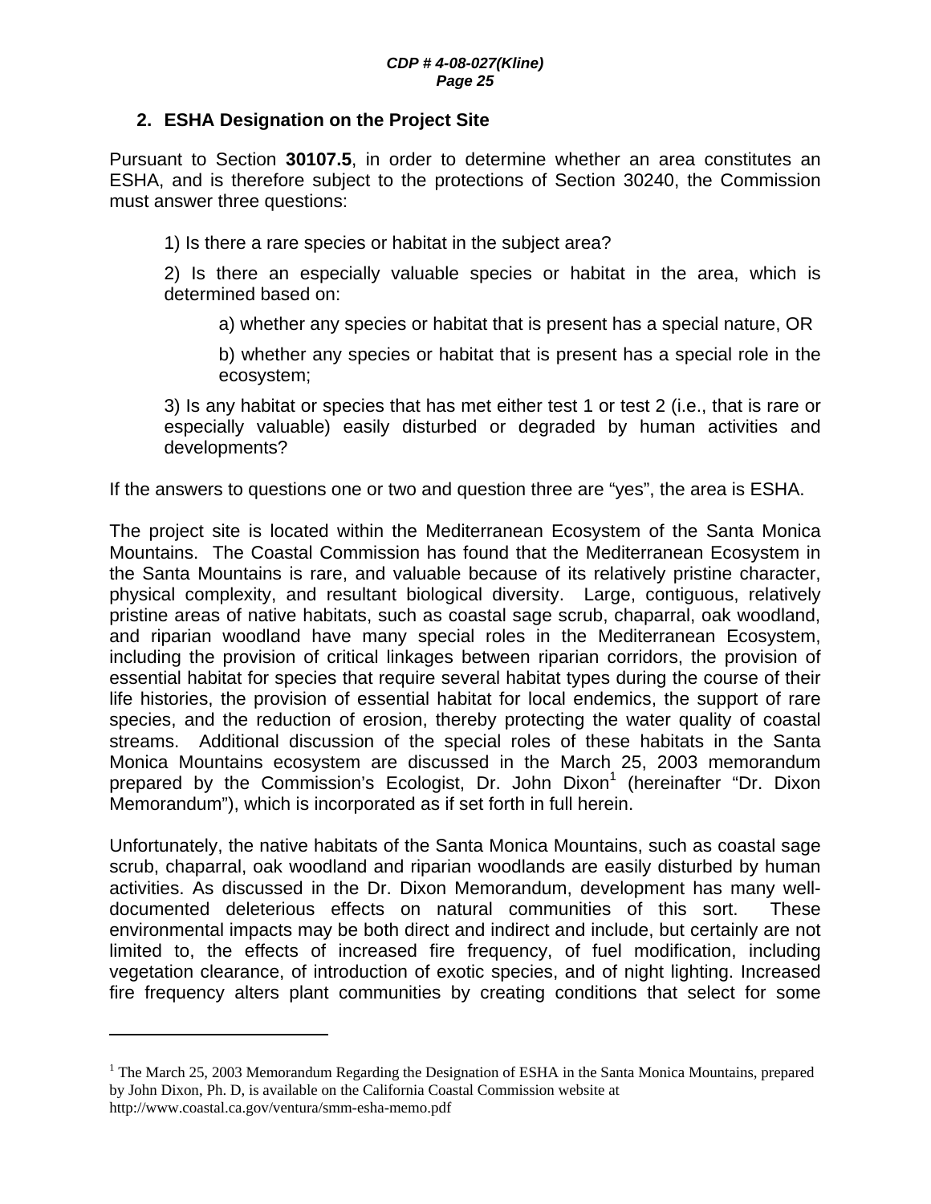## 2. ESHA Designation on the Project Site

Pursuant to Section **30107.5**, in order to determine whether an area constitutes an ESHA, and is therefore subject to the protections of Section 30240, the Commission must answer three questions:

1) Is there a rare species or habitat in the subject area?

2) Is there an especially valuable species or habitat in the area, which is determined based on:

a) whether any species or habitat that is present has a special nature, OR

b) whether any species or habitat that is present has a special role in the ecosystem;

3) Is any habitat or species that has met either test 1 or test 2 (i.e., that is rare or especially valuable) easily disturbed or degraded by human activities and developments?

If the answers to questions one or two and question three are "yes", the area is ESHA.

The project site is located within the Mediterranean Ecosystem of the Santa Monica Mountains. The Coastal Commission has found that the Mediterranean Ecosystem in the Santa Mountains is rare, and valuable because of its relatively pristine character, physical complexity, and resultant biological diversity. Large, contiguous, relatively pristine areas of native habitats, such as coastal sage scrub, chaparral, oak woodland, and riparian woodland have many special roles in the Mediterranean Ecosystem, including the provision of critical linkages between riparian corridors, the provision of essential habitat for species that require several habitat types during the course of their life histories, the provision of essential habitat for local endemics, the support of rare species, and the reduction of erosion, thereby protecting the water quality of coastal streams. Additional discussion of the special roles of these habitats in the Santa Monica Mountains ecosystem are discussed in the March 25, 2003 memorandum prepared by the Commission's Ecologist, Dr. John Dixon[1] (hereinafter "Dr. Dixon Memorandum"), which is incorporated as if set forth in full herein.

Unfortunately, the native habitats of the Santa Monica Mountains, such as coastal sage scrub, chaparral, oak woodland and riparian woodlands are easily disturbed by human activities. As discussed in the Dr. Dixon Memorandum, development has many well-documented deleterious effects on natural communities of this sort. These environmental impacts may be both direct and indirect and include, but certainly are not limited to, the effects of increased fire frequency, of fuel modification, including vegetation clearance, of introduction of exotic species, and of night lighting. Increased fire frequency alters plant communities by creating conditions that select for some

---

[1] The March 25, 2003 Memorandum Regarding the Designation of ESHA in the Santa Monica Mountains, prepared by John Dixon, Ph. D, is available on the California Coastal Commission website at http://www.coastal.ca.gov/ventura/smm-esha-memo.pdf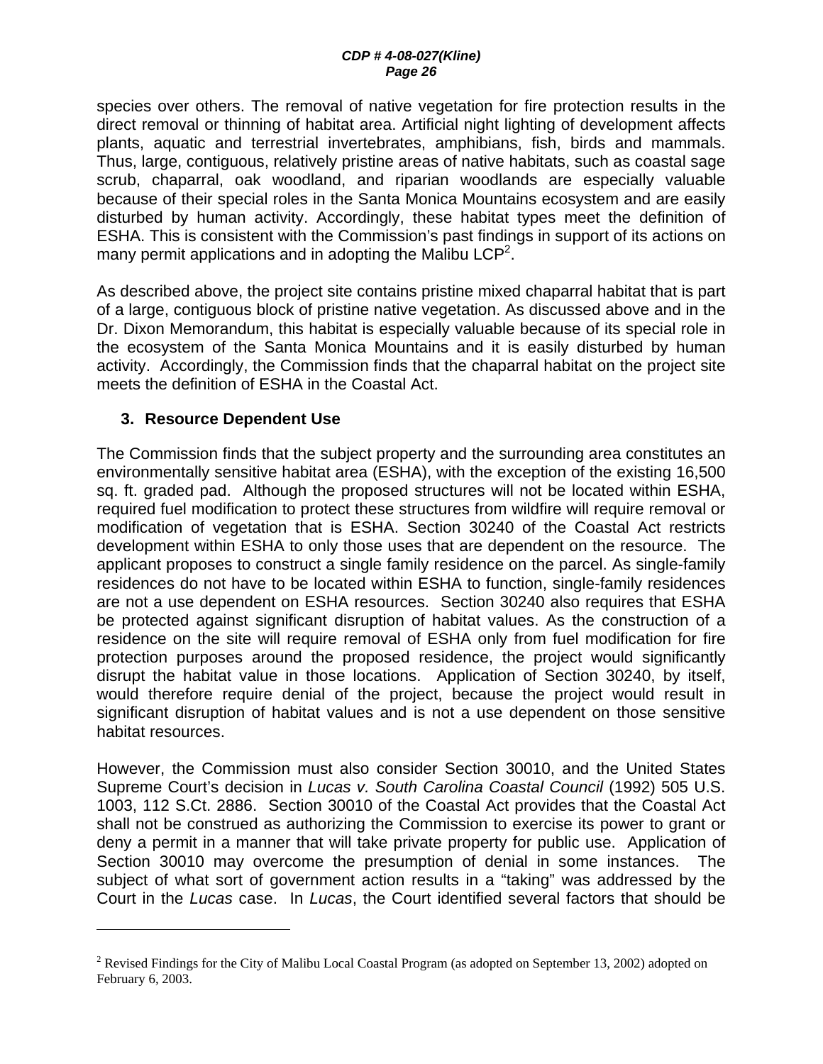species over others. The removal of native vegetation for fire protection results in the direct removal or thinning of habitat area. Artificial night lighting of development affects plants, aquatic and terrestrial invertebrates, amphibians, fish, birds and mammals. Thus, large, contiguous, relatively pristine areas of native habitats, such as coastal sage scrub, chaparral, oak woodland, and riparian woodlands are especially valuable because of their special roles in the Santa Monica Mountains ecosystem and are easily disturbed by human activity. Accordingly, these habitat types meet the definition of ESHA. This is consistent with the Commission's past findings in support of its actions on many permit applications and in adopting the Malibu LCP[2].

As described above, the project site contains pristine mixed chaparral habitat that is part of a large, contiguous block of pristine native vegetation. As discussed above and in the Dr. Dixon Memorandum, this habitat is especially valuable because of its special role in the ecosystem of the Santa Monica Mountains and it is easily disturbed by human activity. Accordingly, the Commission finds that the chaparral habitat on the project site meets the definition of ESHA in the Coastal Act.

### 3. Resource Dependent Use

The Commission finds that the subject property and the surrounding area constitutes an environmentally sensitive habitat area (ESHA), with the exception of the existing 16,500 sq. ft. graded pad. Although the proposed structures will not be located within ESHA, required fuel modification to protect these structures from wildfire will require removal or modification of vegetation that is ESHA. Section 30240 of the Coastal Act restricts development within ESHA to only those uses that are dependent on the resource. The applicant proposes to construct a single family residence on the parcel. As single-family residences do not have to be located within ESHA to function, single-family residences are not a use dependent on ESHA resources. Section 30240 also requires that ESHA be protected against significant disruption of habitat values. As the construction of a residence on the site will require removal of ESHA only from fuel modification for fire protection purposes around the proposed residence, the project would significantly disrupt the habitat value in those locations. Application of Section 30240, by itself, would therefore require denial of the project, because the project would result in significant disruption of habitat values and is not a use dependent on those sensitive habitat resources.

However, the Commission must also consider Section 30010, and the United States Supreme Court's decision in *Lucas v. South Carolina Coastal Council* (1992) 505 U.S. 1003, 112 S.Ct. 2886. Section 30010 of the Coastal Act provides that the Coastal Act shall not be construed as authorizing the Commission to exercise its power to grant or deny a permit in a manner that will take private property for public use. Application of Section 30010 may overcome the presumption of denial in some instances. The subject of what sort of government action results in a "taking" was addressed by the Court in the *Lucas* case. In *Lucas*, the Court identified several factors that should be

---

[2] Revised Findings for the City of Malibu Local Coastal Program (as adopted on September 13, 2002) adopted on February 6, 2003.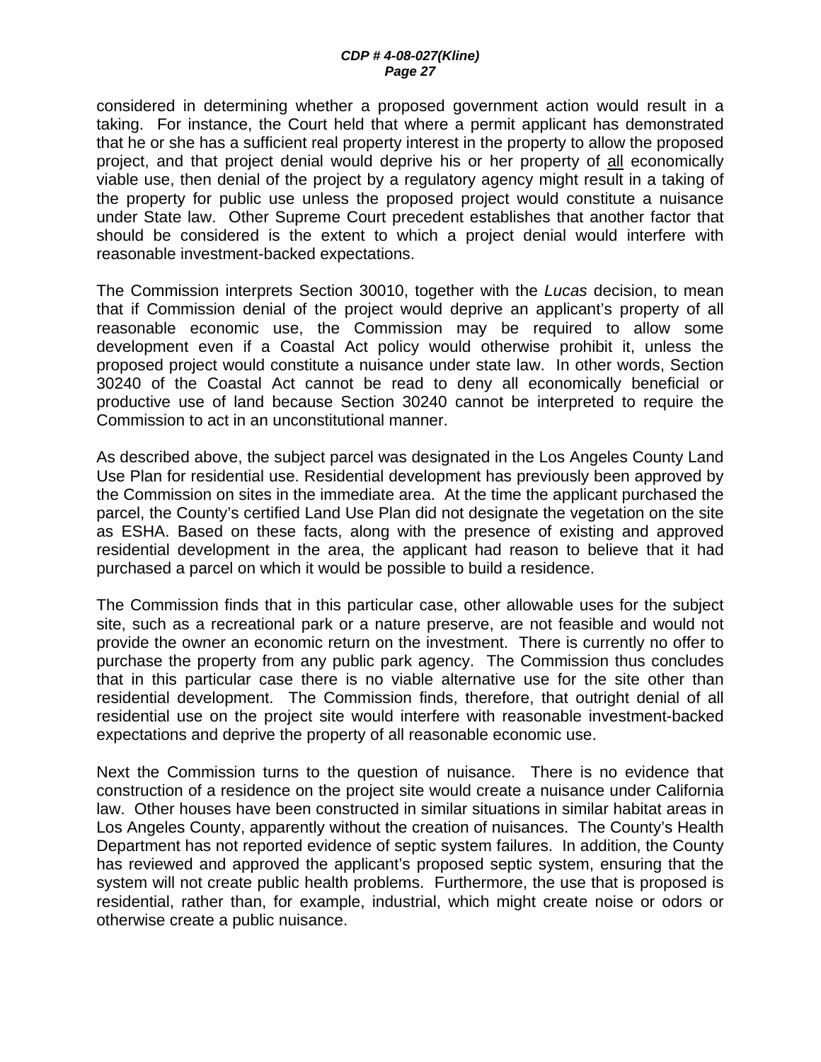considered in determining whether a proposed government action would result in a taking. For instance, the Court held that where a permit applicant has demonstrated that he or she has a sufficient real property interest in the property to allow the proposed project, and that project denial would deprive his or her property of <u>all</u> economically viable use, then denial of the project by a regulatory agency might result in a taking of the property for public use unless the proposed project would constitute a nuisance under State law. Other Supreme Court precedent establishes that another factor that should be considered is the extent to which a project denial would interfere with reasonable investment-backed expectations.

The Commission interprets Section 30010, together with the *Lucas* decision, to mean that if Commission denial of the project would deprive an applicant's property of all reasonable economic use, the Commission may be required to allow some development even if a Coastal Act policy would otherwise prohibit it, unless the proposed project would constitute a nuisance under state law. In other words, Section 30240 of the Coastal Act cannot be read to deny all economically beneficial or productive use of land because Section 30240 cannot be interpreted to require the Commission to act in an unconstitutional manner.

As described above, the subject parcel was designated in the Los Angeles County Land Use Plan for residential use. Residential development has previously been approved by the Commission on sites in the immediate area. At the time the applicant purchased the parcel, the County's certified Land Use Plan did not designate the vegetation on the site as ESHA. Based on these facts, along with the presence of existing and approved residential development in the area, the applicant had reason to believe that it had purchased a parcel on which it would be possible to build a residence.

The Commission finds that in this particular case, other allowable uses for the subject site, such as a recreational park or a nature preserve, are not feasible and would not provide the owner an economic return on the investment. There is currently no offer to purchase the property from any public park agency. The Commission thus concludes that in this particular case there is no viable alternative use for the site other than residential development. The Commission finds, therefore, that outright denial of all residential use on the project site would interfere with reasonable investment-backed expectations and deprive the property of all reasonable economic use.

Next the Commission turns to the question of nuisance. There is no evidence that construction of a residence on the project site would create a nuisance under California law. Other houses have been constructed in similar situations in similar habitat areas in Los Angeles County, apparently without the creation of nuisances. The County's Health Department has not reported evidence of septic system failures. In addition, the County has reviewed and approved the applicant's proposed septic system, ensuring that the system will not create public health problems. Furthermore, the use that is proposed is residential, rather than, for example, industrial, which might create noise or odors or otherwise create a public nuisance.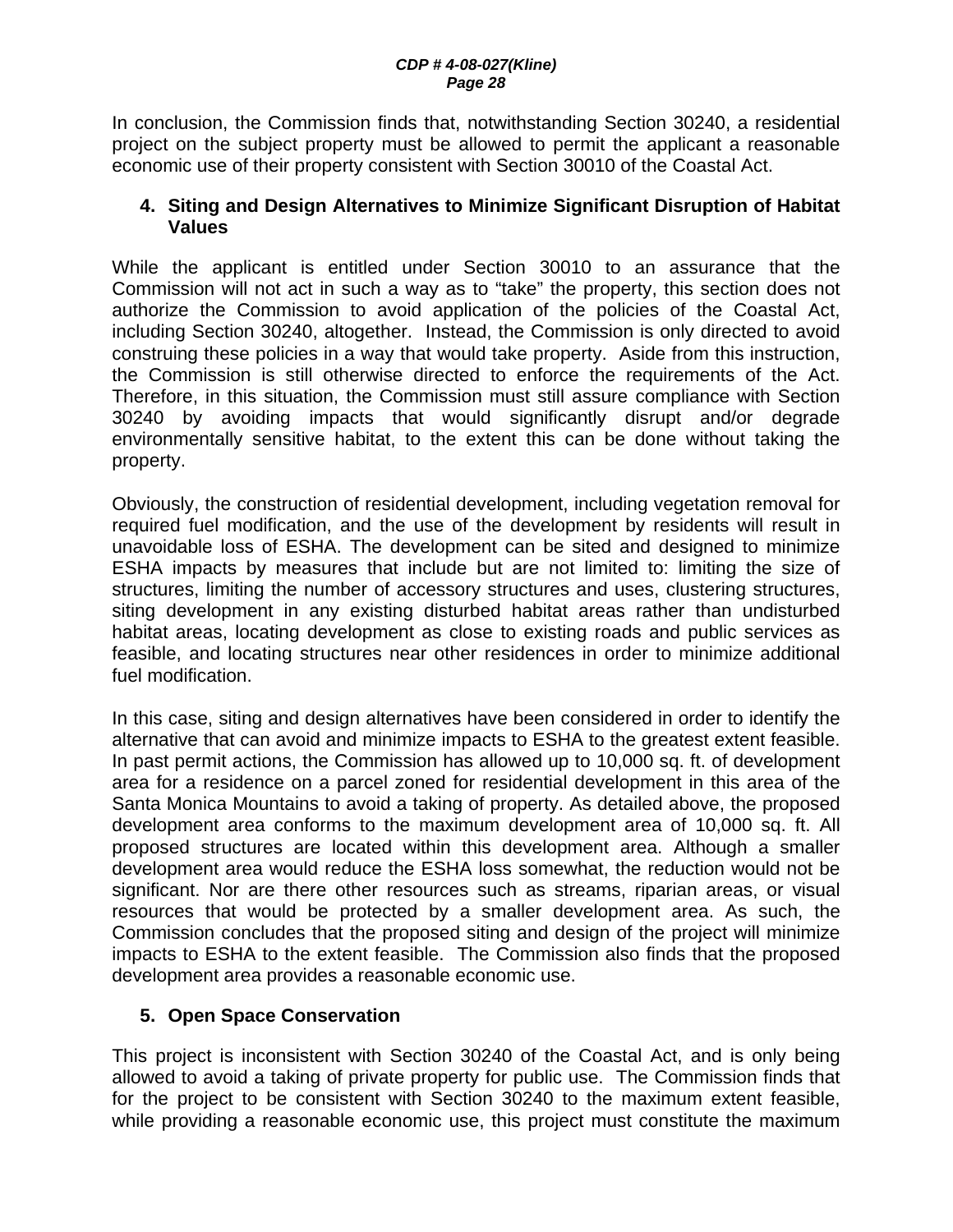In conclusion, the Commission finds that, notwithstanding Section 30240, a residential project on the subject property must be allowed to permit the applicant a reasonable economic use of their property consistent with Section 30010 of the Coastal Act.

### 4. Siting and Design Alternatives to Minimize Significant Disruption of Habitat Values

While the applicant is entitled under Section 30010 to an assurance that the Commission will not act in such a way as to "take" the property, this section does not authorize the Commission to avoid application of the policies of the Coastal Act, including Section 30240, altogether. Instead, the Commission is only directed to avoid construing these policies in a way that would take property. Aside from this instruction, the Commission is still otherwise directed to enforce the requirements of the Act. Therefore, in this situation, the Commission must still assure compliance with Section 30240 by avoiding impacts that would significantly disrupt and/or degrade environmentally sensitive habitat, to the extent this can be done without taking the property.

Obviously, the construction of residential development, including vegetation removal for required fuel modification, and the use of the development by residents will result in unavoidable loss of ESHA. The development can be sited and designed to minimize ESHA impacts by measures that include but are not limited to: limiting the size of structures, limiting the number of accessory structures and uses, clustering structures, siting development in any existing disturbed habitat areas rather than undisturbed habitat areas, locating development as close to existing roads and public services as feasible, and locating structures near other residences in order to minimize additional fuel modification.

In this case, siting and design alternatives have been considered in order to identify the alternative that can avoid and minimize impacts to ESHA to the greatest extent feasible. In past permit actions, the Commission has allowed up to 10,000 sq. ft. of development area for a residence on a parcel zoned for residential development in this area of the Santa Monica Mountains to avoid a taking of property. As detailed above, the proposed development area conforms to the maximum development area of 10,000 sq. ft. All proposed structures are located within this development area. Although a smaller development area would reduce the ESHA loss somewhat, the reduction would not be significant. Nor are there other resources such as streams, riparian areas, or visual resources that would be protected by a smaller development area. As such, the Commission concludes that the proposed siting and design of the project will minimize impacts to ESHA to the extent feasible. The Commission also finds that the proposed development area provides a reasonable economic use.

### 5. Open Space Conservation

This project is inconsistent with Section 30240 of the Coastal Act, and is only being allowed to avoid a taking of private property for public use. The Commission finds that for the project to be consistent with Section 30240 to the maximum extent feasible, while providing a reasonable economic use, this project must constitute the maximum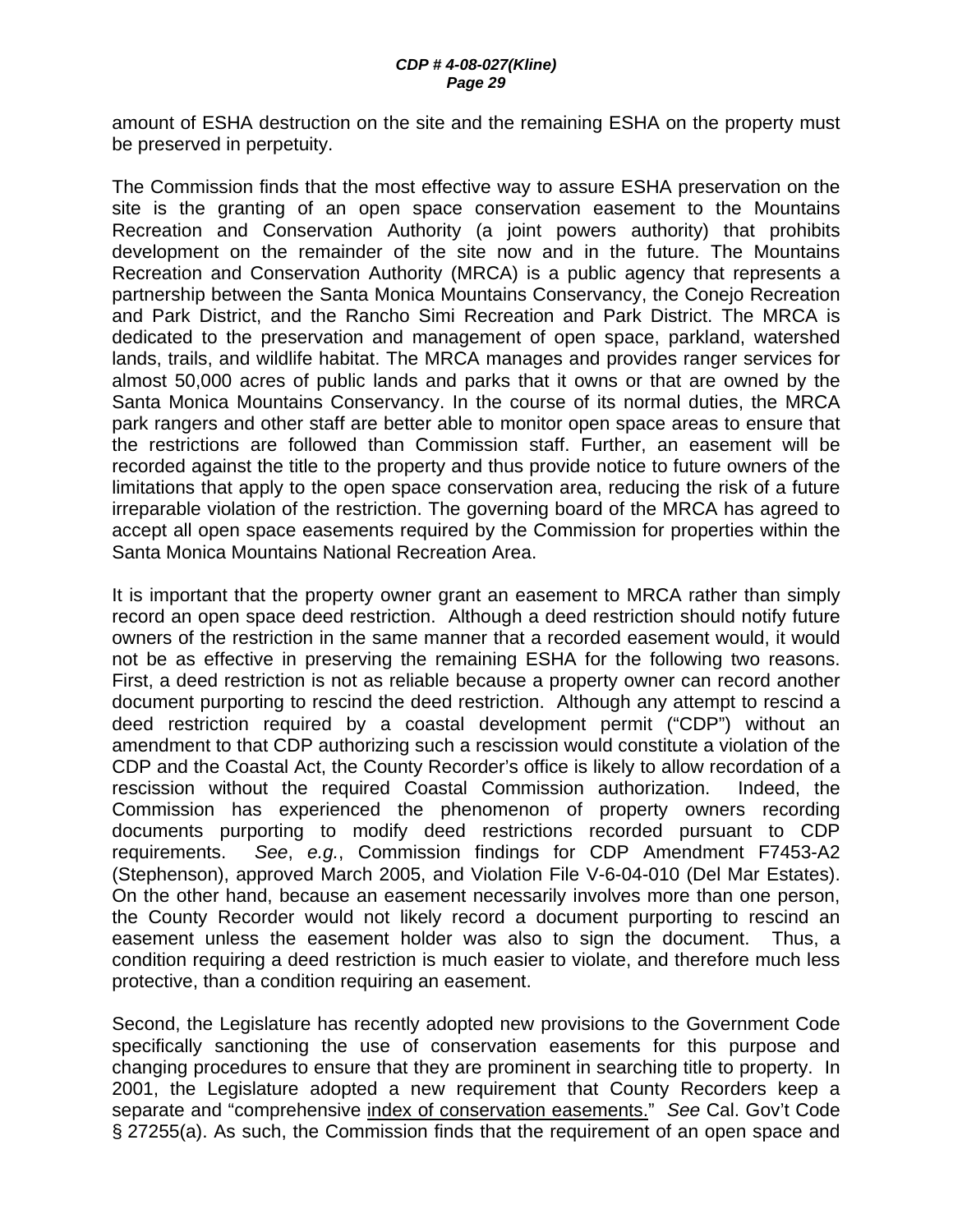amount of ESHA destruction on the site and the remaining ESHA on the property must be preserved in perpetuity.

The Commission finds that the most effective way to assure ESHA preservation on the site is the granting of an open space conservation easement to the Mountains Recreation and Conservation Authority (a joint powers authority) that prohibits development on the remainder of the site now and in the future. The Mountains Recreation and Conservation Authority (MRCA) is a public agency that represents a partnership between the Santa Monica Mountains Conservancy, the Conejo Recreation and Park District, and the Rancho Simi Recreation and Park District. The MRCA is dedicated to the preservation and management of open space, parkland, watershed lands, trails, and wildlife habitat. The MRCA manages and provides ranger services for almost 50,000 acres of public lands and parks that it owns or that are owned by the Santa Monica Mountains Conservancy. In the course of its normal duties, the MRCA park rangers and other staff are better able to monitor open space areas to ensure that the restrictions are followed than Commission staff. Further, an easement will be recorded against the title to the property and thus provide notice to future owners of the limitations that apply to the open space conservation area, reducing the risk of a future irreparable violation of the restriction. The governing board of the MRCA has agreed to accept all open space easements required by the Commission for properties within the Santa Monica Mountains National Recreation Area.

It is important that the property owner grant an easement to MRCA rather than simply record an open space deed restriction. Although a deed restriction should notify future owners of the restriction in the same manner that a recorded easement would, it would not be as effective in preserving the remaining ESHA for the following two reasons. First, a deed restriction is not as reliable because a property owner can record another document purporting to rescind the deed restriction. Although any attempt to rescind a deed restriction required by a coastal development permit ("CDP") without an amendment to that CDP authorizing such a rescission would constitute a violation of the CDP and the Coastal Act, the County Recorder's office is likely to allow recordation of a rescission without the required Coastal Commission authorization. Indeed, the Commission has experienced the phenomenon of property owners recording documents purporting to modify deed restrictions recorded pursuant to CDP requirements. *See*, *e.g.*, Commission findings for CDP Amendment F7453-A2 (Stephenson), approved March 2005, and Violation File V-6-04-010 (Del Mar Estates). On the other hand, because an easement necessarily involves more than one person, the County Recorder would not likely record a document purporting to rescind an easement unless the easement holder was also to sign the document. Thus, a condition requiring a deed restriction is much easier to violate, and therefore much less protective, than a condition requiring an easement.

Second, the Legislature has recently adopted new provisions to the Government Code specifically sanctioning the use of conservation easements for this purpose and changing procedures to ensure that they are prominent in searching title to property. In 2001, the Legislature adopted a new requirement that County Recorders keep a separate and "comprehensive <u>index of conservation easements.</u>" *See* Cal. Gov't Code § 27255(a). As such, the Commission finds that the requirement of an open space and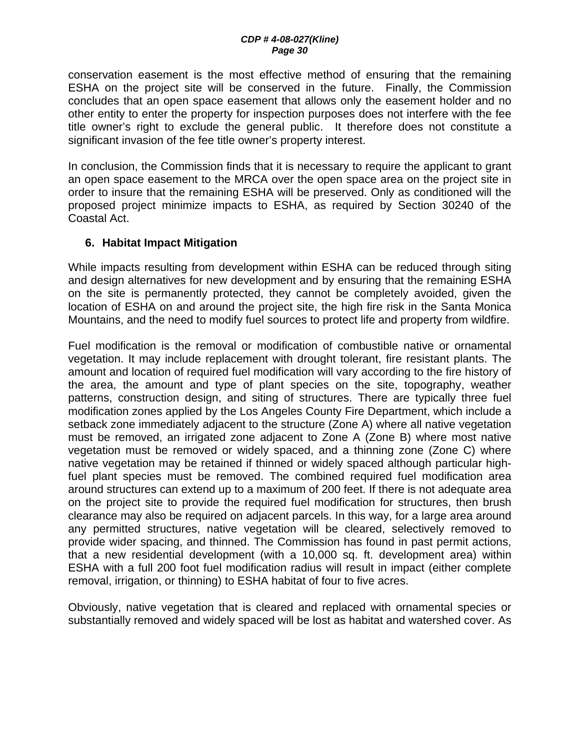conservation easement is the most effective method of ensuring that the remaining ESHA on the project site will be conserved in the future. Finally, the Commission concludes that an open space easement that allows only the easement holder and no other entity to enter the property for inspection purposes does not interfere with the fee title owner's right to exclude the general public. It therefore does not constitute a significant invasion of the fee title owner's property interest.

In conclusion, the Commission finds that it is necessary to require the applicant to grant an open space easement to the MRCA over the open space area on the project site in order to insure that the remaining ESHA will be preserved. Only as conditioned will the proposed project minimize impacts to ESHA, as required by Section 30240 of the Coastal Act.

### 6. Habitat Impact Mitigation

While impacts resulting from development within ESHA can be reduced through siting and design alternatives for new development and by ensuring that the remaining ESHA on the site is permanently protected, they cannot be completely avoided, given the location of ESHA on and around the project site, the high fire risk in the Santa Monica Mountains, and the need to modify fuel sources to protect life and property from wildfire.

Fuel modification is the removal or modification of combustible native or ornamental vegetation. It may include replacement with drought tolerant, fire resistant plants. The amount and location of required fuel modification will vary according to the fire history of the area, the amount and type of plant species on the site, topography, weather patterns, construction design, and siting of structures. There are typically three fuel modification zones applied by the Los Angeles County Fire Department, which include a setback zone immediately adjacent to the structure (Zone A) where all native vegetation must be removed, an irrigated zone adjacent to Zone A (Zone B) where most native vegetation must be removed or widely spaced, and a thinning zone (Zone C) where native vegetation may be retained if thinned or widely spaced although particular high-fuel plant species must be removed. The combined required fuel modification area around structures can extend up to a maximum of 200 feet. If there is not adequate area on the project site to provide the required fuel modification for structures, then brush clearance may also be required on adjacent parcels. In this way, for a large area around any permitted structures, native vegetation will be cleared, selectively removed to provide wider spacing, and thinned. The Commission has found in past permit actions, that a new residential development (with a 10,000 sq. ft. development area) within ESHA with a full 200 foot fuel modification radius will result in impact (either complete removal, irrigation, or thinning) to ESHA habitat of four to five acres.

Obviously, native vegetation that is cleared and replaced with ornamental species or substantially removed and widely spaced will be lost as habitat and watershed cover. As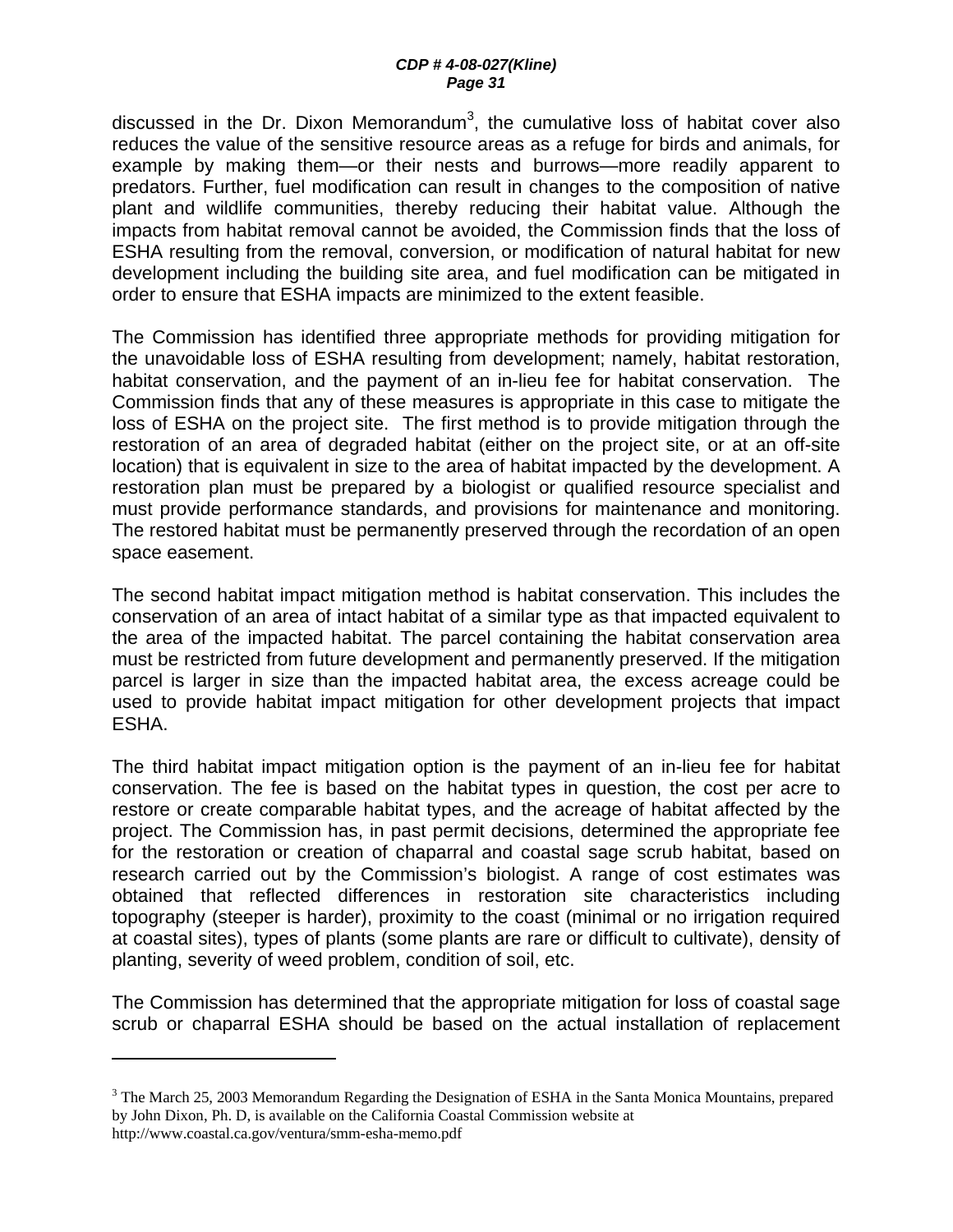discussed in the Dr. Dixon Memorandum[3], the cumulative loss of habitat cover also reduces the value of the sensitive resource areas as a refuge for birds and animals, for example by making them—or their nests and burrows—more readily apparent to predators. Further, fuel modification can result in changes to the composition of native plant and wildlife communities, thereby reducing their habitat value. Although the impacts from habitat removal cannot be avoided, the Commission finds that the loss of ESHA resulting from the removal, conversion, or modification of natural habitat for new development including the building site area, and fuel modification can be mitigated in order to ensure that ESHA impacts are minimized to the extent feasible.

The Commission has identified three appropriate methods for providing mitigation for the unavoidable loss of ESHA resulting from development; namely, habitat restoration, habitat conservation, and the payment of an in-lieu fee for habitat conservation. The Commission finds that any of these measures is appropriate in this case to mitigate the loss of ESHA on the project site. The first method is to provide mitigation through the restoration of an area of degraded habitat (either on the project site, or at an off-site location) that is equivalent in size to the area of habitat impacted by the development. A restoration plan must be prepared by a biologist or qualified resource specialist and must provide performance standards, and provisions for maintenance and monitoring. The restored habitat must be permanently preserved through the recordation of an open space easement.

The second habitat impact mitigation method is habitat conservation. This includes the conservation of an area of intact habitat of a similar type as that impacted equivalent to the area of the impacted habitat. The parcel containing the habitat conservation area must be restricted from future development and permanently preserved. If the mitigation parcel is larger in size than the impacted habitat area, the excess acreage could be used to provide habitat impact mitigation for other development projects that impact ESHA.

The third habitat impact mitigation option is the payment of an in-lieu fee for habitat conservation. The fee is based on the habitat types in question, the cost per acre to restore or create comparable habitat types, and the acreage of habitat affected by the project. The Commission has, in past permit decisions, determined the appropriate fee for the restoration or creation of chaparral and coastal sage scrub habitat, based on research carried out by the Commission's biologist. A range of cost estimates was obtained that reflected differences in restoration site characteristics including topography (steeper is harder), proximity to the coast (minimal or no irrigation required at coastal sites), types of plants (some plants are rare or difficult to cultivate), density of planting, severity of weed problem, condition of soil, etc.

The Commission has determined that the appropriate mitigation for loss of coastal sage scrub or chaparral ESHA should be based on the actual installation of replacement

---

[3] The March 25, 2003 Memorandum Regarding the Designation of ESHA in the Santa Monica Mountains, prepared by John Dixon, Ph. D, is available on the California Coastal Commission website at http://www.coastal.ca.gov/ventura/smm-esha-memo.pdf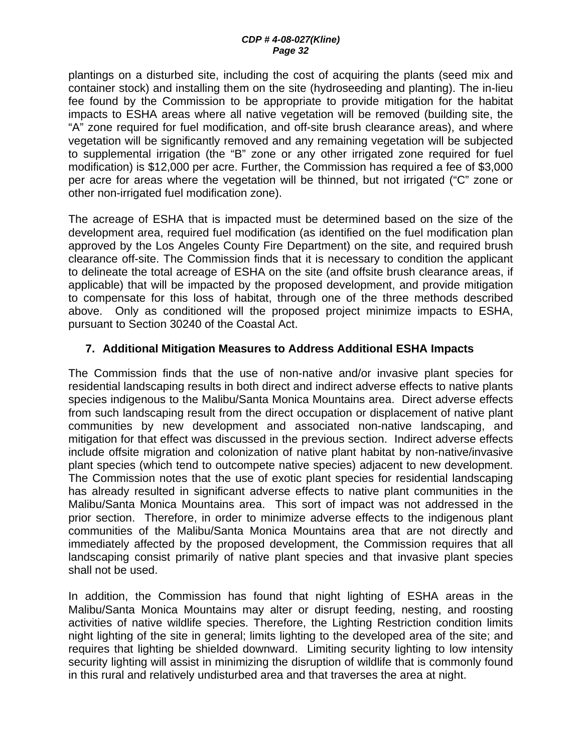plantings on a disturbed site, including the cost of acquiring the plants (seed mix and container stock) and installing them on the site (hydroseeding and planting). The in-lieu fee found by the Commission to be appropriate to provide mitigation for the habitat impacts to ESHA areas where all native vegetation will be removed (building site, the "A" zone required for fuel modification, and off-site brush clearance areas), and where vegetation will be significantly removed and any remaining vegetation will be subjected to supplemental irrigation (the "B" zone or any other irrigated zone required for fuel modification) is $12,000 per acre. Further, the Commission has required a fee of $3,000 per acre for areas where the vegetation will be thinned, but not irrigated ("C" zone or other non-irrigated fuel modification zone).

The acreage of ESHA that is impacted must be determined based on the size of the development area, required fuel modification (as identified on the fuel modification plan approved by the Los Angeles County Fire Department) on the site, and required brush clearance off-site. The Commission finds that it is necessary to condition the applicant to delineate the total acreage of ESHA on the site (and offsite brush clearance areas, if applicable) that will be impacted by the proposed development, and provide mitigation to compensate for this loss of habitat, through one of the three methods described above. Only as conditioned will the proposed project minimize impacts to ESHA, pursuant to Section 30240 of the Coastal Act.

### 7. Additional Mitigation Measures to Address Additional ESHA Impacts

The Commission finds that the use of non-native and/or invasive plant species for residential landscaping results in both direct and indirect adverse effects to native plants species indigenous to the Malibu/Santa Monica Mountains area. Direct adverse effects from such landscaping result from the direct occupation or displacement of native plant communities by new development and associated non-native landscaping, and mitigation for that effect was discussed in the previous section. Indirect adverse effects include offsite migration and colonization of native plant habitat by non-native/invasive plant species (which tend to outcompete native species) adjacent to new development. The Commission notes that the use of exotic plant species for residential landscaping has already resulted in significant adverse effects to native plant communities in the Malibu/Santa Monica Mountains area. This sort of impact was not addressed in the prior section. Therefore, in order to minimize adverse effects to the indigenous plant communities of the Malibu/Santa Monica Mountains area that are not directly and immediately affected by the proposed development, the Commission requires that all landscaping consist primarily of native plant species and that invasive plant species shall not be used.

In addition, the Commission has found that night lighting of ESHA areas in the Malibu/Santa Monica Mountains may alter or disrupt feeding, nesting, and roosting activities of native wildlife species. Therefore, the Lighting Restriction condition limits night lighting of the site in general; limits lighting to the developed area of the site; and requires that lighting be shielded downward. Limiting security lighting to low intensity security lighting will assist in minimizing the disruption of wildlife that is commonly found in this rural and relatively undisturbed area and that traverses the area at night.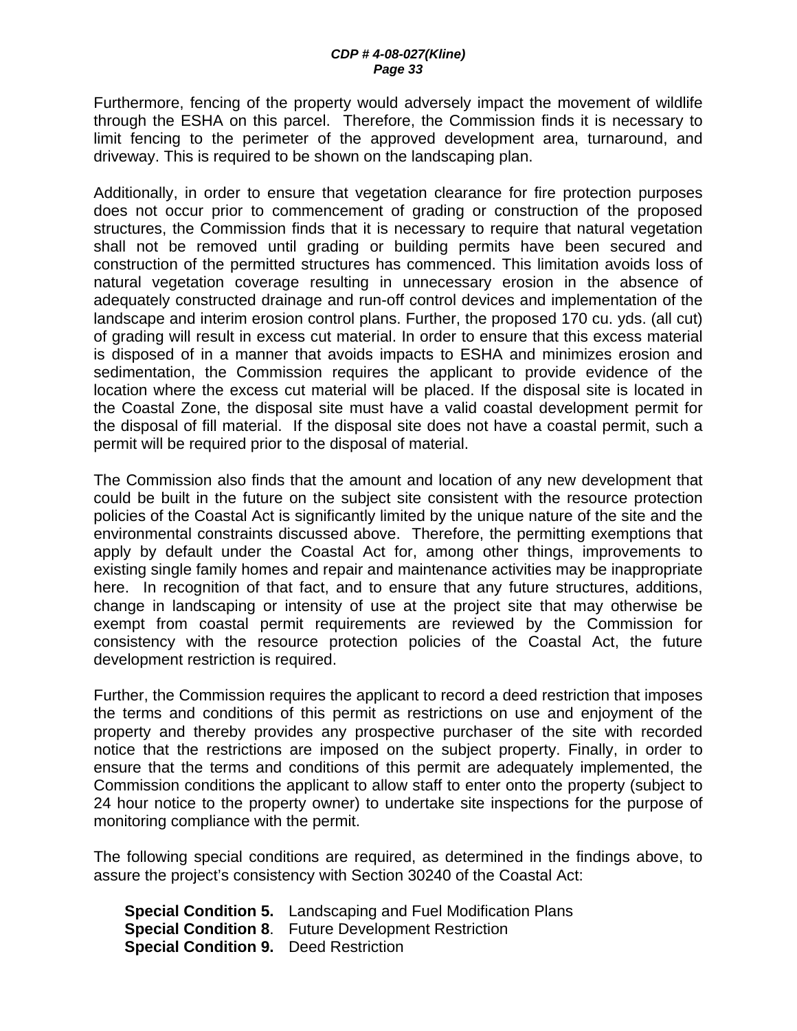Furthermore, fencing of the property would adversely impact the movement of wildlife through the ESHA on this parcel. Therefore, the Commission finds it is necessary to limit fencing to the perimeter of the approved development area, turnaround, and driveway. This is required to be shown on the landscaping plan.

Additionally, in order to ensure that vegetation clearance for fire protection purposes does not occur prior to commencement of grading or construction of the proposed structures, the Commission finds that it is necessary to require that natural vegetation shall not be removed until grading or building permits have been secured and construction of the permitted structures has commenced. This limitation avoids loss of natural vegetation coverage resulting in unnecessary erosion in the absence of adequately constructed drainage and run-off control devices and implementation of the landscape and interim erosion control plans. Further, the proposed 170 cu. yds. (all cut) of grading will result in excess cut material. In order to ensure that this excess material is disposed of in a manner that avoids impacts to ESHA and minimizes erosion and sedimentation, the Commission requires the applicant to provide evidence of the location where the excess cut material will be placed. If the disposal site is located in the Coastal Zone, the disposal site must have a valid coastal development permit for the disposal of fill material. If the disposal site does not have a coastal permit, such a permit will be required prior to the disposal of material.

The Commission also finds that the amount and location of any new development that could be built in the future on the subject site consistent with the resource protection policies of the Coastal Act is significantly limited by the unique nature of the site and the environmental constraints discussed above. Therefore, the permitting exemptions that apply by default under the Coastal Act for, among other things, improvements to existing single family homes and repair and maintenance activities may be inappropriate here. In recognition of that fact, and to ensure that any future structures, additions, change in landscaping or intensity of use at the project site that may otherwise be exempt from coastal permit requirements are reviewed by the Commission for consistency with the resource protection policies of the Coastal Act, the future development restriction is required.

Further, the Commission requires the applicant to record a deed restriction that imposes the terms and conditions of this permit as restrictions on use and enjoyment of the property and thereby provides any prospective purchaser of the site with recorded notice that the restrictions are imposed on the subject property. Finally, in order to ensure that the terms and conditions of this permit are adequately implemented, the Commission conditions the applicant to allow staff to enter onto the property (subject to 24 hour notice to the property owner) to undertake site inspections for the purpose of monitoring compliance with the permit.

The following special conditions are required, as determined in the findings above, to assure the project's consistency with Section 30240 of the Coastal Act:

**Special Condition 5.** Landscaping and Fuel Modification Plans
**Special Condition 8**. Future Development Restriction
**Special Condition 9.** Deed Restriction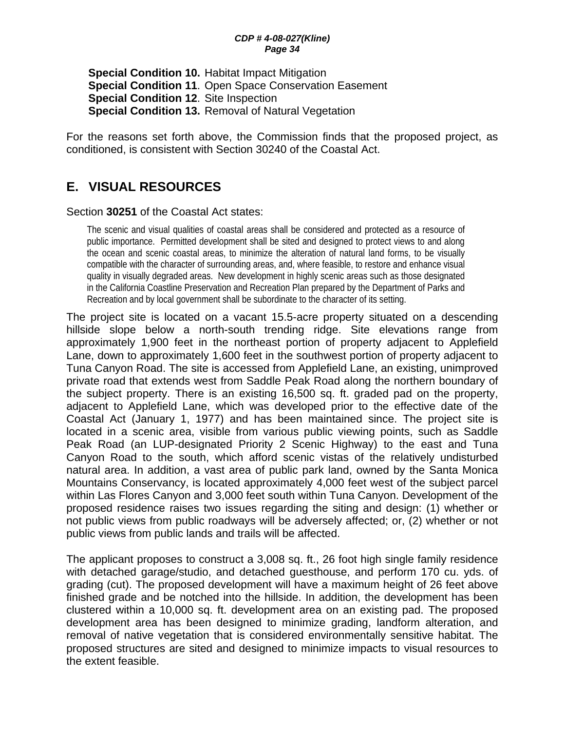**Special Condition 10.** Habitat Impact Mitigation
**Special Condition 11**. Open Space Conservation Easement
**Special Condition 12**. Site Inspection
**Special Condition 13.** Removal of Natural Vegetation

For the reasons set forth above, the Commission finds that the proposed project, as conditioned, is consistent with Section 30240 of the Coastal Act.

## E. VISUAL RESOURCES

Section **30251** of the Coastal Act states:

> The scenic and visual qualities of coastal areas shall be considered and protected as a resource of public importance. Permitted development shall be sited and designed to protect views to and along the ocean and scenic coastal areas, to minimize the alteration of natural land forms, to be visually compatible with the character of surrounding areas, and, where feasible, to restore and enhance visual quality in visually degraded areas. New development in highly scenic areas such as those designated in the California Coastline Preservation and Recreation Plan prepared by the Department of Parks and Recreation and by local government shall be subordinate to the character of its setting.

The project site is located on a vacant 15.5-acre property situated on a descending hillside slope below a north-south trending ridge. Site elevations range from approximately 1,900 feet in the northeast portion of property adjacent to Applefield Lane, down to approximately 1,600 feet in the southwest portion of property adjacent to Tuna Canyon Road. The site is accessed from Applefield Lane, an existing, unimproved private road that extends west from Saddle Peak Road along the northern boundary of the subject property. There is an existing 16,500 sq. ft. graded pad on the property, adjacent to Applefield Lane, which was developed prior to the effective date of the Coastal Act (January 1, 1977) and has been maintained since. The project site is located in a scenic area, visible from various public viewing points, such as Saddle Peak Road (an LUP-designated Priority 2 Scenic Highway) to the east and Tuna Canyon Road to the south, which afford scenic vistas of the relatively undisturbed natural area. In addition, a vast area of public park land, owned by the Santa Monica Mountains Conservancy, is located approximately 4,000 feet west of the subject parcel within Las Flores Canyon and 3,000 feet south within Tuna Canyon. Development of the proposed residence raises two issues regarding the siting and design: (1) whether or not public views from public roadways will be adversely affected; or, (2) whether or not public views from public lands and trails will be affected.

The applicant proposes to construct a 3,008 sq. ft., 26 foot high single family residence with detached garage/studio, and detached guesthouse, and perform 170 cu. yds. of grading (cut). The proposed development will have a maximum height of 26 feet above finished grade and be notched into the hillside. In addition, the development has been clustered within a 10,000 sq. ft. development area on an existing pad. The proposed development area has been designed to minimize grading, landform alteration, and removal of native vegetation that is considered environmentally sensitive habitat. The proposed structures are sited and designed to minimize impacts to visual resources to the extent feasible.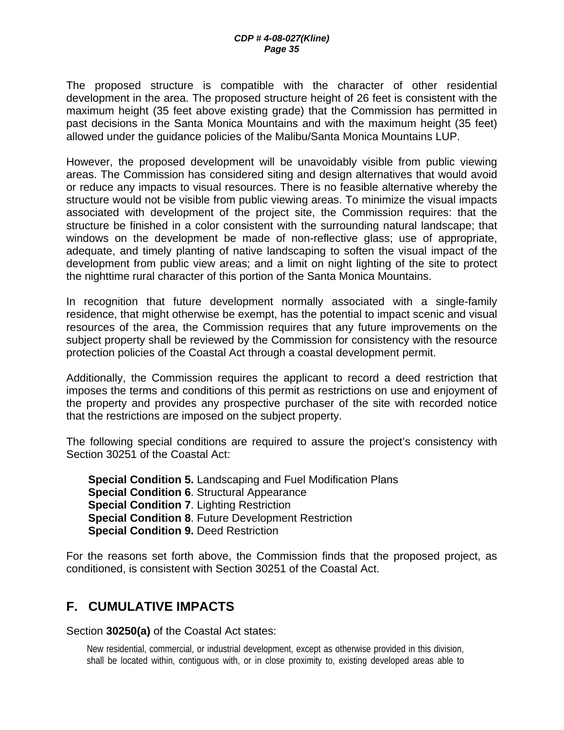The proposed structure is compatible with the character of other residential development in the area. The proposed structure height of 26 feet is consistent with the maximum height (35 feet above existing grade) that the Commission has permitted in past decisions in the Santa Monica Mountains and with the maximum height (35 feet) allowed under the guidance policies of the Malibu/Santa Monica Mountains LUP.

However, the proposed development will be unavoidably visible from public viewing areas. The Commission has considered siting and design alternatives that would avoid or reduce any impacts to visual resources. There is no feasible alternative whereby the structure would not be visible from public viewing areas. To minimize the visual impacts associated with development of the project site, the Commission requires: that the structure be finished in a color consistent with the surrounding natural landscape; that windows on the development be made of non-reflective glass; use of appropriate, adequate, and timely planting of native landscaping to soften the visual impact of the development from public view areas; and a limit on night lighting of the site to protect the nighttime rural character of this portion of the Santa Monica Mountains.

In recognition that future development normally associated with a single-family residence, that might otherwise be exempt, has the potential to impact scenic and visual resources of the area, the Commission requires that any future improvements on the subject property shall be reviewed by the Commission for consistency with the resource protection policies of the Coastal Act through a coastal development permit.

Additionally, the Commission requires the applicant to record a deed restriction that imposes the terms and conditions of this permit as restrictions on use and enjoyment of the property and provides any prospective purchaser of the site with recorded notice that the restrictions are imposed on the subject property.

The following special conditions are required to assure the project's consistency with Section 30251 of the Coastal Act:

**Special Condition 5.** Landscaping and Fuel Modification Plans
**Special Condition 6**. Structural Appearance
**Special Condition 7**. Lighting Restriction
**Special Condition 8**. Future Development Restriction
**Special Condition 9.** Deed Restriction

For the reasons set forth above, the Commission finds that the proposed project, as conditioned, is consistent with Section 30251 of the Coastal Act.

## F. CUMULATIVE IMPACTS

Section **30250(a)** of the Coastal Act states:

> New residential, commercial, or industrial development, except as otherwise provided in this division, shall be located within, contiguous with, or in close proximity to, existing developed areas able to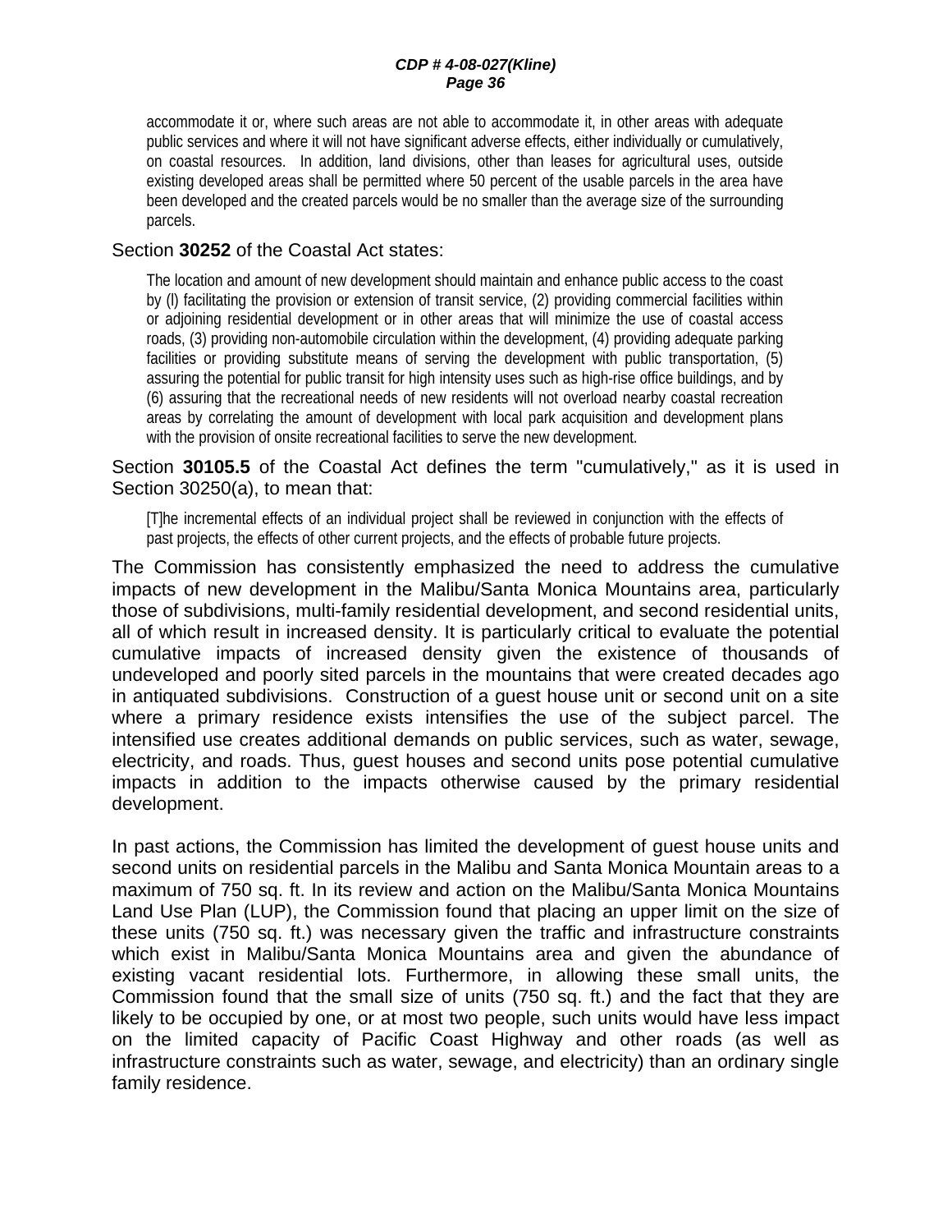> accommodate it or, where such areas are not able to accommodate it, in other areas with adequate public services and where it will not have significant adverse effects, either individually or cumulatively, on coastal resources. In addition, land divisions, other than leases for agricultural uses, outside existing developed areas shall be permitted where 50 percent of the usable parcels in the area have been developed and the created parcels would be no smaller than the average size of the surrounding parcels.

Section **30252** of the Coastal Act states:

> The location and amount of new development should maintain and enhance public access to the coast by (l) facilitating the provision or extension of transit service, (2) providing commercial facilities within or adjoining residential development or in other areas that will minimize the use of coastal access roads, (3) providing non-automobile circulation within the development, (4) providing adequate parking facilities or providing substitute means of serving the development with public transportation, (5) assuring the potential for public transit for high intensity uses such as high-rise office buildings, and by (6) assuring that the recreational needs of new residents will not overload nearby coastal recreation areas by correlating the amount of development with local park acquisition and development plans with the provision of onsite recreational facilities to serve the new development.

Section **30105.5** of the Coastal Act defines the term "cumulatively," as it is used in Section 30250(a), to mean that:

> [T]he incremental effects of an individual project shall be reviewed in conjunction with the effects of past projects, the effects of other current projects, and the effects of probable future projects.

The Commission has consistently emphasized the need to address the cumulative impacts of new development in the Malibu/Santa Monica Mountains area, particularly those of subdivisions, multi-family residential development, and second residential units, all of which result in increased density. It is particularly critical to evaluate the potential cumulative impacts of increased density given the existence of thousands of undeveloped and poorly sited parcels in the mountains that were created decades ago in antiquated subdivisions. Construction of a guest house unit or second unit on a site where a primary residence exists intensifies the use of the subject parcel. The intensified use creates additional demands on public services, such as water, sewage, electricity, and roads. Thus, guest houses and second units pose potential cumulative impacts in addition to the impacts otherwise caused by the primary residential development.

In past actions, the Commission has limited the development of guest house units and second units on residential parcels in the Malibu and Santa Monica Mountain areas to a maximum of 750 sq. ft. In its review and action on the Malibu/Santa Monica Mountains Land Use Plan (LUP), the Commission found that placing an upper limit on the size of these units (750 sq. ft.) was necessary given the traffic and infrastructure constraints which exist in Malibu/Santa Monica Mountains area and given the abundance of existing vacant residential lots. Furthermore, in allowing these small units, the Commission found that the small size of units (750 sq. ft.) and the fact that they are likely to be occupied by one, or at most two people, such units would have less impact on the limited capacity of Pacific Coast Highway and other roads (as well as infrastructure constraints such as water, sewage, and electricity) than an ordinary single family residence.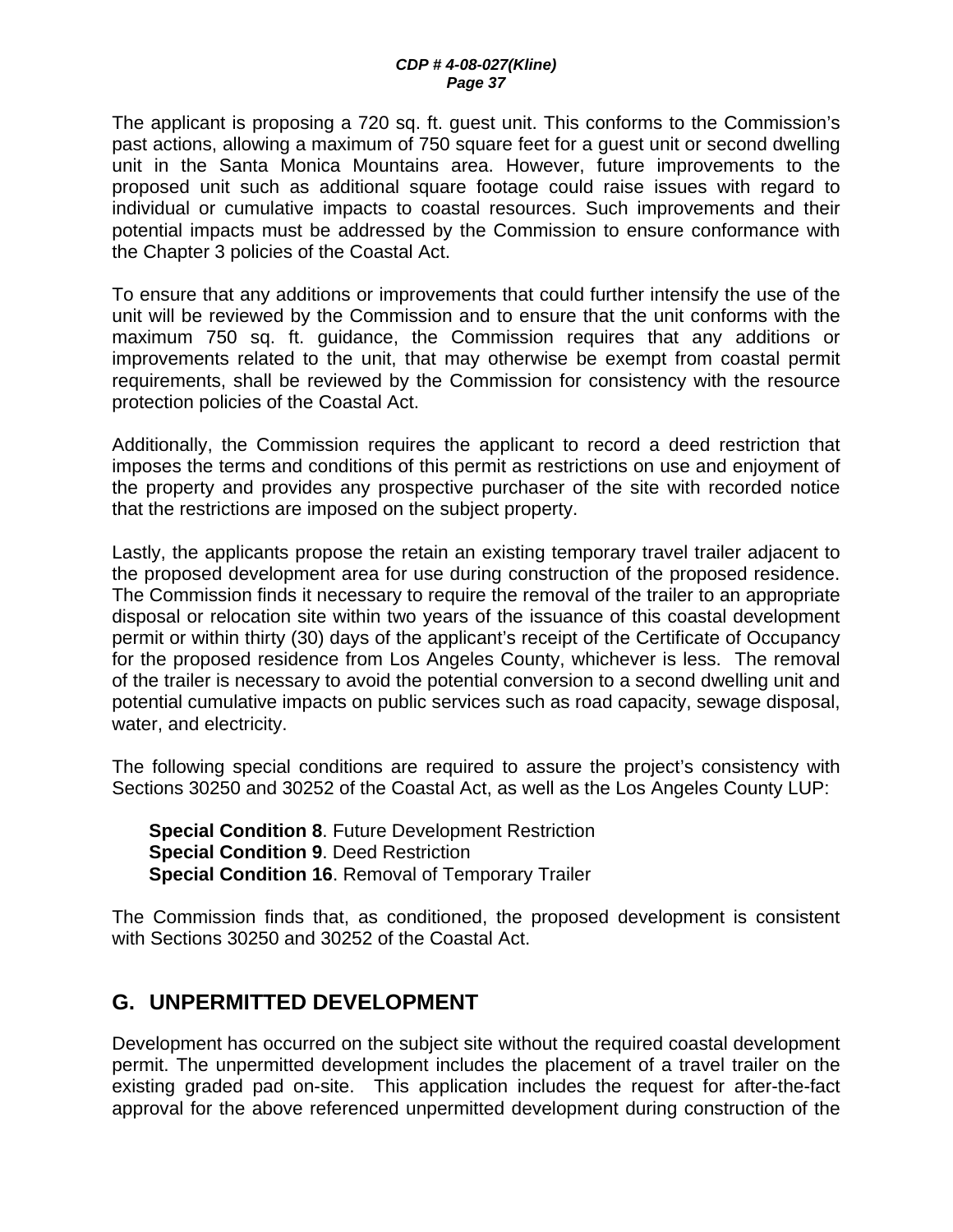The applicant is proposing a 720 sq. ft. guest unit. This conforms to the Commission's past actions, allowing a maximum of 750 square feet for a guest unit or second dwelling unit in the Santa Monica Mountains area. However, future improvements to the proposed unit such as additional square footage could raise issues with regard to individual or cumulative impacts to coastal resources. Such improvements and their potential impacts must be addressed by the Commission to ensure conformance with the Chapter 3 policies of the Coastal Act.

To ensure that any additions or improvements that could further intensify the use of the unit will be reviewed by the Commission and to ensure that the unit conforms with the maximum 750 sq. ft. guidance, the Commission requires that any additions or improvements related to the unit, that may otherwise be exempt from coastal permit requirements, shall be reviewed by the Commission for consistency with the resource protection policies of the Coastal Act.

Additionally, the Commission requires the applicant to record a deed restriction that imposes the terms and conditions of this permit as restrictions on use and enjoyment of the property and provides any prospective purchaser of the site with recorded notice that the restrictions are imposed on the subject property.

Lastly, the applicants propose the retain an existing temporary travel trailer adjacent to the proposed development area for use during construction of the proposed residence. The Commission finds it necessary to require the removal of the trailer to an appropriate disposal or relocation site within two years of the issuance of this coastal development permit or within thirty (30) days of the applicant's receipt of the Certificate of Occupancy for the proposed residence from Los Angeles County, whichever is less. The removal of the trailer is necessary to avoid the potential conversion to a second dwelling unit and potential cumulative impacts on public services such as road capacity, sewage disposal, water, and electricity.

The following special conditions are required to assure the project's consistency with Sections 30250 and 30252 of the Coastal Act, as well as the Los Angeles County LUP:

**Special Condition 8**. Future Development Restriction
**Special Condition 9**. Deed Restriction
**Special Condition 16**. Removal of Temporary Trailer

The Commission finds that, as conditioned, the proposed development is consistent with Sections 30250 and 30252 of the Coastal Act.

## G. UNPERMITTED DEVELOPMENT

Development has occurred on the subject site without the required coastal development permit. The unpermitted development includes the placement of a travel trailer on the existing graded pad on-site. This application includes the request for after-the-fact approval for the above referenced unpermitted development during construction of the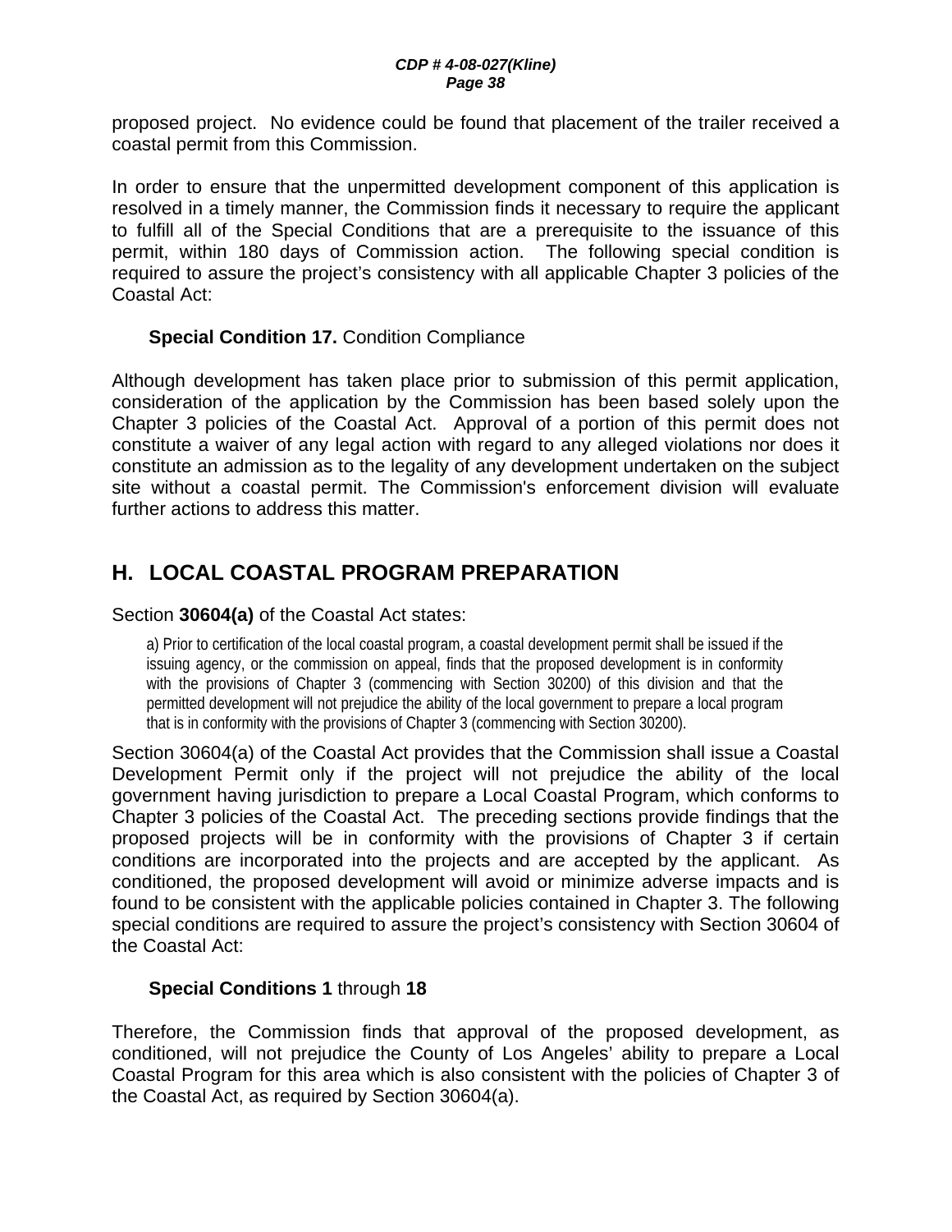proposed project. No evidence could be found that placement of the trailer received a coastal permit from this Commission.

In order to ensure that the unpermitted development component of this application is resolved in a timely manner, the Commission finds it necessary to require the applicant to fulfill all of the Special Conditions that are a prerequisite to the issuance of this permit, within 180 days of Commission action. The following special condition is required to assure the project's consistency with all applicable Chapter 3 policies of the Coastal Act:

**Special Condition 17.** Condition Compliance

Although development has taken place prior to submission of this permit application, consideration of the application by the Commission has been based solely upon the Chapter 3 policies of the Coastal Act. Approval of a portion of this permit does not constitute a waiver of any legal action with regard to any alleged violations nor does it constitute an admission as to the legality of any development undertaken on the subject site without a coastal permit. The Commission's enforcement division will evaluate further actions to address this matter.

## H. LOCAL COASTAL PROGRAM PREPARATION

Section **30604(a)** of the Coastal Act states:

> a) Prior to certification of the local coastal program, a coastal development permit shall be issued if the issuing agency, or the commission on appeal, finds that the proposed development is in conformity with the provisions of Chapter 3 (commencing with Section 30200) of this division and that the permitted development will not prejudice the ability of the local government to prepare a local program that is in conformity with the provisions of Chapter 3 (commencing with Section 30200).

Section 30604(a) of the Coastal Act provides that the Commission shall issue a Coastal Development Permit only if the project will not prejudice the ability of the local government having jurisdiction to prepare a Local Coastal Program, which conforms to Chapter 3 policies of the Coastal Act. The preceding sections provide findings that the proposed projects will be in conformity with the provisions of Chapter 3 if certain conditions are incorporated into the projects and are accepted by the applicant. As conditioned, the proposed development will avoid or minimize adverse impacts and is found to be consistent with the applicable policies contained in Chapter 3. The following special conditions are required to assure the project's consistency with Section 30604 of the Coastal Act:

**Special Conditions 1** through **18**

Therefore, the Commission finds that approval of the proposed development, as conditioned, will not prejudice the County of Los Angeles' ability to prepare a Local Coastal Program for this area which is also consistent with the policies of Chapter 3 of the Coastal Act, as required by Section 30604(a).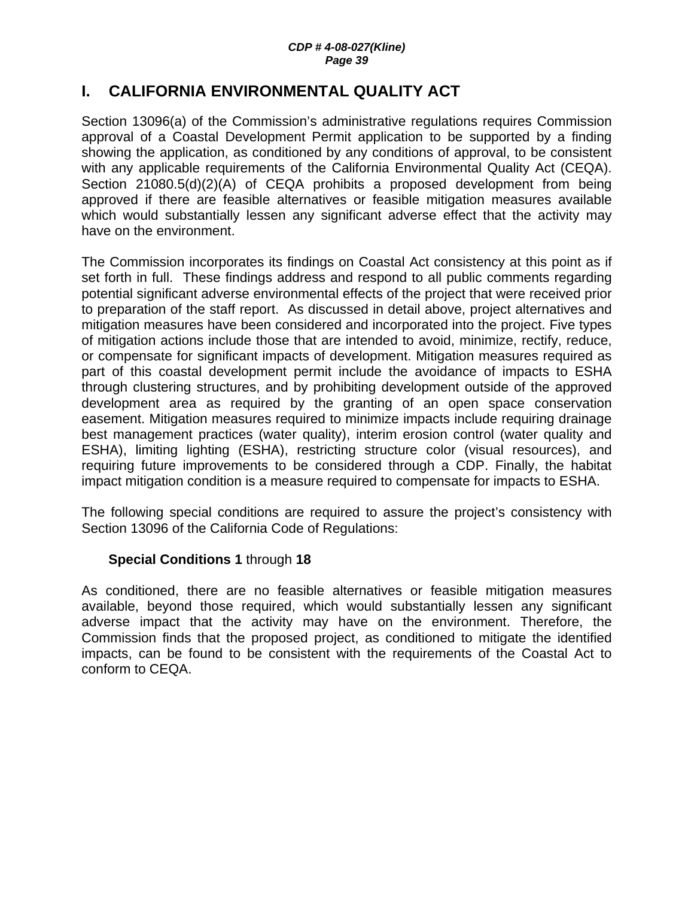## I. CALIFORNIA ENVIRONMENTAL QUALITY ACT

Section 13096(a) of the Commission's administrative regulations requires Commission approval of a Coastal Development Permit application to be supported by a finding showing the application, as conditioned by any conditions of approval, to be consistent with any applicable requirements of the California Environmental Quality Act (CEQA). Section 21080.5(d)(2)(A) of CEQA prohibits a proposed development from being approved if there are feasible alternatives or feasible mitigation measures available which would substantially lessen any significant adverse effect that the activity may have on the environment.

The Commission incorporates its findings on Coastal Act consistency at this point as if set forth in full. These findings address and respond to all public comments regarding potential significant adverse environmental effects of the project that were received prior to preparation of the staff report. As discussed in detail above, project alternatives and mitigation measures have been considered and incorporated into the project. Five types of mitigation actions include those that are intended to avoid, minimize, rectify, reduce, or compensate for significant impacts of development. Mitigation measures required as part of this coastal development permit include the avoidance of impacts to ESHA through clustering structures, and by prohibiting development outside of the approved development area as required by the granting of an open space conservation easement. Mitigation measures required to minimize impacts include requiring drainage best management practices (water quality), interim erosion control (water quality and ESHA), limiting lighting (ESHA), restricting structure color (visual resources), and requiring future improvements to be considered through a CDP. Finally, the habitat impact mitigation condition is a measure required to compensate for impacts to ESHA.

The following special conditions are required to assure the project's consistency with Section 13096 of the California Code of Regulations:

**Special Conditions 1** through **18**

As conditioned, there are no feasible alternatives or feasible mitigation measures available, beyond those required, which would substantially lessen any significant adverse impact that the activity may have on the environment. Therefore, the Commission finds that the proposed project, as conditioned to mitigate the identified impacts, can be found to be consistent with the requirements of the Coastal Act to conform to CEQA.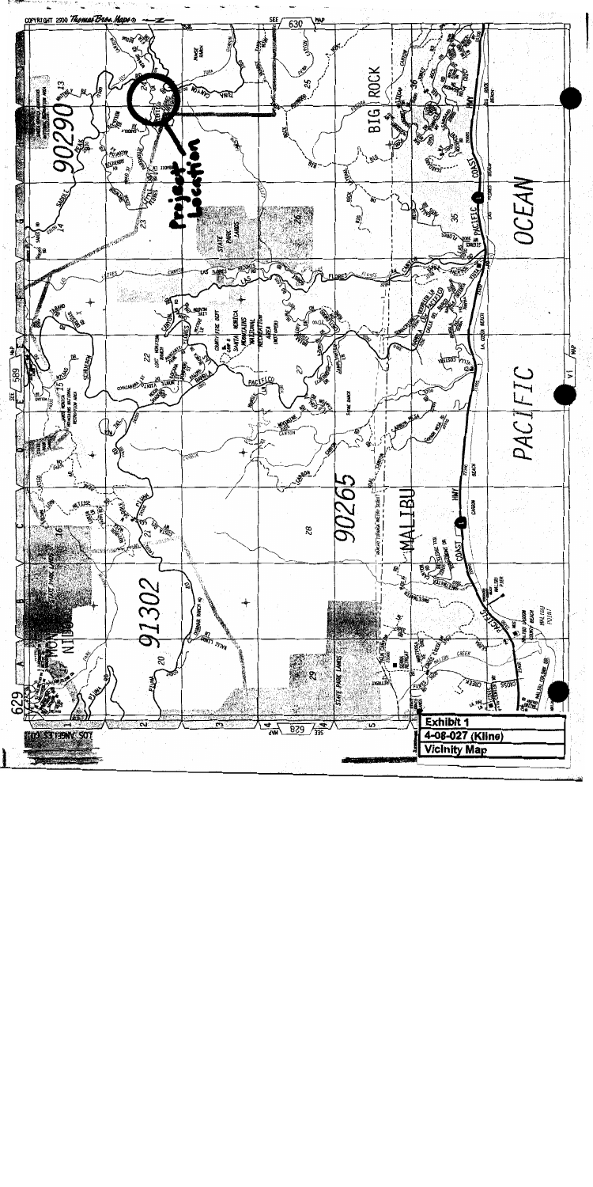**Exhibit 1**

**4-08-027 (Kline)**

**Vicinity Map**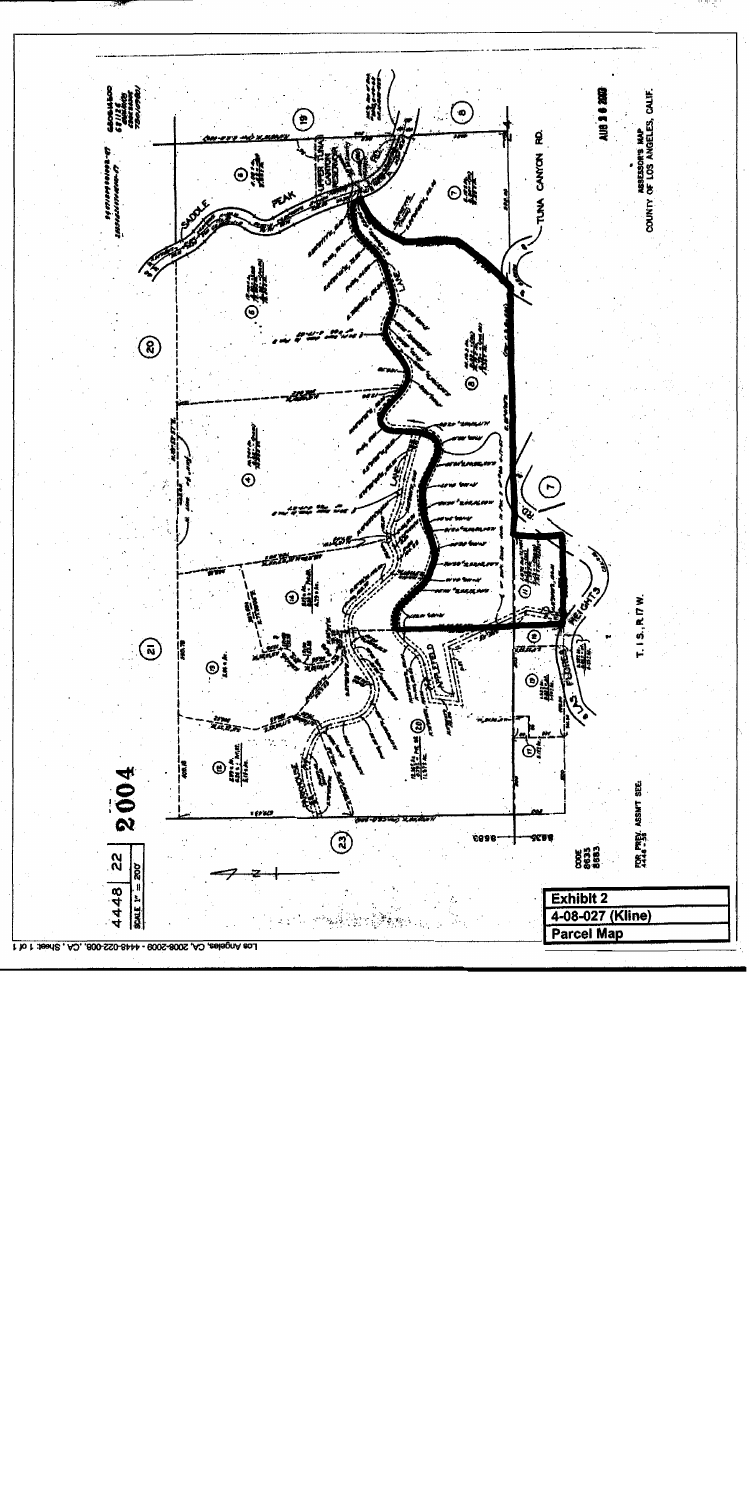4448 | 22

2004

SCALE 1" = 200'

TUNA CANYON RD.

SADDLE PEAK

UPPER TUNA CANYON

ASSESSOR'S MAP
COUNTY OF LOS ANGELES, CALIF.

T. 1 S., R.17 W.

FOR PREV. ASSMT SEE: 4448-35

CODE 8633 8583

**Exhibit 2**

**4-08-027 (Kline)**

**Parcel Map**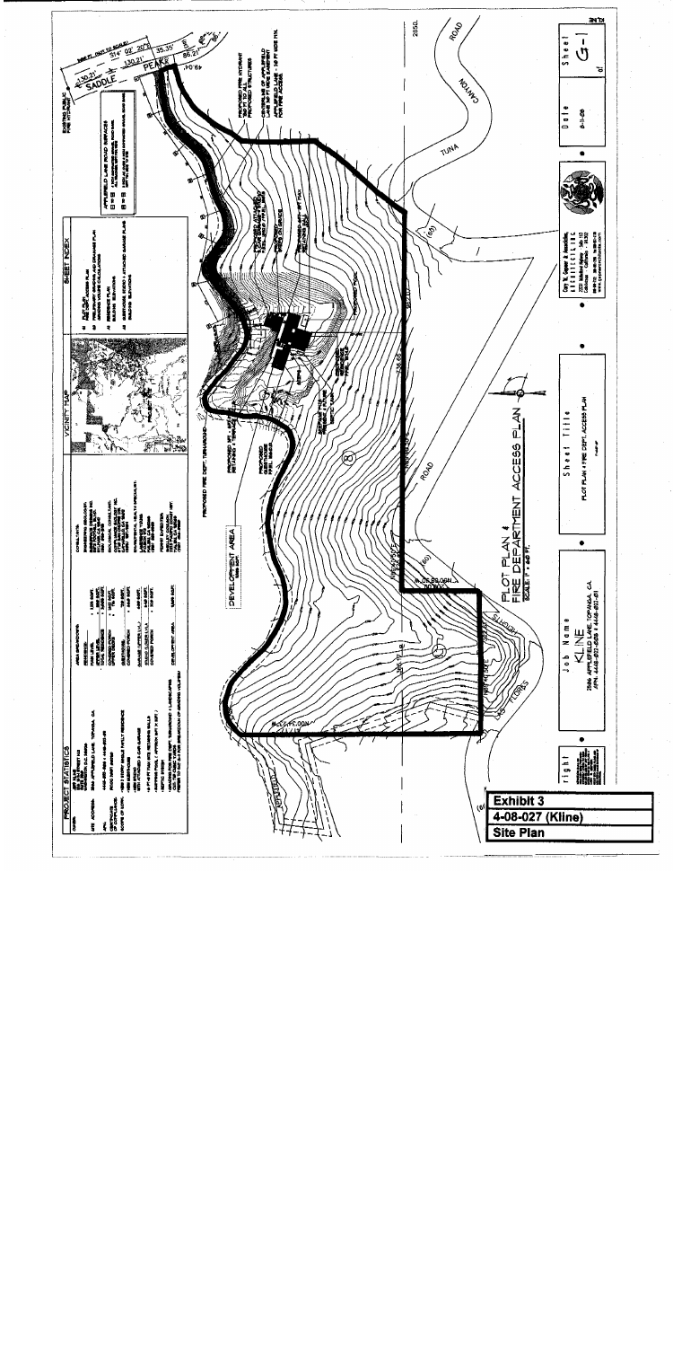**Exhibit 3**

**4-08-027 (Kline)**

**Site Plan**

PLOT PLAN & FIRE DEPARTMENT ACCESS PLAN

SCALE: 1" = 80 FT.

DEVELOPMENT AREA

PROPOSED FIRE DEPT. TURNAROUND

PROPOSED FIRE HYDRANT

APPLEFIELD LANE

TUNA CANYON ROAD

SADDLE PEAK

| Job Name | Sheet Title | Date | Sheet |
| --- | --- | --- | --- |
| KLINE 2584 APPLEFIELD LANE, TOPANGA, CA | PLOT PLAN & FIRE DEPT. ACCESS PLAN | 6-11-09 | G-1 |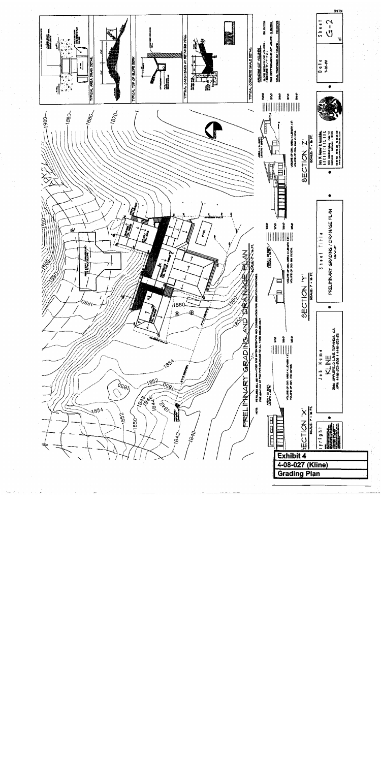# PRELIMINARY GRADING AND DRAINAGE PLAN

SCALE: 1" = 16 FT.

SECTION 'X'

SCALE: 1" = 16 FT.

SECTION 'Y'

SCALE: 1" = 16 FT.

SECTION 'Z'

SCALE: 1" = 16 FT.

TYPICAL AREA DRAIN DETAIL

TYPICAL TOE OF SLOPE BERM

TYPICAL CATCH BASIN AT RETAINING WALL

TYPICAL CONCRETE SWALE DETAIL

GRADING CUT VOLUMES

Job Name: KLINE

Sheet Title: PRELIMINARY GRADING / DRAINAGE PLAN

Date: 7-18-08

Sheet: G-2

**Exhibit 4**

**4-08-027 (Kline)**

**Grading Plan**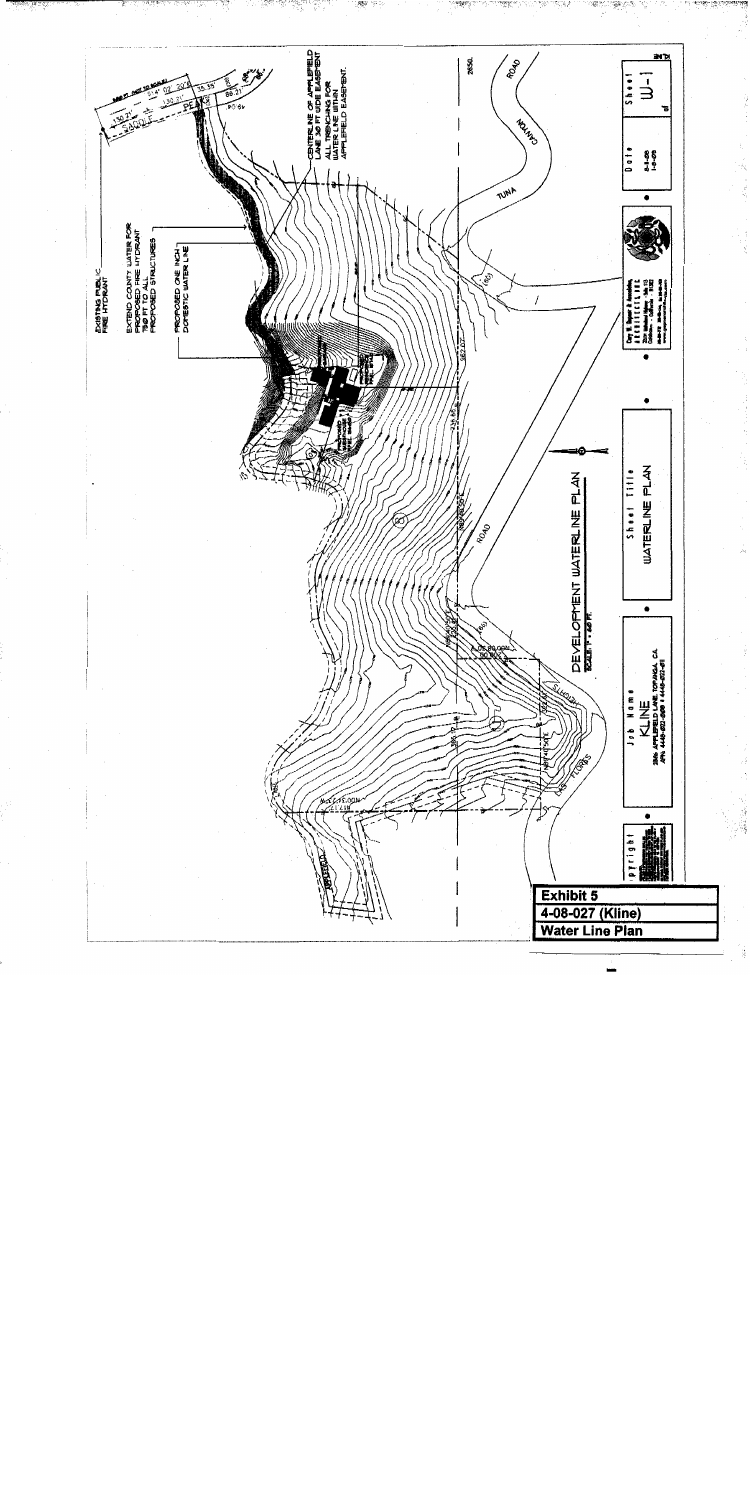EXISTING PUBLIC FIRE HYDRANT

EXTEND COUNTY WATER FOR PROPOSED FIRE HYDRANT 150 FT TO ALL PROPOSED STRUCTURES

PROPOSED ONE INCH DOMESTIC WATER LINE

CENTERLINE OF APPLEFIELD LANE 30 FT WIDE EASEMENT ALL TRENCHING FOR WATER LINE WITHIN APPLEFIELD EASEMENT.

TUNA CANYON ROAD

## DEVELOPMENT WATERLINE PLAN

SCALE: 1" = 20 FT.

| Job Name | Sheet Title | Date | Sheet |
|---|---|---|---|
| KLINE 20 APPLEFIELD LANE, TOPANGA, CA | WATERLINE PLAN | | W-1 |

**Exhibit 5**
**4-08-027 (Kline)**
**Water Line Plan**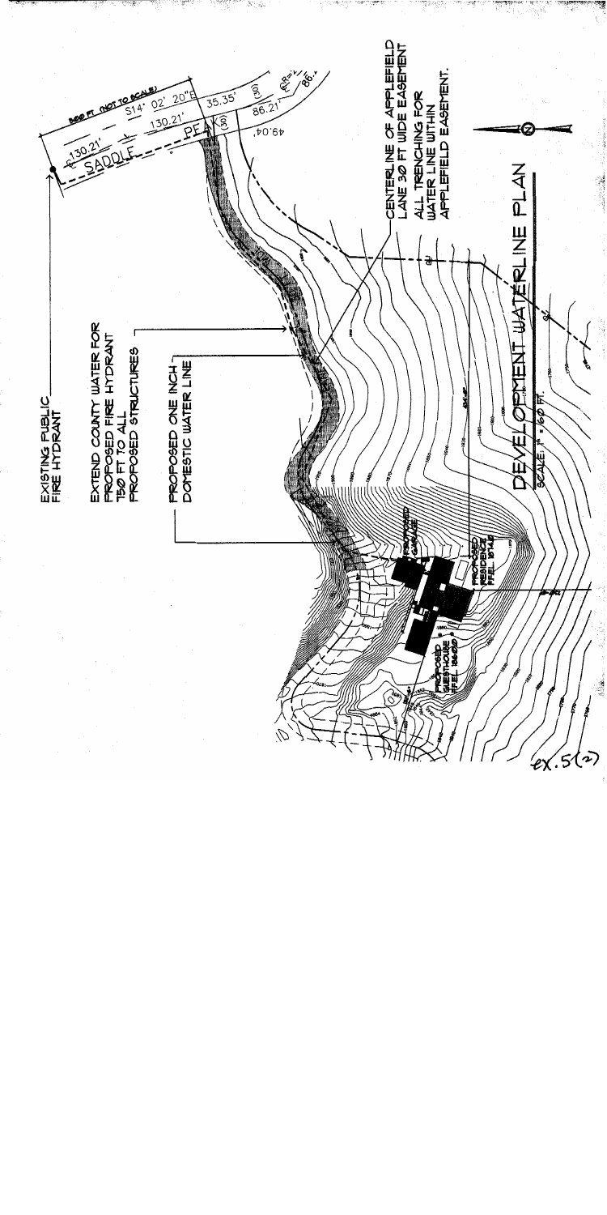EXISTING PUBLIC FIRE HYDRANT

EXTEND COUNTY WATER FOR PROPOSED FIRE HYDRANT 150 FT TO ALL PROPOSED STRUCTURES

PROPOSED ONE INCH DOMESTIC WATER LINE

CENTERLINE OF APPLEFIELD LANE 30 FT WIDE EASEMENT

ALL TRENCHING FOR WATER LINE WITHIN APPLEFIELD EASEMENT.

SADDLE PEAK

S14° 02' 20"E

130.21'

35.35'

86.21'

49.04'

(30)

PROPOSED GARAGE

PROPOSED RESIDENCE FF.EL 1814.0

PROPOSED GUESTHOUSE FF.EL 1860.0

# DEVELOPMENT WATERLINE PLAN

SCALE: 1" = 60 FT.

ex. 5(2)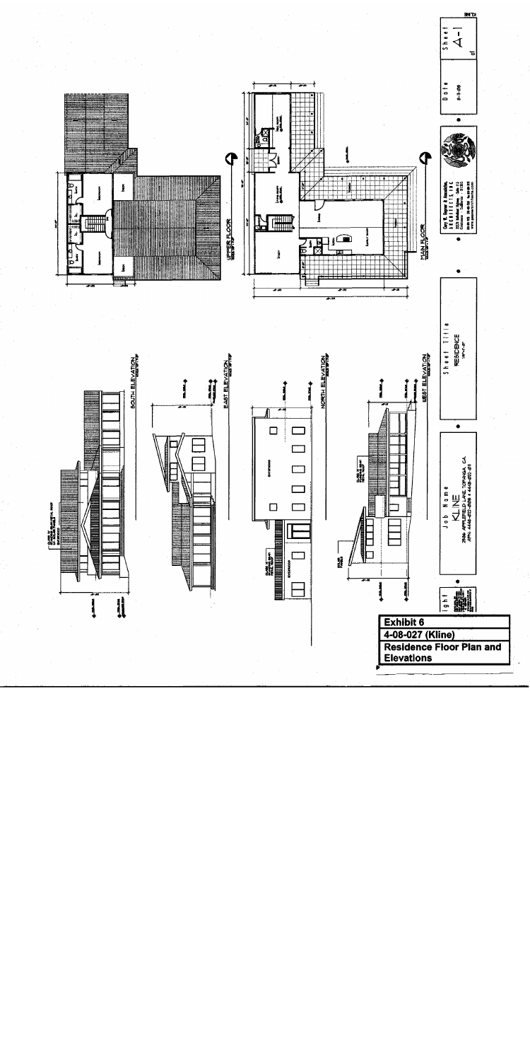**Exhibit 6**

**4-08-027 (Kline)**

**Residence Floor Plan and Elevations**

SOUTH ELEVATION

EAST ELEVATION

NORTH ELEVATION

WEST ELEVATION

UPPER FLOOR

MAIN FLOOR

Sheet Title
RESIDENCE

Job Name
KLINE
2586 APPLEFIELD LANE, TOPANGA, CA
APN: 4448-027-008 & 4448-031-011

Date
6-1-08

Sheet
A-1
of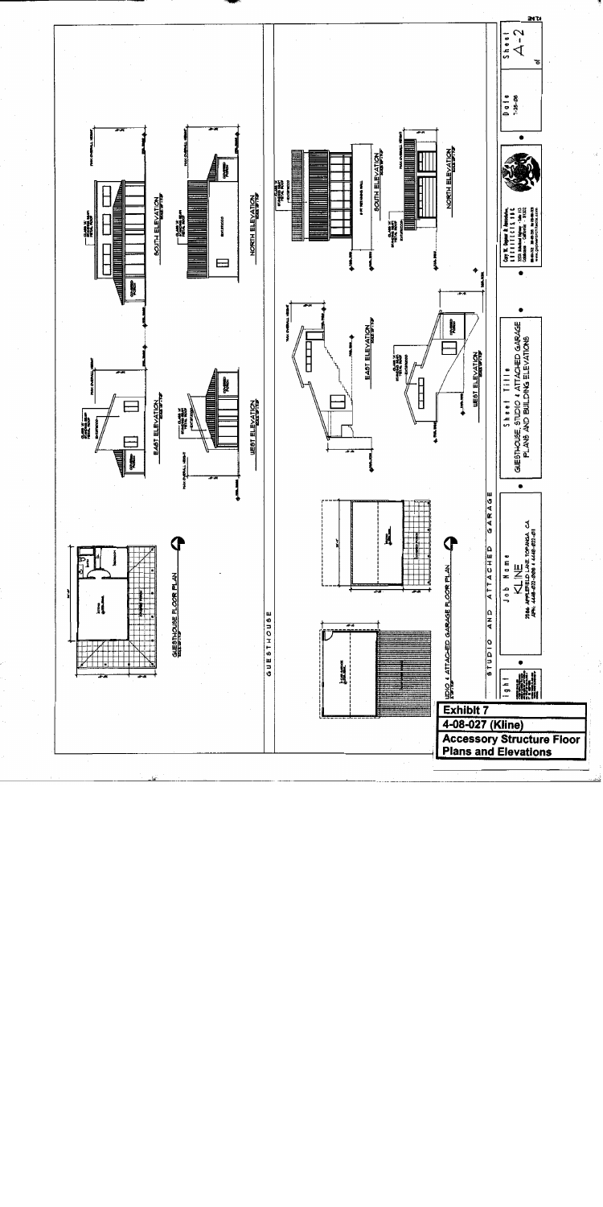GUESTHOUSE FLOOR PLAN

SOUTH ELEVATION

NORTH ELEVATION

EAST ELEVATION

WEST ELEVATION

GUESTHOUSE

STUDIO & ATTACHED GARAGE FLOOR PLAN

EAST ELEVATION

WEST ELEVATION

SOUTH ELEVATION

NORTH ELEVATION

STUDIO AND ATTACHED GARAGE

Job Name

KLINE

2566 APPLEFIELD LANE TOPANGA, CA

APN: 4448-022-008 & 4448-022-011

Sheet Title

GUESTHOUSE, STUDIO & ATTACHED GARAGE PLANS AND BUILDING ELEVATIONS

Cary W. Sopper & Associates, Architects, Inc.

Date

7-25-08

Sheet

A-2

of

**Exhibit 7**

**4-08-027 (Kline)**

**Accessory Structure Floor Plans and Elevations**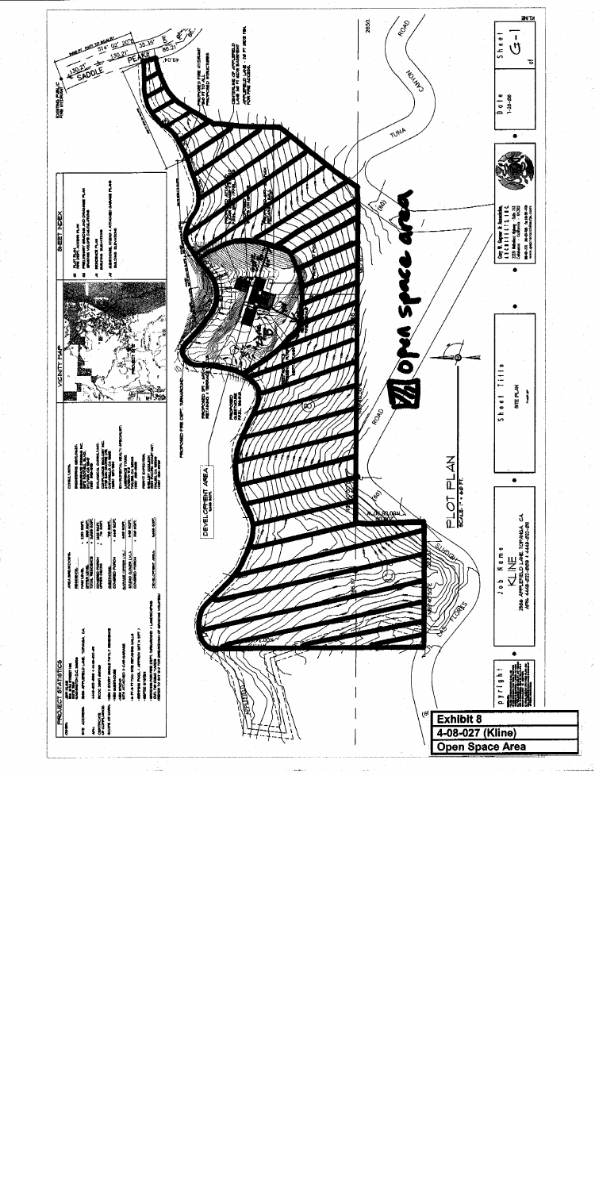**Exhibit 8**

**4-08-027 (Kline)**

**Open Space Area**

Open space area

PLOT PLAN

SCALE: 1" = 40 FT.

DEVELOPMENT AREA

PROJECT STATISTICS

VICINITY MAP

SHEET INDEX

Sheet Title

SITE PLAN

Job Name

KLINE

2584 APPLEFIELD LANE TOPANGA, CA

APN: 4448-021-009 & 4448-022-05

Date

1-28-08

Sheet

G-1

TUNA CANYON ROAD

SADDLE PEAK ROAD